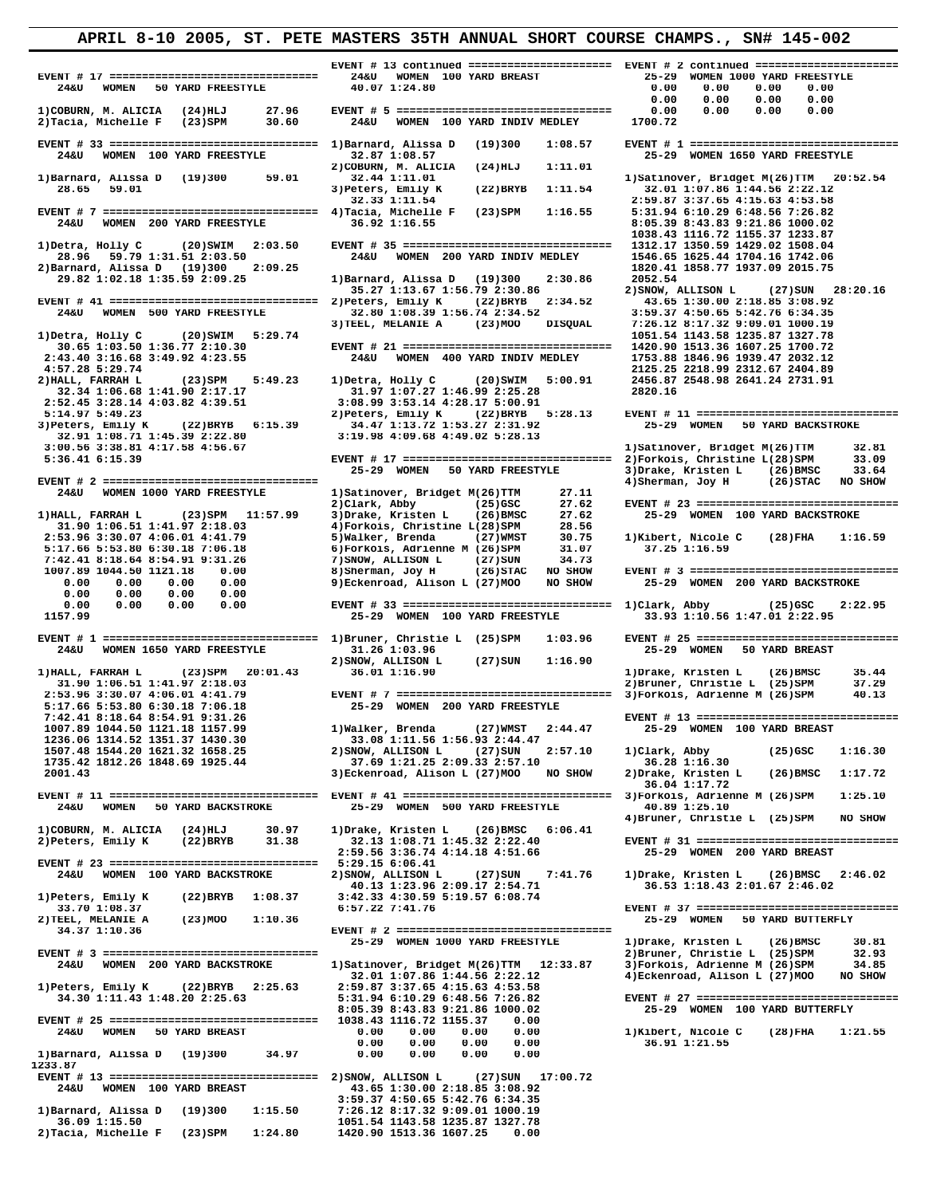# APRIL 8-10 2005, ST. PETE MASTERS 35TH ANNUAL SHORT COURSE CHAMPS., SN# 145-002

```
EVENT # 17 ================================
  24&U  WOMEN  50 YARD FREESTYLE

1)COBURN, M. ALICIA  (24)HLJ     27.96
2)Tacia, Michelle F  (23)SPM     30.60

EVENT # 33 ================================
  24&U  WOMEN  100 YARD FREESTYLE

1)Barnard, Alissa D  (19)300     59.01
   28.65  59.01

EVENT # 7 =================================
  24&U  WOMEN  200 YARD FREESTYLE

1)Detra, Holly C     (20)SWIM  2:03.50
   28.96  59.79 1:31.51 2:03.50
2)Barnard, Alissa D  (19)300   2:09.25
   29.82 1:02.18 1:35.59 2:09.25

EVENT # 41 ================================
  24&U  WOMEN  500 YARD FREESTYLE

1)Detra, Holly C     (20)SWIM  5:29.74
   30.65 1:03.50 1:36.77 2:10.30
 2:43.40 3:16.68 3:49.92 4:23.55
 4:57.28 5:29.74
2)HALL, FARRAH L     (23)SPM   5:49.23
   32.34 1:06.68 1:41.90 2:17.17
 2:52.45 3:28.14 4:03.82 4:39.51
 5:14.97 5:49.23
3)Peters, Emily K    (22)BRYB  6:15.39
   32.91 1:08.71 1:45.39 2:22.80
 3:00.56 3:38.81 4:17.58 4:56.67
 5:36.41 6:15.39

EVENT # 2 =================================
  24&U  WOMEN 1000 YARD FREESTYLE

1)HALL, FARRAH L     (23)SPM  11:57.99
   31.90 1:06.51 1:41.97 2:18.03
 2:53.96 3:30.07 4:06.01 4:41.79
 5:17.66 5:53.80 6:30.18 7:06.18
 7:42.41 8:18.64 8:54.91 9:31.26
 1007.89 1044.50 1121.18    0.00
    0.00    0.00    0.00    0.00
    0.00    0.00    0.00    0.00
    0.00    0.00    0.00    0.00
 1157.99

EVENT # 1 =================================
  24&U  WOMEN 1650 YARD FREESTYLE

1)HALL, FARRAH L     (23)SPM  20:01.43
   31.90 1:06.51 1:41.97 2:18.03
 2:53.96 3:30.07 4:06.01 4:41.79
 5:17.66 5:53.80 6:30.18 7:06.18
 7:42.41 8:18.64 8:54.91 9:31.26
 1007.89 1044.50 1121.18 1157.99
 1236.06 1314.52 1351.37 1430.30
 1507.48 1544.20 1621.32 1658.25
 1735.42 1812.26 1848.69 1925.44
 2001.43

EVENT # 11 ================================
  24&U  WOMEN  50 YARD BACKSTROKE

1)COBURN, M. ALICIA  (24)HLJ     30.97
2)Peters, Emily K    (22)BRYB    31.38

EVENT # 23 ================================
  24&U  WOMEN  100 YARD BACKSTROKE

1)Peters, Emily K    (22)BRYB  1:08.37
   33.70 1:08.37
2)TEEL, MELANIE A    (23)MOO   1:10.36
   34.37 1:10.36

EVENT # 3 =================================
  24&U  WOMEN  200 YARD BACKSTROKE

1)Peters, Emily K    (22)BRYB  2:25.63
   34.30 1:11.43 1:48.20 2:25.63

EVENT # 25 ================================
  24&U  WOMEN  50 YARD BREAST

1)Barnard, Alissa D  (19)300     34.97
1233.87
EVENT # 13 ================================
  24&U  WOMEN  100 YARD BREAST

1)Barnard, Alissa D  (19)300   1:15.50
   36.09 1:15.50
2)Tacia, Michelle F  (23)SPM   1:24.80

EVENT # 13 continued =====================
  24&U  WOMEN  100 YARD BREAST
   40.07 1:24.80

EVENT # 5 =================================
  24&U  WOMEN  100 YARD INDIV MEDLEY

1)Barnard, Alissa D  (19)300   1:08.57
   32.87 1:08.57
2)COBURN, M. ALICIA  (24)HLJ   1:11.01
   32.44 1:11.01
3)Peters, Emily K    (22)BRYB  1:11.54
   32.33 1:11.54
4)Tacia, Michelle F  (23)SPM   1:16.55
   36.92 1:16.55

EVENT # 35 ================================
  24&U  WOMEN  200 YARD INDIV MEDLEY

1)Barnard, Alissa D  (19)300   2:30.86
   35.27 1:13.67 1:56.79 2:30.86
2)Peters, Emily K    (22)BRYB  2:34.52
   32.80 1:08.39 1:56.74 2:34.52
3)TEEL, MELANIE A    (23)MOO    DISQUAL

EVENT # 21 ================================
  24&U  WOMEN  400 YARD INDIV MEDLEY

1)Detra, Holly C     (20)SWIM  5:00.91
   31.97 1:07.27 1:46.99 2:25.28
 3:08.99 3:53.14 4:28.17 5:00.91
2)Peters, Emily K    (22)BRYB  5:28.13
   34.47 1:13.72 1:53.27 2:31.92
 3:19.98 4:09.68 4:49.02 5:28.13

EVENT # 17 ================================
  25-29  WOMEN  50 YARD FREESTYLE

1)Satinover, Bridget M(26)TTM    27.11
2)Clark, Abby        (25)GSC     27.62
3)Drake, Kristen L   (26)BMSC    27.62
4)Forkois, Christine L(28)SPM    28.56
5)Walker, Brenda     (27)WMST    30.75
6)Forkois, Adrienne M (26)SPM    31.07
7)SNOW, ALLISON L    (27)SUN     34.73
8)Sherman, Joy H     (26)STAC  NO SHOW
9)Eckenroad, Alison L (27)MOO  NO SHOW

EVENT # 33 ================================
  25-29  WOMEN  100 YARD FREESTYLE

1)Bruner, Christie L (25)SPM   1:03.96
   31.26 1:03.96
2)SNOW, ALLISON L    (27)SUN   1:16.90
   36.01 1:16.90

EVENT # 7 =================================
  25-29  WOMEN  200 YARD FREESTYLE

1)Walker, Brenda     (27)WMST  2:44.47
   33.08 1:11.56 1:56.93 2:44.47
2)SNOW, ALLISON L    (27)SUN   2:57.10
   37.69 1:21.25 2:09.33 2:57.10
3)Eckenroad, Alison L (27)MOO  NO SHOW

EVENT # 41 ================================
  25-29  WOMEN  500 YARD FREESTYLE

1)Drake, Kristen L   (26)BMSC  6:06.41
   32.13 1:08.71 1:45.32 2:22.40
 2:59.56 3:36.74 4:14.18 4:51.66
 5:29.15 6:06.41
2)SNOW, ALLISON L    (27)SUN   7:41.76
   40.13 1:23.96 2:09.17 2:54.71
 3:42.33 4:30.59 5:19.57 6:08.74
 6:57.22 7:41.76

EVENT # 2 =================================
  25-29  WOMEN 1000 YARD FREESTYLE

1)Satinover, Bridget M(26)TTM  12:33.87
   32.01 1:07.86 1:44.56 2:22.12
 2:59.87 3:37.65 4:15.63 4:53.58
 5:31.94 6:10.29 6:48.56 7:26.82
 8:05.39 8:43.83 9:21.86 1000.02
 1038.43 1116.72 1155.37    0.00
    0.00    0.00    0.00    0.00
    0.00    0.00    0.00    0.00
    0.00    0.00    0.00    0.00
2)SNOW, ALLISON L    (27)SUN  17:00.72
   43.65 1:30.00 2:18.85 3:08.92
 3:59.37 4:50.65 5:42.76 6:34.35
 7:26.12 8:17.32 9:09.01 1000.19
 1051.54 1143.58 1235.87 1327.78
 1420.90 1513.36 1607.25    0.00

EVENT # 2 continued ======================
  25-29  WOMEN 1000 YARD FREESTYLE
    0.00    0.00    0.00    0.00
    0.00    0.00    0.00    0.00
    0.00    0.00    0.00    0.00
 1700.72

EVENT # 1 =================================
  25-29  WOMEN 1650 YARD FREESTYLE

1)Satinover, Bridget M(26)TTM  20:52.54
   32.01 1:07.86 1:44.56 2:22.12
 2:59.87 3:37.65 4:15.63 4:53.58
 5:31.94 6:10.29 6:48.56 7:26.82
 8:05.39 8:43.83 9:21.86 1000.02
 1038.43 1116.72 1155.37 1233.87
 1312.17 1350.59 1429.02 1508.04
 1546.65 1625.44 1704.16 1742.06
 1820.41 1858.77 1937.09 2015.75
 2052.54
2)SNOW, ALLISON L    (27)SUN  28:20.16
   43.65 1:30.00 2:18.85 3:08.92
 3:59.37 4:50.65 5:42.76 6:34.35
 7:26.12 8:17.32 9:09.01 1000.19
 1051.54 1143.58 1235.87 1327.78
 1420.90 1513.36 1607.25 1700.72
 1753.88 1846.96 1939.47 2032.12
 2125.25 2218.99 2312.67 2404.89
 2456.87 2548.98 2641.24 2731.91
 2820.16

EVENT # 11 ================================
  25-29  WOMEN  50 YARD BACKSTROKE

1)Satinover, Bridget M(26)TTM    32.81
2)Forkois, Christine L(28)SPM    33.09
3)Drake, Kristen L   (26)BMSC    33.64
4)Sherman, Joy H     (26)STAC  NO SHOW

EVENT # 23 ================================
  25-29  WOMEN  100 YARD BACKSTROKE

1)Kibert, Nicole C   (28)FHA   1:16.59
   37.25 1:16.59

EVENT # 3 =================================
  25-29  WOMEN  200 YARD BACKSTROKE

1)Clark, Abby        (25)GSC   2:22.95
   33.93 1:10.56 1:47.01 2:22.95

EVENT # 25 ================================
  25-29  WOMEN  50 YARD BREAST

1)Drake, Kristen L   (26)BMSC    35.44
2)Bruner, Christie L (25)SPM     37.29
3)Forkois, Adrienne M (26)SPM    40.13

EVENT # 13 ================================
  25-29  WOMEN  100 YARD BREAST

1)Clark, Abby        (25)GSC   1:16.30
   36.28 1:16.30
2)Drake, Kristen L   (26)BMSC  1:17.72
   36.04 1:17.72
3)Forkois, Adrienne M (26)SPM  1:25.10
   40.89 1:25.10
4)Bruner, Christie L (25)SPM   NO SHOW

EVENT # 31 ================================
  25-29  WOMEN  200 YARD BREAST

1)Drake, Kristen L   (26)BMSC  2:46.02
   36.53 1:18.43 2:01.67 2:46.02

EVENT # 37 ================================
  25-29  WOMEN  50 YARD BUTTERFLY

1)Drake, Kristen L   (26)BMSC    30.81
2)Bruner, Christie L (25)SPM     32.93
3)Forkois, Adrienne M (26)SPM    34.85
4)Eckenroad, Alison L (27)MOO  NO SHOW

EVENT # 27 ================================
  25-29  WOMEN  100 YARD BUTTERFLY

1)Kibert, Nicole C   (28)FHA   1:21.55
   36.91 1:21.55
```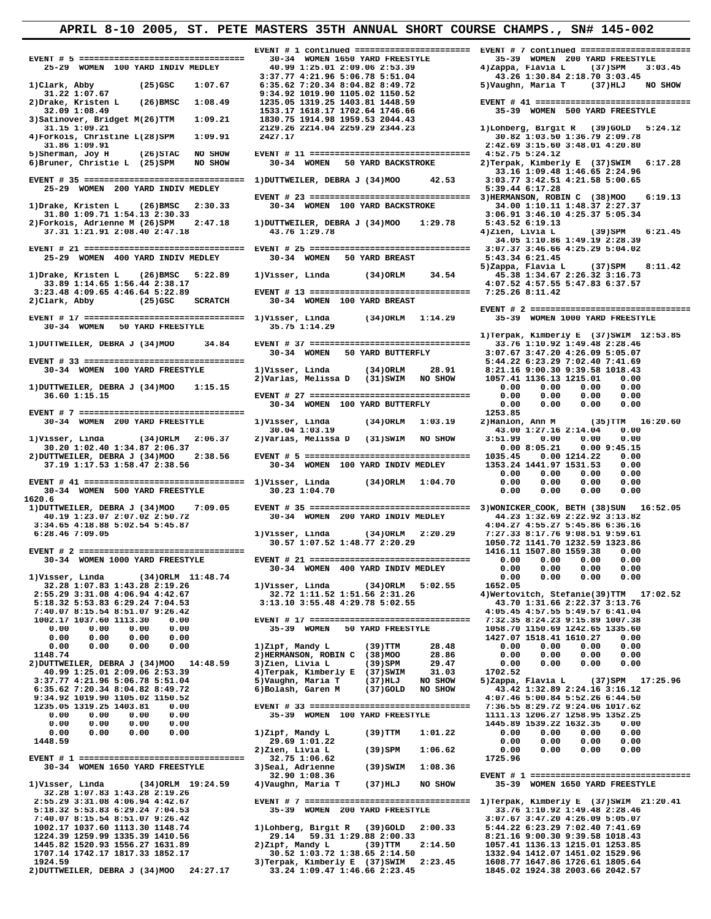# APRIL 8-10 2005, ST. PETE MASTERS 35TH ANNUAL SHORT COURSE CHAMPS., SN# 145-002

```
EVENT # 5 ===================================
  25-29  WOMEN  100 YARD INDIV MEDLEY

1)Clark, Abby          (25)GSC    1:07.67
   31.22 1:07.67
2)Drake, Kristen L    (26)BMSC   1:08.49
   32.09 1:08.49
3)Satinover, Bridget M(26)TTM    1:09.21
   31.15 1:09.21
4)Forkois, Christine L(28)SPM    1:09.91
   31.86 1:09.91
5)Sherman, Joy H       (26)STAC   NO SHOW
6)Bruner, Christie L  (25)SPM    NO SHOW

EVENT # 35 ==================================
  25-29  WOMEN  200 YARD INDIV MEDLEY

1)Drake, Kristen L    (26)BMSC   2:30.33
   31.80 1:09.71 1:54.13 2:30.33
2)Forkois, Adrienne M (26)SPM    2:47.18
   37.31 1:21.91 2:08.40 2:47.18

EVENT # 21 ==================================
  25-29  WOMEN  400 YARD INDIV MEDLEY

1)Drake, Kristen L    (26)BMSC   5:22.89
   33.89 1:14.65 1:56.44 2:38.17
 3:23.48 4:09.65 4:46.64 5:22.89
2)Clark, Abby          (25)GSC    SCRATCH

EVENT # 17 ==================================
  30-34  WOMEN   50 YARD FREESTYLE

1)DUTTWEILER, DEBRA J (34)MOO      34.84

EVENT # 33 ==================================
  30-34  WOMEN  100 YARD FREESTYLE

1)DUTTWEILER, DEBRA J (34)MOO    1:15.15
   36.60 1:15.15

EVENT # 7 ===================================
  30-34  WOMEN  200 YARD FREESTYLE

1)Visser, Linda        (34)ORLM   2:06.37
   30.20 1:02.40 1:34.87 2:06.37
2)DUTTWEILER, DEBRA J (34)MOO    2:38.56
   37.19 1:17.53 1:58.47 2:38.56

EVENT # 41 ==================================
  30-34  WOMEN  500 YARD FREESTYLE
1620.6
1)DUTTWEILER, DEBRA J (34)MOO    7:09.05
   40.19 1:23.07 2:07.02 2:50.72
 3:34.65 4:18.88 5:02.54 5:45.87
 6:28.46 7:09.05

EVENT # 2 ===================================
  30-34  WOMEN 1000 YARD FREESTYLE

1)Visser, Linda        (34)ORLM  11:48.74
   32.28 1:07.83 1:43.28 2:19.26
 2:55.29 3:31.08 4:06.94 4:42.67
 5:18.32 5:53.83 6:29.24 7:04.53
 7:40.07 8:15.54 8:51.07 9:26.42
 1002.17 1037.60 1113.30    0.00
    0.00    0.00    0.00    0.00
    0.00    0.00    0.00    0.00
    0.00    0.00    0.00    0.00
 1148.74
2)DUTTWEILER, DEBRA J (34)MOO   14:48.59
   40.99 1:25.01 2:09.06 2:53.39
 3:37.77 4:21.96 5:06.78 5:51.04
 6:35.62 7:20.34 8:04.82 8:49.72
 9:34.92 1019.90 1105.02 1150.52
 1235.05 1319.25 1403.81    0.00
    0.00    0.00    0.00    0.00
    0.00    0.00    0.00    0.00
    0.00    0.00    0.00    0.00
 1448.59

EVENT # 1 ===================================
  30-34  WOMEN 1650 YARD FREESTYLE

1)Visser, Linda        (34)ORLM  19:24.59
   32.28 1:07.83 1:43.28 2:19.26
 2:55.29 3:31.08 4:06.94 4:42.67
 5:18.32 5:53.83 6:29.24 7:04.53
 7:40.07 8:15.54 8:51.07 9:26.42
 1002.17 1037.60 1113.30 1148.74
 1224.39 1259.99 1335.39 1410.56
 1445.82 1520.93 1556.27 1631.89
 1707.14 1742.17 1817.33 1852.17
 1924.59
2)DUTTWEILER, DEBRA J (34)MOO   24:27.17

EVENT # 1 continued =========================
  30-34  WOMEN 1650 YARD FREESTYLE
   40.99 1:25.01 2:09.06 2:53.39
 3:37.77 4:21.96 5:06.78 5:51.04
 6:35.62 7:20.34 8:04.82 8:49.72
 9:34.92 1019.90 1105.02 1150.52
 1235.05 1319.25 1403.81 1448.59
 1533.17 1618.17 1702.64 1746.66
 1830.75 1914.98 1959.53 2044.43
 2129.26 2214.04 2259.29 2344.23
 2427.17

EVENT # 11 ==================================
  30-34  WOMEN   50 YARD BACKSTROKE

1)DUTTWEILER, DEBRA J (34)MOO      42.53

EVENT # 23 ==================================
  30-34  WOMEN  100 YARD BACKSTROKE

1)DUTTWEILER, DEBRA J (34)MOO    1:29.78
   43.76 1:29.78

EVENT # 25 ==================================
  30-34  WOMEN   50 YARD BREAST

1)Visser, Linda        (34)ORLM     34.54

EVENT # 13 ==================================
  30-34  WOMEN  100 YARD BREAST

1)Visser, Linda        (34)ORLM   1:14.29
   35.75 1:14.29

EVENT # 37 ==================================
  30-34  WOMEN   50 YARD BUTTERFLY

1)Visser, Linda        (34)ORLM     28.91
2)Varlas, Melissa D   (31)SWIM   NO SHOW

EVENT # 27 ==================================
  30-34  WOMEN  100 YARD BUTTERFLY

1)Visser, Linda        (34)ORLM   1:03.19
   30.04 1:03.19
2)Varlas, Melissa D   (31)SWIM   NO SHOW

EVENT # 5 ===================================
  30-34  WOMEN  100 YARD INDIV MEDLEY

1)Visser, Linda        (34)ORLM   1:04.70
   30.23 1:04.70

EVENT # 35 ==================================
  30-34  WOMEN  200 YARD INDIV MEDLEY

1)Visser, Linda        (34)ORLM   2:20.29
   30.57 1:07.52 1:48.77 2:20.29

EVENT # 21 ==================================
  30-34  WOMEN  400 YARD INDIV MEDLEY

1)Visser, Linda        (34)ORLM   5:02.55
   32.72 1:11.52 1:51.56 2:31.26
 3:13.10 3:55.48 4:29.78 5:02.55

EVENT # 17 ==================================
  35-39  WOMEN   50 YARD FREESTYLE

1)Zipf, Mandy L        (39)TTM      28.48
2)HERMANSON, ROBIN C  (38)MOO      28.86
3)Zien, Livia L        (39)SPM      29.47
4)Terpak, Kimberly E  (37)SWIM     31.03
5)Vaughn, Maria T      (37)HLJ    NO SHOW
6)Bolash, Garen M      (37)GOLD   NO SHOW

EVENT # 33 ==================================
  35-39  WOMEN  100 YARD FREESTYLE

1)Zipf, Mandy L        (39)TTM    1:01.22
   29.69 1:01.22
2)Zien, Livia L        (39)SPM    1:06.62
   32.75 1:06.62
3)Seal, Adrienne       (39)SWIM   1:08.36
   32.90 1:08.36
4)Vaughn, Maria T      (37)HLJ    NO SHOW

EVENT # 7 ===================================
  35-39  WOMEN  200 YARD FREESTYLE

1)Lohberg, Birgit R   (39)GOLD   2:00.33
   29.14   59.31 1:29.88 2:00.33
2)Zipf, Mandy L        (39)TTM    2:14.50
   30.52 1:03.72 1:38.65 2:14.50
3)Terpak, Kimberly E  (37)SWIM   2:23.45
   33.24 1:09.47 1:46.66 2:23.45

EVENT # 7 continued =========================
  35-39  WOMEN  200 YARD FREESTYLE
4)Zappa, Flavia L      (37)SPM    3:03.45
   43.26 1:30.84 2:18.70 3:03.45
5)Vaughn, Maria T      (37)HLJ    NO SHOW

EVENT # 41 ==================================
  35-39  WOMEN  500 YARD FREESTYLE

1)Lohberg, Birgit R   (39)GOLD   5:24.12
   30.82 1:03.50 1:36.79 2:09.78
 2:42.69 3:15.60 3:48.01 4:20.80
 4:52.75 5:24.12
2)Terpak, Kimberly E  (37)SWIM   6:17.28
   33.16 1:09.48 1:46.65 2:24.96
 3:03.77 3:42.51 4:21.58 5:00.65
 5:39.44 6:17.28
3)HERMANSON, ROBIN C  (38)MOO    6:19.13
   34.00 1:10.11 1:48.37 2:27.37
 3:06.91 3:46.10 4:25.37 5:05.34
 5:43.52 6:19.13
4)Zien, Livia L        (39)SPM    6:21.45
   34.05 1:10.86 1:49.19 2:28.39
 3:07.37 3:46.66 4:25.29 5:04.02
 5:43.34 6:21.45
5)Zappa, Flavia L      (37)SPM    8:11.42
   45.38 1:34.67 2:26.32 3:16.73
 4:07.52 4:57.55 5:47.83 6:37.57
 7:25.26 8:11.42

EVENT # 2 ===================================
  35-39  WOMEN 1000 YARD FREESTYLE

1)Terpak, Kimberly E  (37)SWIM  12:53.85
   33.76 1:10.92 1:49.48 2:28.46
 3:07.67 3:47.20 4:26.09 5:05.07
 5:44.22 6:23.29 7:02.40 7:41.69
 8:21.16 9:00.30 9:39.58 1018.43
 1057.41 1136.13 1215.01    0.00
    0.00    0.00    0.00    0.00
    0.00    0.00    0.00    0.00
 1253.85
2)Hanlon, Ann M        (35)TTM   16:20.60
   43.00 1:27.16 2:14.04    0.00
 3:51.99    0.00    0.00    0.00
    0.00 8:05.21    0.00 9:45.15
 1035.45    0.00 1214.22    0.00
 1353.24 1441.97 1531.53    0.00
    0.00    0.00    0.00    0.00
    0.00    0.00    0.00    0.00
3)WONICKER_COOK, BETH (38)SUN   16:52.05
   44.23 1:32.69 2:22.92 3:13.82
 4:04.27 4:55.27 5:45.86 6:36.16
 7:27.33 8:17.76 9:08.51 9:59.61
 1050.72 1141.70 1232.59 1323.86
 1416.11 1507.80 1559.38    0.00
    0.00    0.00    0.00    0.00
    0.00    0.00    0.00    0.00
 1652.05
4)Wertovitch, Stefanie(39)TTM   17:02.52
   43.70 1:31.66 2:22.37 3:13.76
 4:05.45 4:57.55 5:49.57 6:41.04
 7:32.35 8:24.23 9:15.89 1007.38
 1058.70 1150.69 1242.65 1335.60
 1427.07 1518.41 1610.27    0.00
    0.00    0.00    0.00    0.00
    0.00    0.00    0.00    0.00
 1702.52
5)Zappa, Flavia L      (37)SPM   17:25.96
   43.42 1:32.89 2:24.16 3:16.12
 4:07.46 5:00.84 5:52.26 6:44.50
 7:36.55 8:29.72 9:24.06 1017.62
 1111.13 1206.27 1258.95 1352.25
 1445.89 1539.22 1632.35    0.00
    0.00    0.00    0.00    0.00
    0.00    0.00    0.00    0.00
 1725.96

EVENT # 1 ===================================
  35-39  WOMEN 1650 YARD FREESTYLE

1)Terpak, Kimberly E  (37)SWIM  21:20.41
   33.76 1:10.92 1:49.48 2:28.46
 3:07.67 3:47.20 4:26.09 5:05.07
 5:44.22 6:23.29 7:02.40 7:41.69
 8:21.16 9:00.30 9:39.58 1018.43
 1057.41 1136.13 1215.01 1253.85
 1332.94 1412.07 1451.02 1529.96
 1608.77 1647.86 1726.61 1805.64
 1845.02 1924.38 2003.66 2042.57
```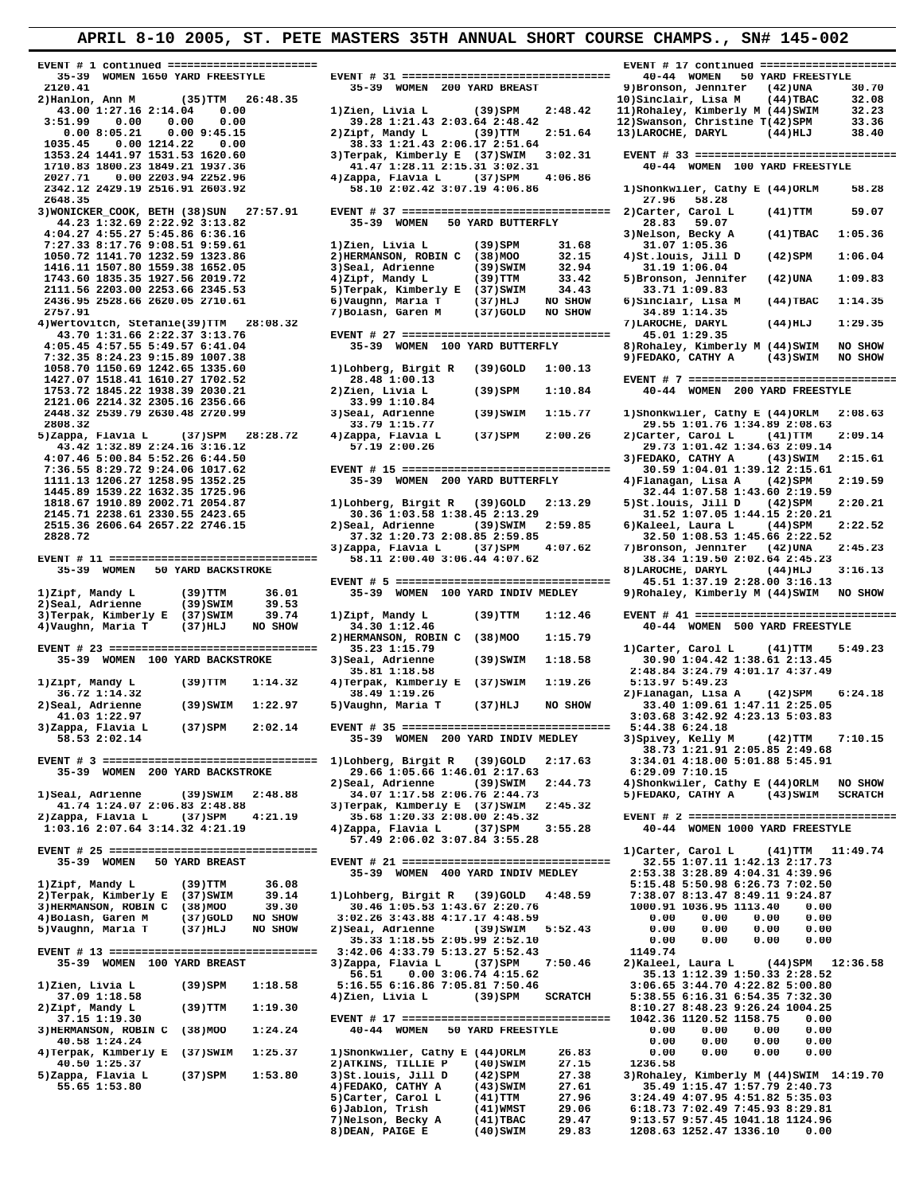## APRIL 8-10 2005, ST. PETE MASTERS 35TH ANNUAL SHORT COURSE CHAMPS., SN# 145-002

```
EVENT # 1 continued =======================
 35-39  WOMEN 1650 YARD FREESTYLE
2120.41
2)Hanlon, Ann M         (35)TTM  26:48.35
  43.00 1:27.16 2:14.04   0.00
3:51.99   0.00   0.00   0.00
  0.00 8:05.21   0.00 9:45.15
1035.45   0.00 1214.22   0.00
1353.24 1441.97 1531.53 1620.60
1710.83 1800.23 1849.21 1937.36
2027.71   0.00 2203.94 2252.96
2342.12 2429.19 2516.91 2603.92
2648.35
3)WONICKER_COOK, BETH (38)SUN  27:57.91
  44.23 1:32.69 2:22.92 3:13.82
4:04.27 4:55.27 5:45.86 6:36.16
7:27.33 8:17.76 9:08.51 9:59.61
1050.72 1141.70 1232.59 1323.86
1416.11 1507.80 1559.38 1652.05
1743.60 1835.35 1927.56 2019.72
2111.56 2203.00 2253.66 2345.53
2436.95 2528.66 2620.05 2710.61
2757.91
4)Wertovitch, Stefanie(39)TTM  28:08.32
  43.70 1:31.66 2:22.37 3:13.76
4:05.45 4:57.55 5:49.57 6:41.04
7:32.35 8:24.23 9:15.89 1007.38
1058.70 1150.69 1242.65 1335.60
1427.07 1518.41 1610.27 1702.52
1753.72 1845.22 1938.39 2030.21
2121.06 2214.32 2305.16 2356.66
2448.32 2539.79 2630.48 2720.99
2808.32
5)Zappa, Flavia L      (37)SPM  28:28.72
  43.42 1:32.89 2:24.16 3:16.12
4:07.46 5:00.84 5:52.26 6:44.50
7:36.55 8:29.72 9:24.06 1017.62
1111.13 1206.27 1258.95 1352.25
1445.89 1539.22 1632.35 1725.96
1818.67 1910.89 2002.71 2054.87
2145.71 2238.61 2330.55 2423.65
2515.36 2606.64 2657.22 2746.15
2828.72

EVENT # 11 ================================
 35-39  WOMEN   50 YARD BACKSTROKE

1)Zipf, Mandy L        (39)TTM     36.01
2)Seal, Adrienne       (39)SWIM    39.53
3)Terpak, Kimberly E  (37)SWIM     39.74
4)Vaughn, Maria T     (37)HLJ    NO SHOW

EVENT # 23 ================================
 35-39  WOMEN  100 YARD BACKSTROKE

1)Zipf, Mandy L        (39)TTM   1:14.32
  36.72 1:14.32
2)Seal, Adrienne       (39)SWIM  1:22.97
  41.03 1:22.97
3)Zappa, Flavia L      (37)SPM   2:02.14
  58.53 2:02.14

EVENT # 3 ================================
 35-39  WOMEN  200 YARD BACKSTROKE

1)Seal, Adrienne       (39)SWIM  2:48.88
  41.74 1:24.07 2:06.83 2:48.88
2)Zappa, Flavia L      (37)SPM   4:21.19
1:03.16 2:07.64 3:14.32 4:21.19

EVENT # 25 ================================
 35-39  WOMEN   50 YARD BREAST

1)Zipf, Mandy L        (39)TTM     36.08
2)Terpak, Kimberly E  (37)SWIM     39.14
3)HERMANSON, ROBIN C  (38)MOO      39.30
4)Bolash, Garen M     (37)GOLD   NO SHOW
5)Vaughn, Maria T     (37)HLJ    NO SHOW

EVENT # 13 ================================
 35-39  WOMEN  100 YARD BREAST

1)Zien, Livia L        (39)SPM   1:18.58
  37.09 1:18.58
2)Zipf, Mandy L        (39)TTM   1:19.30
  37.15 1:19.30
3)HERMANSON, ROBIN C  (38)MOO    1:24.24
  40.58 1:24.24
4)Terpak, Kimberly E  (37)SWIM   1:25.37
  40.50 1:25.37
5)Zappa, Flavia L      (37)SPM   1:53.80
  55.65 1:53.80

EVENT # 31 ================================
 35-39  WOMEN  200 YARD BREAST

1)Zien, Livia L        (39)SPM   2:48.42
  39.28 1:21.43 2:03.64 2:48.42
2)Zipf, Mandy L        (39)TTM   2:51.64
  38.33 1:21.43 2:06.17 2:51.64
3)Terpak, Kimberly E  (37)SWIM   3:02.31
  41.47 1:28.11 2:15.31 3:02.31
4)Zappa, Flavia L      (37)SPM   4:06.86
  58.10 2:02.42 3:07.19 4:06.86

EVENT # 37 ================================
 35-39  WOMEN   50 YARD BUTTERFLY

1)Zien, Livia L        (39)SPM     31.68
2)HERMANSON, ROBIN C  (38)MOO      32.15
3)Seal, Adrienne       (39)SWIM    32.94
4)Zipf, Mandy L        (39)TTM     33.42
5)Terpak, Kimberly E  (37)SWIM     34.43
6)Vaughn, Maria T     (37)HLJ    NO SHOW
7)Bolash, Garen M     (37)GOLD   NO SHOW

EVENT # 27 ================================
 35-39  WOMEN  100 YARD BUTTERFLY

1)Lohberg, Birgit R   (39)GOLD   1:00.13
  28.48 1:00.13
2)Zien, Livia L        (39)SPM   1:10.84
  33.99 1:10.84
3)Seal, Adrienne       (39)SWIM  1:15.77
  33.79 1:15.77
4)Zappa, Flavia L      (37)SPM   2:00.26
  57.19 2:00.26

EVENT # 15 ================================
 35-39  WOMEN  200 YARD BUTTERFLY

1)Lohberg, Birgit R   (39)GOLD   2:13.29
  30.36 1:03.58 1:38.45 2:13.29
2)Seal, Adrienne       (39)SWIM  2:59.85
  37.32 1:20.73 2:08.85 2:59.85
3)Zappa, Flavia L      (37)SPM   4:07.62
  58.11 2:00.40 3:06.44 4:07.62

EVENT # 5 ================================
 35-39  WOMEN  100 YARD INDIV MEDLEY

1)Zipf, Mandy L        (39)TTM   1:12.46
  34.30 1:12.46
2)HERMANSON, ROBIN C  (38)MOO    1:15.79
  35.23 1:15.79
3)Seal, Adrienne       (39)SWIM  1:18.58
  35.81 1:18.58
4)Terpak, Kimberly E  (37)SWIM   1:19.26
  38.49 1:19.26
5)Vaughn, Maria T     (37)HLJ    NO SHOW

EVENT # 35 ================================
 35-39  WOMEN  200 YARD INDIV MEDLEY

1)Lohberg, Birgit R   (39)GOLD   2:17.63
  29.66 1:05.66 1:46.01 2:17.63
2)Seal, Adrienne       (39)SWIM  2:44.73
  34.07 1:17.58 2:06.76 2:44.73
3)Terpak, Kimberly E  (37)SWIM   2:45.32
  35.68 1:20.33 2:08.00 2:45.32
4)Zappa, Flavia L      (37)SPM   3:55.28
  57.49 2:06.02 3:07.84 3:55.28

EVENT # 21 ================================
 35-39  WOMEN  400 YARD INDIV MEDLEY

1)Lohberg, Birgit R   (39)GOLD   4:48.59
  30.46 1:05.53 1:43.67 2:20.76
3:02.26 3:43.88 4:17.17 4:48.59
2)Seal, Adrienne       (39)SWIM  5:52.43
  35.33 1:18.55 2:05.99 2:52.10
3:42.06 4:33.79 5:13.27 5:52.43
3)Zappa, Flavia L      (37)SPM   7:50.46
  56.51   0.00 3:06.74 4:15.62
5:16.55 6:16.86 7:05.81 7:50.46
4)Zien, Livia L        (39)SPM   SCRATCH

EVENT # 17 ================================
 40-44  WOMEN   50 YARD FREESTYLE

1)Shonkwiler, Cathy E (44)ORLM     26.83
2)ATKINS, TILLIE P    (40)SWIM     27.15
3)St.louis, Jill D    (42)SPM      27.38
4)FEDAKO, CATHY A     (43)SWIM     27.61
5)Carter, Carol L     (41)TTM      27.96
6)Jablon, Trish       (41)WMST     29.06
7)Nelson, Becky A     (41)TBAC     29.47
8)DEAN, PAIGE E       (40)SWIM     29.83

EVENT # 17 continued =====================
 40-44  WOMEN   50 YARD FREESTYLE
9)Bronson, Jennifer   (42)UNA      30.70
10)Sinclair, Lisa M   (44)TBAC     32.08
11)Rohaley, Kimberly M (44)SWIM    32.23
12)Swanson, Christine T(42)SPM     33.36
13)LAROCHE, DARYL     (44)HLJ      38.40

EVENT # 33 ================================
 40-44  WOMEN  100 YARD FREESTYLE

1)Shonkwiler, Cathy E (44)ORLM     58.28
  27.96   58.28
2)Carter, Carol L     (41)TTM      59.07
  28.83   59.07
3)Nelson, Becky A     (41)TBAC   1:05.36
  31.07 1:05.36
4)St.louis, Jill D    (42)SPM    1:06.04
  31.19 1:06.04
5)Bronson, Jennifer   (42)UNA    1:09.83
  33.71 1:09.83
6)Sinclair, Lisa M    (44)TBAC   1:14.35
  34.89 1:14.35
7)LAROCHE, DARYL      (44)HLJ    1:29.35
  45.01 1:29.35
8)Rohaley, Kimberly M (44)SWIM   NO SHOW
9)FEDAKO, CATHY A     (43)SWIM   NO SHOW

EVENT # 7 ================================
 40-44  WOMEN  200 YARD FREESTYLE

1)Shonkwiler, Cathy E (44)ORLM   2:08.63
  29.55 1:01.76 1:34.89 2:08.63
2)Carter, Carol L     (41)TTM    2:09.14
  29.73 1:01.42 1:34.63 2:09.14
3)FEDAKO, CATHY A     (43)SWIM   2:15.61
  30.59 1:04.01 1:39.12 2:15.61
4)Flanagan, Lisa A    (42)SPM    2:19.59
  32.44 1:07.58 1:43.60 2:19.59
5)St.louis, Jill D    (42)SPM    2:20.21
  31.52 1:07.05 1:44.15 2:20.21
6)Kaleel, Laura L     (44)SPM    2:22.52
  32.50 1:08.53 1:45.66 2:22.52
7)Bronson, Jennifer   (42)UNA    2:45.23
  38.34 1:19.50 2:02.64 2:45.23
8)LAROCHE, DARYL      (44)HLJ    3:16.13
  45.51 1:37.19 2:28.00 3:16.13
9)Rohaley, Kimberly M (44)SWIM   NO SHOW

EVENT # 41 ================================
 40-44  WOMEN  500 YARD FREESTYLE

1)Carter, Carol L     (41)TTM    5:49.23
  30.90 1:04.42 1:38.61 2:13.45
2:48.84 3:24.79 4:01.17 4:37.49
5:13.97 5:49.23
2)Flanagan, Lisa A    (42)SPM    6:24.18
  33.40 1:09.61 1:47.11 2:25.05
3:03.68 3:42.92 4:23.13 5:03.83
5:44.38 6:24.18
3)Spivey, Kelly M     (42)TTM    7:10.15
  38.73 1:21.91 2:05.85 2:49.68
3:34.01 4:18.00 5:01.88 5:45.91
6:29.09 7:10.15
4)Shonkwiler, Cathy E (44)ORLM   NO SHOW
5)FEDAKO, CATHY A     (43)SWIM   SCRATCH

EVENT # 2 ================================
 40-44  WOMEN 1000 YARD FREESTYLE

1)Carter, Carol L     (41)TTM   11:49.74
  32.55 1:07.11 1:42.13 2:17.73
2:53.38 3:28.89 4:04.31 4:39.96
5:15.48 5:50.98 6:26.73 7:02.50
7:38.07 8:13.47 8:49.11 9:24.87
1000.91 1036.95 1113.40   0.00
  0.00    0.00    0.00    0.00
  0.00    0.00    0.00    0.00
  0.00    0.00    0.00    0.00
1149.74
2)Kaleel, Laura L     (44)SPM   12:36.58
  35.13 1:12.39 1:50.33 2:28.52
3:06.65 3:44.70 4:22.82 5:00.80
5:38.55 6:16.31 6:54.35 7:32.30
8:10.27 8:48.23 9:26.24 1004.25
1042.36 1120.52 1158.75   0.00
  0.00    0.00    0.00    0.00
  0.00    0.00    0.00    0.00
  0.00    0.00    0.00    0.00
1236.58
3)Rohaley, Kimberly M (44)SWIM  14:19.70
  35.49 1:15.47 1:57.79 2:40.73
3:24.49 4:07.95 4:51.82 5:35.03
6:18.73 7:02.49 7:45.93 8:29.81
9:13.57 9:57.45 1041.18 1124.96
1208.63 1252.47 1336.10   0.00
```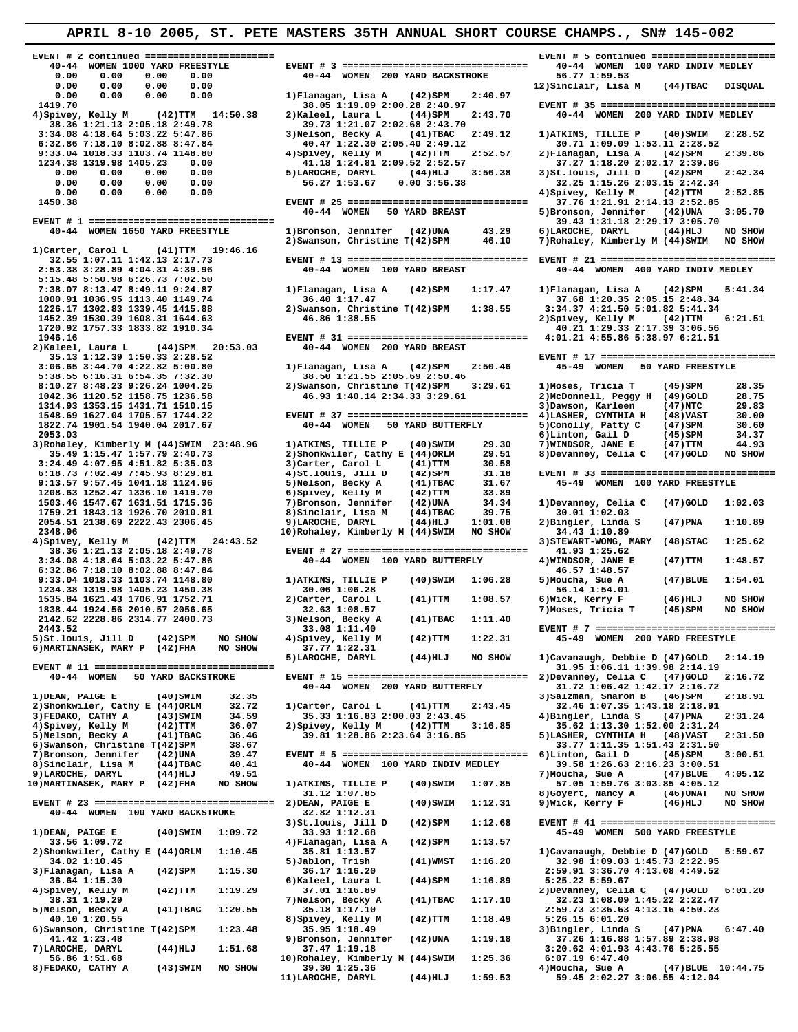# APRIL 8-10 2005, ST. PETE MASTERS 35TH ANNUAL SHORT COURSE CHAMPS., SN# 145-002

```
EVENT # 2 continued =======================
  40-44  WOMEN 1000 YARD FREESTYLE
   0.00    0.00    0.00    0.00
   0.00    0.00    0.00    0.00
   0.00    0.00    0.00    0.00
 1419.70
4)Spivey, Kelly M      (42)TTM   14:50.38
   38.36 1:21.13 2:05.18 2:49.78
 3:34.08 4:18.64 5:03.22 5:47.86
 6:32.86 7:18.10 8:02.88 8:47.84
 9:33.04 1018.33 1103.74 1148.80
 1234.38 1319.98 1405.23    0.00
   0.00    0.00    0.00    0.00
   0.00    0.00    0.00    0.00
   0.00    0.00    0.00    0.00
 1450.38

EVENT # 1 =================================
  40-44  WOMEN 1650 YARD FREESTYLE

1)Carter, Carol L      (41)TTM   19:46.16
   32.55 1:07.11 1:42.13 2:17.73
 2:53.38 3:28.89 4:04.31 4:39.96
 5:15.48 5:50.98 6:26.73 7:02.50
 7:38.07 8:13.47 8:49.11 9:24.87
 1000.91 1036.95 1113.40 1149.74
 1226.17 1302.83 1339.45 1415.88
 1452.39 1530.39 1608.31 1644.63
 1720.92 1757.33 1833.82 1910.34
 1946.16
2)Kaleel, Laura L      (44)SPM   20:53.03
   35.13 1:12.39 1:50.33 2:28.52
 3:06.65 3:44.70 4:22.82 5:00.80
 5:38.55 6:16.31 6:54.35 7:32.30
 8:10.27 8:48.23 9:26.24 1004.25
 1042.36 1120.52 1158.75 1236.58
 1314.93 1353.15 1431.71 1510.15
 1548.69 1627.04 1705.57 1744.22
 1822.74 1901.54 1940.04 2017.67
 2053.03
3)Rohaley, Kimberly M (44)SWIM  23:48.96
   35.49 1:15.47 1:57.79 2:40.73
 3:24.49 4:07.95 4:51.82 5:35.03
 6:18.73 7:02.49 7:45.93 8:29.81
 9:13.57 9:57.45 1041.18 1124.96
 1208.63 1252.47 1336.10 1419.70
 1503.46 1547.67 1631.51 1715.36
 1759.21 1843.13 1926.70 2010.81
 2054.51 2138.69 2222.43 2306.45
 2348.96
4)Spivey, Kelly M      (42)TTM   24:43.52
   38.36 1:21.13 2:05.18 2:49.78
 3:34.08 4:18.64 5:03.22 5:47.86
 6:32.86 7:18.10 8:02.88 8:47.84
 9:33.04 1018.33 1103.74 1148.80
 1234.38 1319.98 1405.23 1450.38
 1535.84 1621.43 1706.91 1752.71
 1838.44 1924.56 2010.57 2056.65
 2142.62 2228.86 2314.77 2400.73
 2443.52
5)St.louis, Jill D     (42)SPM    NO SHOW
6)MARTINASEK, MARY P  (42)FHA    NO SHOW

EVENT # 11 ================================
  40-44  WOMEN   50 YARD BACKSTROKE

 1)DEAN, PAIGE E        (40)SWIM     32.35
 2)Shonkwiler, Cathy E (44)ORLM     32.72
 3)FEDAKO, CATHY A      (43)SWIM     34.59
 4)Spivey, Kelly M      (42)TTM      36.07
 5)Nelson, Becky A      (41)TBAC     36.46
 6)Swanson, Christine T(42)SPM      38.67
 7)Bronson, Jennifer   (42)UNA      39.47
 8)Sinclair, Lisa M    (44)TBAC     40.41
 9)LAROCHE, DARYL       (44)HLJ      49.51
10)MARTINASEK, MARY P  (42)FHA    NO SHOW

EVENT # 23 ================================
  40-44  WOMEN  100 YARD BACKSTROKE

1)DEAN, PAIGE E        (40)SWIM   1:09.72
   33.56 1:09.72
2)Shonkwiler, Cathy E (44)ORLM   1:10.45
   34.02 1:10.45
3)Flanagan, Lisa A     (42)SPM    1:15.30
   36.64 1:15.30
4)Spivey, Kelly M      (42)TTM    1:19.29
   38.31 1:19.29
5)Nelson, Becky A      (41)TBAC   1:20.55
   40.10 1:20.55
6)Swanson, Christine T(42)SPM    1:23.48
   41.42 1:23.48
7)LAROCHE, DARYL       (44)HLJ    1:51.68
   56.86 1:51.68
8)FEDAKO, CATHY A      (43)SWIM   NO SHOW

EVENT # 3 =================================
  40-44  WOMEN  200 YARD BACKSTROKE

1)Flanagan, Lisa A     (42)SPM    2:40.97
   38.05 1:19.09 2:00.28 2:40.97
2)Kaleel, Laura L      (44)SPM    2:43.70
   39.73 1:21.07 2:02.68 2:43.70
3)Nelson, Becky A      (41)TBAC   2:49.12
   40.47 1:22.30 2:05.40 2:49.12
4)Spivey, Kelly M      (42)TTM    2:52.57
   41.18 1:24.81 2:09.52 2:52.57
5)LAROCHE, DARYL       (44)HLJ    3:56.38
   56.27 1:53.67    0.00 3:56.38

EVENT # 25 ================================
  40-44  WOMEN   50 YARD BREAST

1)Bronson, Jennifer   (42)UNA      43.29
2)Swanson, Christine T(42)SPM      46.10

EVENT # 13 ================================
  40-44  WOMEN  100 YARD BREAST

1)Flanagan, Lisa A     (42)SPM    1:17.47
   36.40 1:17.47
2)Swanson, Christine T(42)SPM    1:38.55
   46.86 1:38.55

EVENT # 31 ================================
  40-44  WOMEN  200 YARD BREAST

1)Flanagan, Lisa A     (42)SPM    2:50.46
   38.50 1:21.55 2:05.69 2:50.46
2)Swanson, Christine T(42)SPM    3:29.61
   46.93 1:40.14 2:34.33 3:29.61

EVENT # 37 ================================
  40-44  WOMEN   50 YARD BUTTERFLY

 1)ATKINS, TILLIE P     (40)SWIM     29.30
 2)Shonkwiler, Cathy E (44)ORLM     29.51
 3)Carter, Carol L      (41)TTM      30.58
 4)St.louis, Jill D     (42)SPM      31.18
 5)Nelson, Becky A      (41)TBAC     31.67
 6)Spivey, Kelly M      (42)TTM      33.89
 7)Bronson, Jennifer   (42)UNA      34.34
 8)Sinclair, Lisa M    (44)TBAC     39.75
 9)LAROCHE, DARYL       (44)HLJ    1:01.08
10)Rohaley, Kimberly M (44)SWIM  NO SHOW

EVENT # 27 ================================
  40-44  WOMEN  100 YARD BUTTERFLY

1)ATKINS, TILLIE P     (40)SWIM   1:06.28
   30.06 1:06.28
2)Carter, Carol L      (41)TTM    1:08.57
   32.63 1:08.57
3)Nelson, Becky A      (41)TBAC   1:11.40
   33.08 1:11.40
4)Spivey, Kelly M      (42)TTM    1:22.31
   37.77 1:22.31
5)LAROCHE, DARYL       (44)HLJ    NO SHOW

EVENT # 15 ================================
  40-44  WOMEN  200 YARD BUTTERFLY

1)Carter, Carol L      (41)TTM    2:43.45
   35.33 1:16.83 2:00.03 2:43.45
2)Spivey, Kelly M      (42)TTM    3:16.85
   39.81 1:28.86 2:23.64 3:16.85

EVENT # 5 =================================
  40-44  WOMEN  100 YARD INDIV MEDLEY

 1)ATKINS, TILLIE P     (40)SWIM   1:07.85
   31.12 1:07.85
 2)DEAN, PAIGE E        (40)SWIM   1:12.31
   32.82 1:12.31
 3)St.louis, Jill D     (42)SPM    1:12.68
   33.93 1:12.68
 4)Flanagan, Lisa A     (42)SPM    1:13.57
   35.81 1:13.57
 5)Jablon, Trish        (41)WMST   1:16.20
   36.17 1:16.20
 6)Kaleel, Laura L      (44)SPM    1:16.89
   37.01 1:16.89
 7)Nelson, Becky A      (41)TBAC   1:17.10
   35.18 1:17.10
 8)Spivey, Kelly M      (42)TTM    1:18.49
   35.95 1:18.49
 9)Bronson, Jennifer   (42)UNA    1:19.18
   37.47 1:19.18
10)Rohaley, Kimberly M (44)SWIM   1:25.36
   39.30 1:25.36
11)LAROCHE, DARYL       (44)HLJ    1:59.53

EVENT # 5 continued =======================
  40-44  WOMEN  100 YARD INDIV MEDLEY
   56.77 1:59.53
12)Sinclair, Lisa M    (44)TBAC   DISQUAL

EVENT # 35 ================================
  40-44  WOMEN  200 YARD INDIV MEDLEY

1)ATKINS, TILLIE P     (40)SWIM   2:28.52
   30.71 1:09.09 1:53.11 2:28.52
2)Flanagan, Lisa A     (42)SPM    2:39.86
   37.27 1:18.20 2:02.17 2:39.86
3)St.louis, Jill D     (42)SPM    2:42.34
   32.25 1:15.26 2:03.15 2:42.34
4)Spivey, Kelly M      (42)TTM    2:52.85
   37.76 1:21.91 2:14.13 2:52.85
5)Bronson, Jennifer   (42)UNA    3:05.70
   39.43 1:31.18 2:29.17 3:05.70
6)LAROCHE, DARYL       (44)HLJ    NO SHOW
7)Rohaley, Kimberly M (44)SWIM   NO SHOW

EVENT # 21 ================================
  40-44  WOMEN  400 YARD INDIV MEDLEY

1)Flanagan, Lisa A     (42)SPM    5:41.34
   37.68 1:20.35 2:05.15 2:48.34
 3:34.37 4:21.50 5:01.82 5:41.34
2)Spivey, Kelly M      (42)TTM    6:21.51
   40.21 1:29.33 2:17.39 3:06.56
 4:01.21 4:55.86 5:38.97 6:21.51

EVENT # 17 ================================
  45-49  WOMEN   50 YARD FREESTYLE

1)Moses, Tricia T      (45)SPM      28.35
2)McDonnell, Peggy H  (49)GOLD     28.75
3)Dawson, Karleen      (47)NTC      29.83
4)LASHER, CYNTHIA H   (48)VAST     30.00
5)Conolly, Patty C     (47)SPM      30.60
6)Linton, Gail D       (45)SPM      34.37
7)WINDSOR, JANE E      (47)TTM      44.93
8)Devanney, Celia C   (47)GOLD   NO SHOW

EVENT # 33 ================================
  45-49  WOMEN  100 YARD FREESTYLE

1)Devanney, Celia C   (47)GOLD   1:02.03
   30.01 1:02.03
2)Bingler, Linda S     (47)PNA    1:10.89
   34.43 1:10.89
3)STEWART-WONG, MARY  (48)STAC   1:25.62
   41.93 1:25.62
4)WINDSOR, JANE E      (47)TTM    1:48.57
   46.57 1:48.57
5)Moucha, Sue A        (47)BLUE   1:54.01
   56.14 1:54.01
6)Wick, Kerry F        (46)HLJ    NO SHOW
7)Moses, Tricia T      (45)SPM    NO SHOW

EVENT # 7 =================================
  45-49  WOMEN  200 YARD FREESTYLE

1)Cavanaugh, Debbie D (47)GOLD   2:14.19
   31.95 1:06.11 1:39.98 2:14.19
2)Devanney, Celia C   (47)GOLD   2:16.72
   31.72 1:06.42 1:42.17 2:16.72
3)Salzman, Sharon B   (46)SPM    2:18.91
   32.46 1:07.35 1:43.18 2:18.91
4)Bingler, Linda S     (47)PNA    2:31.24
   35.62 1:13.30 1:52.00 2:31.24
5)LASHER, CYNTHIA H   (48)VAST   2:31.50
   33.77 1:11.35 1:51.43 2:31.50
6)Linton, Gail D       (45)SPM    3:00.51
   39.58 1:26.63 2:16.23 3:00.51
7)Moucha, Sue A        (47)BLUE   4:05.12
   57.05 1:59.76 3:03.85 4:05.12
8)Goyert, Nancy A      (46)UNAT   NO SHOW
9)Wick, Kerry F        (46)HLJ    NO SHOW

EVENT # 41 ================================
  45-49  WOMEN  500 YARD FREESTYLE

1)Cavanaugh, Debbie D (47)GOLD   5:59.67
   32.98 1:09.03 1:45.73 2:22.95
 2:59.91 3:36.70 4:13.08 4:49.52
 5:25.22 5:59.67
2)Devanney, Celia C   (47)GOLD   6:01.20
   32.23 1:08.09 1:45.22 2:22.47
 2:59.73 3:36.63 4:13.16 4:50.23
 5:26.15 6:01.20
3)Bingler, Linda S     (47)PNA    6:47.40
   37.26 1:16.88 1:57.89 2:38.98
 3:20.62 4:01.93 4:43.76 5:25.55
 6:07.19 6:47.40
4)Moucha, Sue A        (47)BLUE  10:44.75
   59.45 2:02.27 3:06.55 4:12.04
```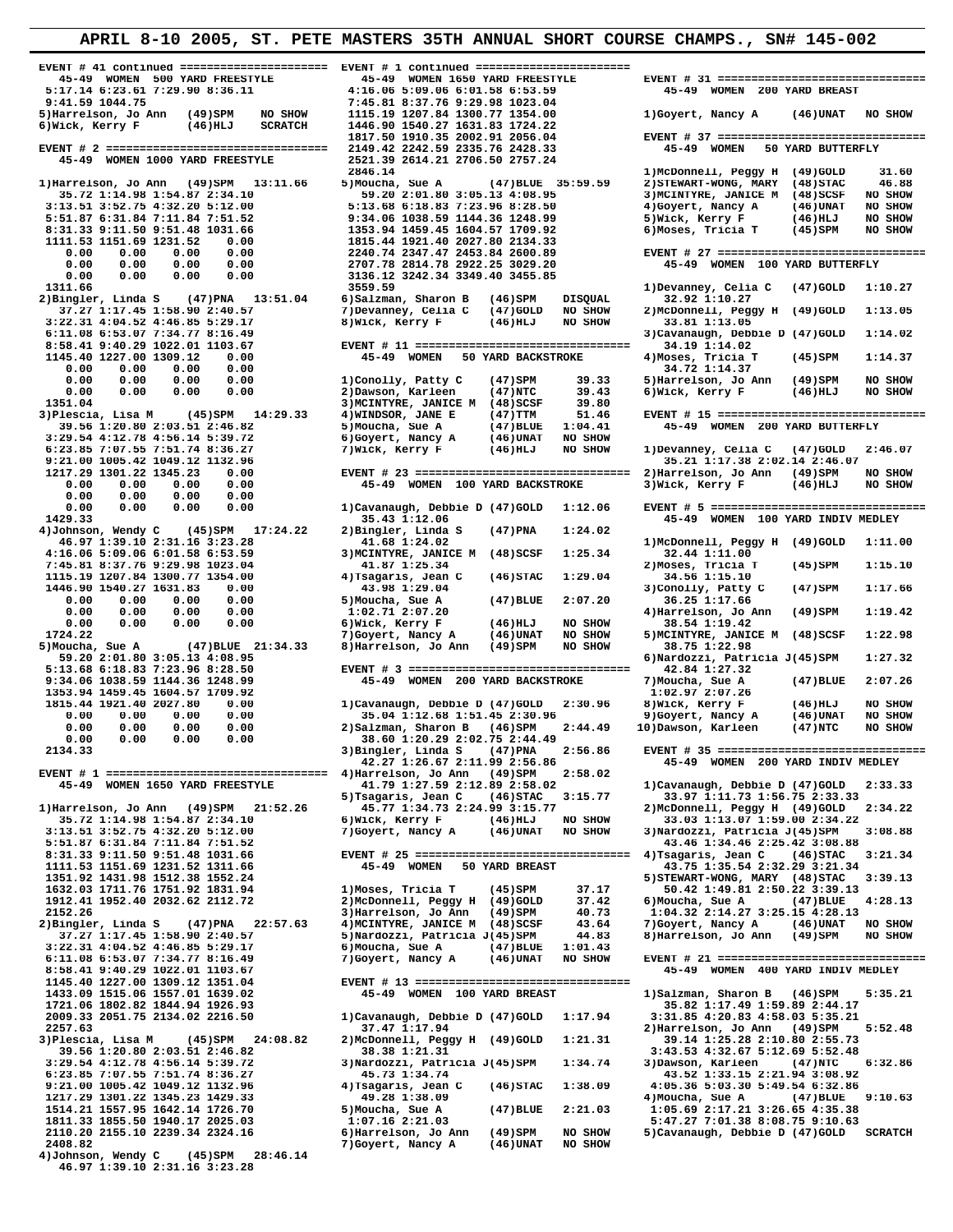# APRIL 8-10 2005, ST. PETE MASTERS 35TH ANNUAL SHORT COURSE CHAMPS., SN# 145-002

```
EVENT # 41 continued =====================
  45-49  WOMEN  500 YARD FREESTYLE
 5:17.14 6:23.61 7:29.90 8:36.11
 9:41.59 1044.75
5)Harrelson, Jo Ann   (49)SPM    NO SHOW
6)Wick, Kerry F       (46)HLJ    SCRATCH

EVENT # 2 ================================
  45-49  WOMEN 1000 YARD FREESTYLE

1)Harrelson, Jo Ann   (49)SPM   13:11.66
   35.72 1:14.98 1:54.87 2:34.10
 3:13.51 3:52.75 4:32.20 5:12.00
 5:51.87 6:31.84 7:11.84 7:51.52
 8:31.33 9:11.50 9:51.48 1031.66
 1111.53 1151.69 1231.52    0.00
    0.00    0.00    0.00    0.00
    0.00    0.00    0.00    0.00
    0.00    0.00    0.00    0.00
 1311.66
2)Bingler, Linda S    (47)PNA   13:51.04
   37.27 1:17.45 1:58.90 2:40.57
 3:22.31 4:04.52 4:46.85 5:29.17
 6:11.08 6:53.07 7:34.77 8:16.49
 8:58.41 9:40.29 1022.01 1103.67
 1145.40 1227.00 1309.12    0.00
    0.00    0.00    0.00    0.00
    0.00    0.00    0.00    0.00
    0.00    0.00    0.00    0.00
 1351.04
3)Plescia, Lisa M     (45)SPM   14:29.33
   39.56 1:20.80 2:03.51 2:46.82
 3:29.54 4:12.78 4:56.14 5:39.72
 6:23.85 7:07.55 7:51.74 8:36.27
 9:21.00 1005.42 1049.12 1132.96
 1217.29 1301.22 1345.23    0.00
    0.00    0.00    0.00    0.00
    0.00    0.00    0.00    0.00
    0.00    0.00    0.00    0.00
 1429.33
4)Johnson, Wendy C    (45)SPM   17:24.22
   46.97 1:39.10 2:31.16 3:23.28
 4:16.06 5:09.06 6:01.58 6:53.59
 7:45.81 8:37.76 9:29.98 1023.04
 1115.19 1207.84 1300.77 1354.00
 1446.90 1540.27 1631.83    0.00
    0.00    0.00    0.00    0.00
    0.00    0.00    0.00    0.00
    0.00    0.00    0.00    0.00
 1724.22
5)Moucha, Sue A       (47)BLUE  21:34.33
   59.20 2:01.80 3:05.13 4:08.95
 5:13.68 6:18.83 7:23.96 8:28.50
 9:34.06 1038.59 1144.36 1248.99
 1353.94 1459.45 1604.57 1709.92
 1815.44 1921.40 2027.80    0.00
    0.00    0.00    0.00    0.00
    0.00    0.00    0.00    0.00
    0.00    0.00    0.00    0.00
 2134.33

EVENT # 1 ================================
  45-49  WOMEN 1650 YARD FREESTYLE

1)Harrelson, Jo Ann   (49)SPM   21:52.26
   35.72 1:14.98 1:54.87 2:34.10
 3:13.51 3:52.75 4:32.20 5:12.00
 5:51.87 6:31.84 7:11.84 7:51.52
 8:31.33 9:11.50 9:51.48 1031.66
 1111.53 1151.69 1231.52 1311.66
 1351.92 1431.98 1512.38 1552.24
 1632.03 1711.76 1751.92 1831.94
 1912.41 1952.40 2032.62 2112.72
 2152.26
2)Bingler, Linda S    (47)PNA   22:57.63
   37.27 1:17.45 1:58.90 2:40.57
 3:22.31 4:04.52 4:46.85 5:29.17
 6:11.08 6:53.07 7:34.77 8:16.49
 8:58.41 9:40.29 1022.01 1103.67
 1145.40 1227.00 1309.12 1351.04
 1433.09 1515.06 1557.01 1639.02
 1721.06 1802.82 1844.94 1926.93
 2009.33 2051.75 2134.02 2216.50
 2257.63
3)Plescia, Lisa M     (45)SPM   24:08.82
   39.56 1:20.80 2:03.51 2:46.82
 3:29.54 4:12.78 4:56.14 5:39.72
 6:23.85 7:07.55 7:51.74 8:36.27
 9:21.00 1005.42 1049.12 1132.96
 1217.29 1301.22 1345.23 1429.33
 1514.21 1557.95 1642.14 1726.70
 1811.33 1855.50 1940.17 2025.03
 2110.20 2155.10 2239.34 2324.16
 2408.82
4)Johnson, Wendy C    (45)SPM   28:46.14
   46.97 1:39.10 2:31.16 3:23.28

EVENT # 1 continued ======================
  45-49  WOMEN 1650 YARD FREESTYLE
 4:16.06 5:09.06 6:01.58 6:53.59
 7:45.81 8:37.76 9:29.98 1023.04
 1115.19 1207.84 1300.77 1354.00
 1446.90 1540.27 1631.83 1724.22
 1817.50 1910.35 2002.91 2056.04
 2149.42 2242.59 2335.76 2428.33
 2521.39 2614.21 2706.50 2757.24
 2846.14
5)Moucha, Sue A       (47)BLUE  35:59.59
   59.20 2:01.80 3:05.13 4:08.95
 5:13.68 6:18.83 7:23.96 8:28.50
 9:34.06 1038.59 1144.36 1248.99
 1353.94 1459.45 1604.57 1709.92
 1815.44 1921.40 2027.80 2134.33
 2240.74 2347.47 2453.84 2600.89
 2707.78 2814.78 2922.25 3029.20
 3136.12 3242.34 3349.40 3455.85
 3559.59
6)Salzman, Sharon B   (46)SPM    DISQUAL
7)Devanney, Celia C   (47)GOLD   NO SHOW
8)Wick, Kerry F       (46)HLJ    NO SHOW

EVENT # 11 ===============================
  45-49  WOMEN   50 YARD BACKSTROKE

1)Conolly, Patty C    (47)SPM      39.33
2)Dawson, Karleen     (47)NTC      39.43
3)MCINTYRE, JANICE M  (48)SCSF     39.80
4)WINDSOR, JANE E     (47)TTM      51.46
5)Moucha, Sue A       (47)BLUE   1:04.41
6)Goyert, Nancy A     (46)UNAT   NO SHOW
7)Wick, Kerry F       (46)HLJ    NO SHOW

EVENT # 23 ===============================
  45-49  WOMEN  100 YARD BACKSTROKE

1)Cavanaugh, Debbie D (47)GOLD   1:12.06
   35.43 1:12.06
2)Bingler, Linda S    (47)PNA    1:24.02
   41.68 1:24.02
3)MCINTYRE, JANICE M  (48)SCSF   1:25.34
   41.87 1:25.34
4)Tsagaris, Jean C    (46)STAC   1:29.04
   43.98 1:29.04
5)Moucha, Sue A       (47)BLUE   2:07.20
 1:02.71 2:07.20
6)Wick, Kerry F       (46)HLJ    NO SHOW
7)Goyert, Nancy A     (46)UNAT   NO SHOW
8)Harrelson, Jo Ann   (49)SPM    NO SHOW

EVENT # 3 ================================
  45-49  WOMEN  200 YARD BACKSTROKE

1)Cavanaugh, Debbie D (47)GOLD   2:30.96
   35.04 1:12.68 1:51.45 2:30.96
2)Salzman, Sharon B   (46)SPM    2:44.49
   38.60 1:20.29 2:02.75 2:44.49
3)Bingler, Linda S    (47)PNA    2:56.86
   42.27 1:26.67 2:11.99 2:56.86
4)Harrelson, Jo Ann   (49)SPM    2:58.02
   41.79 1:27.59 2:12.89 2:58.02
5)Tsagaris, Jean C    (46)STAC   3:15.77
   45.77 1:34.73 2:24.99 3:15.77
6)Wick, Kerry F       (46)HLJ    NO SHOW
7)Goyert, Nancy A     (46)UNAT   NO SHOW

EVENT # 25 ===============================
  45-49  WOMEN   50 YARD BREAST

1)Moses, Tricia T     (45)SPM      37.17
2)McDonnell, Peggy H  (49)GOLD     37.42
3)Harrelson, Jo Ann   (49)SPM      40.73
4)MCINTYRE, JANICE M  (48)SCSF     43.64
5)Nardozzi, Patricia J(45)SPM      44.83
6)Moucha, Sue A       (47)BLUE   1:01.43
7)Goyert, Nancy A     (46)UNAT   NO SHOW

EVENT # 13 ===============================
  45-49  WOMEN  100 YARD BREAST

1)Cavanaugh, Debbie D (47)GOLD   1:17.94
   37.47 1:17.94
2)McDonnell, Peggy H  (49)GOLD   1:21.31
   38.38 1:21.31
3)Nardozzi, Patricia J(45)SPM    1:34.74
   45.73 1:34.74
4)Tsagaris, Jean C    (46)STAC   1:38.09
   49.28 1:38.09
5)Moucha, Sue A       (47)BLUE   2:21.03
 1:07.16 2:21.03
6)Harrelson, Jo Ann   (49)SPM    NO SHOW
7)Goyert, Nancy A     (46)UNAT   NO SHOW

EVENT # 31 ===============================
  45-49  WOMEN  200 YARD BREAST

1)Goyert, Nancy A     (46)UNAT   NO SHOW

EVENT # 37 ===============================
  45-49  WOMEN   50 YARD BUTTERFLY

1)McDonnell, Peggy H  (49)GOLD     31.60
2)STEWART-WONG, MARY  (48)STAC     46.88
3)MCINTYRE, JANICE M  (48)SCSF   NO SHOW
4)Goyert, Nancy A     (46)UNAT   NO SHOW
5)Wick, Kerry F       (46)HLJ    NO SHOW
6)Moses, Tricia T     (45)SPM    NO SHOW

EVENT # 27 ===============================
  45-49  WOMEN  100 YARD BUTTERFLY

1)Devanney, Celia C   (47)GOLD   1:10.27
   32.92 1:10.27
2)McDonnell, Peggy H  (49)GOLD   1:13.05
   33.81 1:13.05
3)Cavanaugh, Debbie D (47)GOLD   1:14.02
   34.19 1:14.02
4)Moses, Tricia T     (45)SPM    1:14.37
   34.72 1:14.37
5)Harrelson, Jo Ann   (49)SPM    NO SHOW
6)Wick, Kerry F       (46)HLJ    NO SHOW

EVENT # 15 ===============================
  45-49  WOMEN  200 YARD BUTTERFLY

1)Devanney, Celia C   (47)GOLD   2:46.07
   35.21 1:17.38 2:02.14 2:46.07
2)Harrelson, Jo Ann   (49)SPM    NO SHOW
3)Wick, Kerry F       (46)HLJ    NO SHOW

EVENT # 5 ================================
  45-49  WOMEN  100 YARD INDIV MEDLEY

1)McDonnell, Peggy H  (49)GOLD   1:11.00
   32.44 1:11.00
2)Moses, Tricia T     (45)SPM    1:15.10
   34.56 1:15.10
3)Conolly, Patty C    (47)SPM    1:17.66
   36.25 1:17.66
4)Harrelson, Jo Ann   (49)SPM    1:19.42
   38.54 1:19.42
5)MCINTYRE, JANICE M  (48)SCSF   1:22.98
   38.75 1:22.98
6)Nardozzi, Patricia J(45)SPM    1:27.32
   42.84 1:27.32
7)Moucha, Sue A       (47)BLUE   2:07.26
 1:02.97 2:07.26
8)Wick, Kerry F       (46)HLJ    NO SHOW
9)Goyert, Nancy A     (46)UNAT   NO SHOW
10)Dawson, Karleen    (47)NTC    NO SHOW

EVENT # 35 ===============================
  45-49  WOMEN  200 YARD INDIV MEDLEY

1)Cavanaugh, Debbie D (47)GOLD   2:33.33
   33.97 1:11.73 1:56.75 2:33.33
2)McDonnell, Peggy H  (49)GOLD   2:34.22
   33.03 1:13.07 1:59.00 2:34.22
3)Nardozzi, Patricia J(45)SPM    3:08.88
   43.46 1:34.46 2:25.42 3:08.88
4)Tsagaris, Jean C    (46)STAC   3:21.34
   43.75 1:35.54 2:32.29 3:21.34
5)STEWART-WONG, MARY  (48)STAC   3:39.13
   50.42 1:49.81 2:50.22 3:39.13
6)Moucha, Sue A       (47)BLUE   4:28.13
 1:04.32 2:14.27 3:25.15 4:28.13
7)Goyert, Nancy A     (46)UNAT   NO SHOW
8)Harrelson, Jo Ann   (49)SPM    NO SHOW

EVENT # 21 ===============================
  45-49  WOMEN  400 YARD INDIV MEDLEY

1)Salzman, Sharon B   (46)SPM    5:35.21
   35.82 1:17.49 1:59.89 2:44.17
 3:31.85 4:20.83 4:58.03 5:35.21
2)Harrelson, Jo Ann   (49)SPM    5:52.48
   39.14 1:25.28 2:10.80 2:55.73
 3:43.53 4:32.67 5:12.69 5:52.48
3)Dawson, Karleen     (47)NTC    6:32.86
   43.52 1:33.15 2:21.94 3:08.92
 4:05.36 5:03.30 5:49.54 6:32.86
4)Moucha, Sue A       (47)BLUE   9:10.63
 1:05.69 2:17.21 3:26.65 4:35.38
 5:47.27 7:01.38 8:08.75 9:10.63
5)Cavanaugh, Debbie D (47)GOLD   SCRATCH
```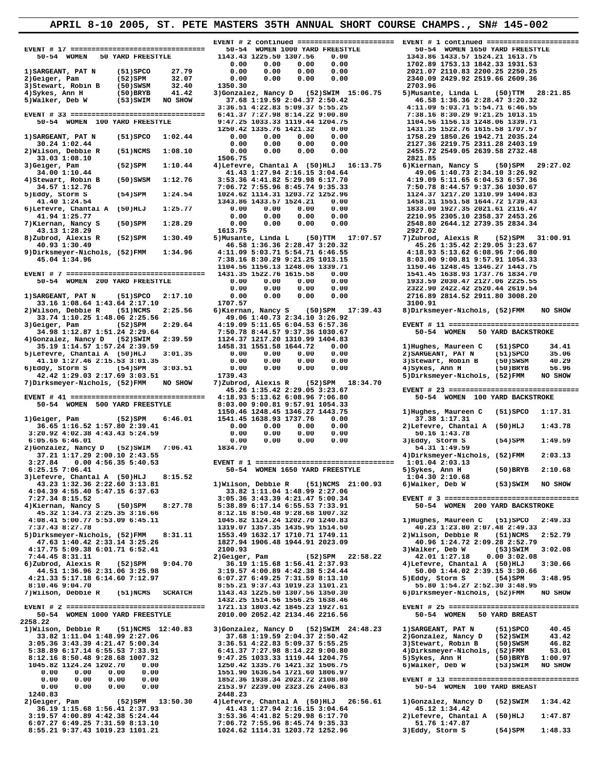# APRIL 8-10 2005, ST. PETE MASTERS 35TH ANNUAL SHORT COURSE CHAMPS., SN# 145-002

```
EVENT # 17 ================================
  50-54  WOMEN   50 YARD FREESTYLE

 1)SARGEANT, PAT N      (51)SPCO     27.79
 2)Geiger, Pam          (52)SPM      32.07
 3)Stewart, Robin B     (50)SWSM     32.40
 4)Sykes, Ann H         (50)BRYB     41.42
 5)Walker, Deb W        (53)SWIM   NO SHOW

EVENT # 33 ================================
  50-54  WOMEN  100 YARD FREESTYLE

 1)SARGEANT, PAT N      (51)SPCO   1:02.44
   30.24 1:02.44
 2)Wilson, Debbie R     (51)NCMS   1:08.10
   33.03 1:08.10
 3)Geiger, Pam          (52)SPM    1:10.44
   34.00 1:10.44
 4)Stewart, Robin B     (50)SWSM   1:12.76
   34.57 1:12.76
 5)Eddy, Storm S        (54)SPM    1:24.54
   41.40 1:24.54
 6)Lefevre, Chantal A  (50)HLJ     1:25.77
   41.94 1:25.77
 7)Kiernan, Nancy S     (50)SPM    1:28.29
   43.13 1:28.29
 8)Zubrod, Alexis R     (52)SPM    1:30.49
   40.93 1:30.49
 9)Dirksmeyer-Nichols, (52)FMM     1:34.96
   45.04 1:34.96

EVENT # 7 =================================
  50-54  WOMEN  200 YARD FREESTYLE

 1)SARGEANT, PAT N      (51)SPCO   2:17.10
   33.16 1:08.64 1:43.64 2:17.10
 2)Wilson, Debbie R     (51)NCMS   2:25.56
   33.74 1:10.25 1:48.06 2:25.56
 3)Geiger, Pam          (52)SPM    2:29.64
   34.98 1:12.87 1:51.24 2:29.64
 4)Gonzalez, Nancy D    (52)SWIM   2:39.59
   35.19 1:14.57 1:57.24 2:39.59
 5)Lefevre, Chantal A  (50)HLJ     3:01.35
   41.10 1:27.46 2:15.53 3:01.35
 6)Eddy, Storm S        (54)SPM    3:03.51
   42.42 1:29.03 2:17.69 3:03.51
 7)Dirksmeyer-Nichols, (52)FMM     NO SHOW

EVENT # 41 ================================
  50-54  WOMEN  500 YARD FREESTYLE

 1)Geiger, Pam          (52)SPM    6:46.01
   36.65 1:16.52 1:57.80 2:39.41
 3:20.92 4:02.38 4:43.43 5:24.59
 6:05.65 6:46.01
 2)Gonzalez, Nancy D    (52)SWIM   7:06.41
   37.21 1:17.29 2:00.10 2:43.55
 3:27.84    0.00 4:56.35 5:40.53
 6:25.15 7:06.41
 3)Lefevre, Chantal A  (50)HLJ     8:15.52
   43.23 1:32.36 2:22.60 3:13.81
 4:04.39 4:55.40 5:47.15 6:37.63
 7:27.34 8:15.52
 4)Kiernan, Nancy S     (50)SPM    8:27.78
   45.32 1:34.73 2:25.35 3:16.66
 4:08.41 5:00.77 5:53.09 6:45.11
 7:37.43 8:27.78
 5)Dirksmeyer-Nichols, (52)FMM     8:31.11
   47.63 1:40.42 2:33.14 3:25.26
 4:17.75 5:09.38 6:01.71 6:52.41
 7:44.45 8:31.11
 6)Zubrod, Alexis R     (52)SPM    9:04.70
   44.51 1:36.96 2:31.06 3:25.98
 4:21.33 5:17.18 6:14.60 7:12.97
 8:10.46 9:04.70
 7)Wilson, Debbie R     (51)NCMS   SCRATCH

EVENT # 2 =================================
  50-54  WOMEN 1000 YARD FREESTYLE
2258.22
 1)Wilson, Debbie R     (51)NCMS  12:40.83
   33.82 1:11.04 1:48.99 2:27.06
 3:05.36 3:43.39 4:21.47 5:00.34
 5:38.89 6:17.14 6:55.53 7:33.91
 8:12.16 8:50.48 9:28.68 1007.32
 1045.82 1124.24 1202.70    0.00
    0.00    0.00    0.00    0.00
    0.00    0.00    0.00    0.00
    0.00    0.00    0.00    0.00
 1240.83
 2)Geiger, Pam          (52)SPM   13:50.30
   36.19 1:15.68 1:56.41 2:37.93
 3:19.57 4:00.89 4:42.38 5:24.44
 6:07.27 6:49.25 7:31.59 8:13.10
 8:55.21 9:37.43 1019.23 1101.21

EVENT # 2 continued =======================
  50-54  WOMEN 1000 YARD FREESTYLE
 1143.43 1225.50 1307.56    0.00
    0.00    0.00    0.00    0.00
    0.00    0.00    0.00    0.00
    0.00    0.00    0.00    0.00
 1350.30
 3)Gonzalez, Nancy D    (52)SWIM  15:06.75
   37.68 1:19.59 2:04.37 2:50.42
 3:36.51 4:22.83 5:09.37 5:55.25
 6:41.37 7:27.98 8:14.22 9:00.80
 9:47.25 1033.33 1119.44 1204.75
 1250.42 1335.76 1421.32    0.00
    0.00    0.00    0.00    0.00
    0.00    0.00    0.00    0.00
    0.00    0.00    0.00    0.00
 1506.75
 4)Lefevre, Chantal A  (50)HLJ    16:13.75
   41.43 1:27.94 2:16.15 3:04.64
 3:53.36 4:41.82 5:29.98 6:17.70
 7:06.72 7:55.96 8:45.74 9:35.33
 1024.62 1114.31 1203.72 1252.96
 1343.86 1433.57 1524.21    0.00
    0.00    0.00    0.00    0.00
    0.00    0.00    0.00    0.00
    0.00    0.00    0.00    0.00
 1613.75
 5)Musante, Linda L     (50)TTM   17:07.57
   46.58 1:36.36 2:28.47 3:20.32
 4:11.09 5:03.71 5:54.71 6:46.55
 7:38.16 8:30.29 9:21.25 1013.15
 1104.56 1156.13 1248.06 1339.71
 1431.35 1522.76 1615.58    0.00
    0.00    0.00    0.00    0.00
    0.00    0.00    0.00    0.00
    0.00    0.00    0.00    0.00
 1707.57
 6)Kiernan, Nancy S     (50)SPM   17:39.43
   49.06 1:40.73 2:34.10 3:26.92
 4:19.09 5:11.65 6:04.53 6:57.36
 7:50.78 8:44.57 9:37.36 1030.67
 1124.37 1217.20 1310.99 1404.83
 1458.31 1551.58 1644.72    0.00
    0.00    0.00    0.00    0.00
    0.00    0.00    0.00    0.00
    0.00    0.00    0.00    0.00
 1739.43
 7)Zubrod, Alexis R     (52)SPM   18:34.70
   45.26 1:35.42 2:29.05 3:23.67
 4:18.93 5:13.62 6:08.96 7:06.80
 8:03.00 9:00.81 9:57.91 1054.33
 1150.46 1248.45 1346.27 1443.75
 1541.45 1638.93 1737.76    0.00
    0.00    0.00    0.00    0.00
    0.00    0.00    0.00    0.00
    0.00    0.00    0.00    0.00
 1834.70

EVENT # 1 =================================
  50-54  WOMEN 1650 YARD FREESTYLE

 1)Wilson, Debbie R     (51)NCMS  21:00.93
   33.82 1:11.04 1:48.99 2:27.06
 3:05.36 3:43.39 4:21.47 5:00.34
 5:38.89 6:17.14 6:55.53 7:33.91
 8:12.16 8:50.48 9:28.68 1007.32
 1045.82 1124.24 1202.70 1240.83
 1319.07 1357.35 1435.95 1514.50
 1553.49 1632.17 1710.71 1749.11
 1827.94 1906.48 1944.91 2023.09
 2100.93
 2)Geiger, Pam          (52)SPM   22:58.22
   36.19 1:15.68 1:56.41 2:37.93
 3:19.57 4:00.89 4:42.38 5:24.44
 6:07.27 6:49.25 7:31.59 8:13.10
 8:55.21 9:37.43 1019.23 1101.21
 1143.43 1225.50 1307.56 1350.30
 1432.25 1514.56 1556.25 1638.46
 1721.13 1803.42 1845.23 1927.61
 2010.00 2052.42 2134.46 2216.56
 3)Gonzalez, Nancy D    (52)SWIM  24:48.23
   37.68 1:19.59 2:04.37 2:50.42
 3:36.51 4:22.83 5:09.37 5:55.25
 6:41.37 7:27.98 8:14.22 9:00.80
 9:47.25 1033.33 1119.44 1204.75
 1250.42 1335.76 1421.32 1506.75
 1551.90 1636.54 1721.60 1806.97
 1852.36 1938.34 2023.72 2108.80
 2153.97 2239.00 2323.26 2406.83
 2448.23
 4)Lefevre, Chantal A  (50)HLJ    26:56.61
   41.43 1:27.94 2:16.15 3:04.64
 3:53.36 4:41.82 5:29.98 6:17.70
 7:06.72 7:55.96 8:45.74 9:35.33
 1024.62 1114.31 1203.72 1252.96

EVENT # 1 continued =======================
  50-54  WOMEN 1650 YARD FREESTYLE
 1343.86 1433.57 1524.21 1613.75
 1702.89 1753.13 1842.33 1931.53
 2021.07 2110.83 2200.25 2250.25
 2340.09 2429.92 2519.66 2609.36
 2703.96
 5)Musante, Linda L     (50)TTM   28:21.85
   46.58 1:36.36 2:28.47 3:20.32
 4:11.09 5:03.71 5:54.71 6:46.55
 7:38.16 8:30.29 9:21.25 1013.15
 1104.56 1156.13 1248.06 1339.71
 1431.35 1522.76 1615.58 1707.57
 1758.29 1850.26 1942.71 2035.24
 2127.36 2219.75 2311.28 2403.19
 2455.72 2549.05 2639.58 2732.48
 2821.85
 6)Kiernan, Nancy S     (50)SPM   29:27.02
   49.06 1:40.73 2:34.10 3:26.92
 4:19.09 5:11.65 6:04.53 6:57.36
 7:50.78 8:44.57 9:37.36 1030.67
 1124.37 1217.20 1310.99 1404.83
 1458.31 1551.58 1644.72 1739.43
 1833.00 1927.35 2021.61 2116.47
 2210.95 2305.10 2358.37 2453.26
 2548.80 2644.12 2739.35 2834.34
 2927.02
 7)Zubrod, Alexis R     (52)SPM   31:00.91
   45.26 1:35.42 2:29.05 3:23.67
 4:18.93 5:13.62 6:08.96 7:06.80
 8:03.00 9:00.81 9:57.91 1054.33
 1150.46 1248.45 1346.27 1443.75
 1541.45 1638.93 1737.76 1834.70
 1933.59 2030.47 2127.06 2225.55
 2322.90 2422.42 2520.44 2619.54
 2716.89 2814.52 2911.80 3008.20
 3100.91
 8)Dirksmeyer-Nichols, (52)FMM     NO SHOW

EVENT # 11 ================================
  50-54  WOMEN   50 YARD BACKSTROKE

 1)Hughes, Maureen C    (51)SPCO     34.41
 2)SARGEANT, PAT N      (51)SPCO     35.06
 3)Stewart, Robin B     (50)SWSM     40.29
 4)Sykes, Ann H         (50)BRYB     56.96
 5)Dirksmeyer-Nichols, (52)FMM     NO SHOW

EVENT # 23 ================================
  50-54  WOMEN  100 YARD BACKSTROKE

 1)Hughes, Maureen C    (51)SPCO   1:17.31
   37.38 1:17.31
 2)Lefevre, Chantal A  (50)HLJ     1:43.78
   50.16 1:43.78
 3)Eddy, Storm S        (54)SPM    1:49.59
   54.31 1:49.59
 4)Dirksmeyer-Nichols, (52)FMM     2:03.13
 1:01.04 2:03.13
 5)Sykes, Ann H         (50)BRYB   2:10.68
 1:04.30 2:10.68
 6)Walker, Deb W        (53)SWIM   NO SHOW

EVENT # 3 =================================
  50-54  WOMEN  200 YARD BACKSTROKE

 1)Hughes, Maureen C    (51)SPCO   2:49.33
   40.23 1:23.80 2:07.48 2:49.33
 2)Wilson, Debbie R     (51)NCMS   2:52.79
   40.96 1:24.72 2:09.28 2:52.79
 3)Walker, Deb W        (53)SWIM   3:02.08
   42.01 1:27.18    0.00 3:02.08
 4)Lefevre, Chantal A  (50)HLJ     3:30.66
   50.00 1:44.02 2:39.15 3:30.66
 5)Eddy, Storm S        (54)SPM    3:48.95
   55.80 1:54.27 2:52.30 3:48.95
 6)Dirksmeyer-Nichols, (52)FMM     NO SHOW

EVENT # 25 ================================
  50-54  WOMEN   50 YARD BREAST

 1)SARGEANT, PAT N      (51)SPCO     40.45
 2)Gonzalez, Nancy D    (52)SWIM     43.42
 3)Stewart, Robin B     (50)SWSM     46.82
 4)Dirksmeyer-Nichols, (52)FMM       53.01
 5)Sykes, Ann H         (50)BRYB   1:00.97
 6)Walker, Deb W        (53)SWIM   NO SHOW

EVENT # 13 ================================
  50-54  WOMEN  100 YARD BREAST

 1)Gonzalez, Nancy D    (52)SWIM   1:34.42
   45.12 1:34.42
 2)Lefevre, Chantal A  (50)HLJ     1:47.87
   51.76 1:47.87
 3)Eddy, Storm S        (54)SPM    1:48.33
```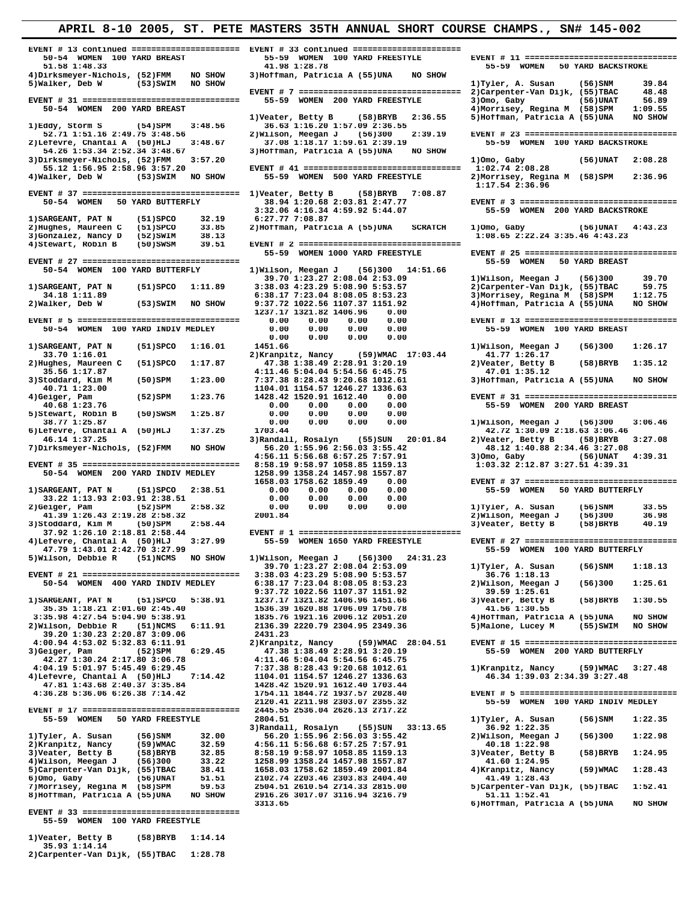# APRIL 8-10 2005, ST. PETE MASTERS 35TH ANNUAL SHORT COURSE CHAMPS., SN# 145-002

```
EVENT # 13 continued =====================
  50-54  WOMEN  100 YARD BREAST
   51.58 1:48.33
4)Dirksmeyer-Nichols, (52)FMM   NO SHOW
5)Walker, Deb W       (53)SWIM  NO SHOW

EVENT # 31 ===============================
  50-54  WOMEN  200 YARD BREAST

1)Eddy, Storm S       (54)SPM    3:48.56
   52.71 1:51.16 2:49.75 3:48.56
2)Lefevre, Chantal A  (50)HLJ    3:48.67
   54.26 1:53.34 2:52.34 3:48.67
3)Dirksmeyer-Nichols, (52)FMM    3:57.20
   55.12 1:56.95 2:58.96 3:57.20
4)Walker, Deb W       (53)SWIM  NO SHOW

EVENT # 37 ===============================
  50-54  WOMEN   50 YARD BUTTERFLY

1)SARGEANT, PAT N     (51)SPCO     32.19
2)Hughes, Maureen C   (51)SPCO     33.85
3)Gonzalez, Nancy D   (52)SWIM     38.13
4)Stewart, Robin B    (50)SWSM     39.51

EVENT # 27 ===============================
  50-54  WOMEN  100 YARD BUTTERFLY

1)SARGEANT, PAT N     (51)SPCO   1:11.89
   34.18 1:11.89
2)Walker, Deb W       (53)SWIM  NO SHOW

EVENT # 5 ================================
  50-54  WOMEN  100 YARD INDIV MEDLEY

1)SARGEANT, PAT N     (51)SPCO   1:16.01
   33.70 1:16.01
2)Hughes, Maureen C   (51)SPCO   1:17.87
   35.56 1:17.87
3)Stoddard, Kim M     (50)SPM    1:23.00
   40.71 1:23.00
4)Geiger, Pam         (52)SPM    1:23.76
   40.68 1:23.76
5)Stewart, Robin B    (50)SWSM   1:25.87
   38.77 1:25.87
6)Lefevre, Chantal A  (50)HLJ    1:37.25
   46.14 1:37.25
7)Dirksmeyer-Nichols, (52)FMM   NO SHOW

EVENT # 35 ===============================
  50-54  WOMEN  200 YARD INDIV MEDLEY

1)SARGEANT, PAT N     (51)SPCO   2:38.51
   33.22 1:13.93 2:03.91 2:38.51
2)Geiger, Pam         (52)SPM    2:58.32
   41.39 1:26.43 2:19.28 2:58.32
3)Stoddard, Kim M     (50)SPM    2:58.44
   37.92 1:26.10 2:18.81 2:58.44
4)Lefevre, Chantal A  (50)HLJ    3:27.99
   47.79 1:43.01 2:42.70 3:27.99
5)Wilson, Debbie R    (51)NCMS  NO SHOW

EVENT # 21 ===============================
  50-54  WOMEN  400 YARD INDIV MEDLEY

1)SARGEANT, PAT N     (51)SPCO   5:38.91
   35.35 1:18.21 2:01.60 2:45.40
 3:35.98 4:27.54 5:04.90 5:38.91
2)Wilson, Debbie R    (51)NCMS   6:11.91
   39.20 1:30.23 2:20.87 3:09.06
 4:00.94 4:53.02 5:32.83 6:11.91
3)Geiger, Pam         (52)SPM    6:29.45
   42.27 1:30.24 2:17.80 3:06.78
 4:04.19 5:01.97 5:45.49 6:29.45
4)Lefevre, Chantal A  (50)HLJ    7:14.42
   47.81 1:43.68 2:40.37 3:35.84
 4:36.28 5:36.06 6:26.38 7:14.42

EVENT # 17 ===============================
  55-59  WOMEN   50 YARD FREESTYLE

1)Tyler, A. Susan     (56)SNM      32.00
2)Kranpitz, Nancy     (59)WMAC     32.59
3)Veater, Betty B     (58)BRYB     32.85
4)Wilson, Meegan J    (56)300      33.22
5)Carpenter-Van Dijk, (55)TBAC     38.41
6)Omo, Gaby           (56)UNAT     51.51
7)Morrisey, Regina M  (58)SPM      59.53
8)Hoffman, Patricia A (55)UNA   NO SHOW

EVENT # 33 ===============================
  55-59  WOMEN  100 YARD FREESTYLE

1)Veater, Betty B     (58)BRYB   1:14.14
   35.93 1:14.14
2)Carpenter-Van Dijk, (55)TBAC   1:28.78

EVENT # 33 continued =====================
  55-59  WOMEN  100 YARD FREESTYLE
   41.98 1:28.78
3)Hoffman, Patricia A (55)UNA   NO SHOW

EVENT # 7 ================================
  55-59  WOMEN  200 YARD FREESTYLE

1)Veater, Betty B     (58)BRYB   2:36.55
   36.63 1:16.20 1:57.09 2:36.55
2)Wilson, Meegan J    (56)300    2:39.19
   37.08 1:18.17 1:59.61 2:39.19
3)Hoffman, Patricia A (55)UNA   NO SHOW

EVENT # 41 ===============================
  55-59  WOMEN  500 YARD FREESTYLE

1)Veater, Betty B     (58)BRYB   7:08.87
   38.94 1:20.68 2:03.81 2:47.77
 3:32.06 4:16.34 4:59.92 5:44.07
 6:27.77 7:08.87
2)Hoffman, Patricia A (55)UNA   SCRATCH

EVENT # 2 ================================
  55-59  WOMEN 1000 YARD FREESTYLE

1)Wilson, Meegan J    (56)300   14:51.66
   39.70 1:23.27 2:08.04 2:53.09
 3:38.03 4:23.29 5:08.90 5:53.57
 6:38.17 7:23.04 8:08.05 8:53.23
 9:37.72 1022.56 1107.37 1151.92
 1237.17 1321.82 1406.96    0.00
    0.00    0.00    0.00    0.00
    0.00    0.00    0.00    0.00
    0.00    0.00    0.00    0.00
 1451.66
2)Kranpitz, Nancy     (59)WMAC  17:03.44
   47.38 1:38.49 2:28.91 3:20.19
 4:11.46 5:04.04 5:54.56 6:45.75
 7:37.38 8:28.43 9:20.68 1012.61
 1104.01 1154.57 1246.27 1336.63
 1428.42 1520.91 1612.40    0.00
    0.00    0.00    0.00    0.00
    0.00    0.00    0.00    0.00
    0.00    0.00    0.00    0.00
 1703.44
3)Randall, Rosalyn    (55)SUN   20:01.84
   56.20 1:55.96 2:56.03 3:55.42
 4:56.11 5:56.68 6:57.25 7:57.91
 8:58.19 9:58.97 1058.85 1159.13
 1258.99 1358.24 1457.98 1557.87
 1658.03 1758.62 1859.49    0.00
    0.00    0.00    0.00    0.00
    0.00    0.00    0.00    0.00
    0.00    0.00    0.00    0.00
 2001.84

EVENT # 1 ================================
  55-59  WOMEN 1650 YARD FREESTYLE

1)Wilson, Meegan J    (56)300   24:31.23
   39.70 1:23.27 2:08.04 2:53.09
 3:38.03 4:23.29 5:08.90 5:53.57
 6:38.17 7:23.04 8:08.05 8:53.23
 9:37.72 1022.56 1107.37 1151.92
 1237.17 1321.82 1406.96 1451.66
 1536.39 1620.88 1706.09 1750.78
 1835.76 1921.16 2006.12 2051.20
 2136.39 2220.79 2304.95 2349.36
 2431.23
2)Kranpitz, Nancy     (59)WMAC  28:04.51
   47.38 1:38.49 2:28.91 3:20.19
 4:11.46 5:04.04 5:54.56 6:45.75
 7:37.38 8:28.43 9:20.68 1012.61
 1104.01 1154.57 1246.27 1336.63
 1428.42 1520.91 1612.40 1703.44
 1754.11 1844.72 1937.57 2028.40
 2120.41 2211.98 2303.07 2355.32
 2445.55 2536.04 2626.13 2717.22
 2804.51
3)Randall, Rosalyn    (55)SUN   33:13.65
   56.20 1:55.96 2:56.03 3:55.42
 4:56.11 5:56.68 6:57.25 7:57.91
 8:58.19 9:58.97 1058.85 1159.13
 1258.99 1358.24 1457.98 1557.87
 1658.03 1758.62 1859.49 2001.84
 2102.74 2203.46 2303.83 2404.40
 2504.51 2610.54 2714.33 2815.00
 2916.26 3017.07 3116.94 3216.79
 3313.65

EVENT # 11 ===============================
  55-59  WOMEN   50 YARD BACKSTROKE

1)Tyler, A. Susan     (56)SNM      39.84
2)Carpenter-Van Dijk, (55)TBAC     48.48
3)Omo, Gaby           (56)UNAT     56.89
4)Morrisey, Regina M  (58)SPM    1:09.55
5)Hoffman, Patricia A (55)UNA   NO SHOW

EVENT # 23 ===============================
  55-59  WOMEN  100 YARD BACKSTROKE

1)Omo, Gaby           (56)UNAT   2:08.28
 1:02.74 2:08.28
2)Morrisey, Regina M  (58)SPM    2:36.96
 1:17.54 2:36.96

EVENT # 3 ================================
  55-59  WOMEN  200 YARD BACKSTROKE

1)Omo, Gaby           (56)UNAT   4:43.23
 1:08.65 2:22.24 3:35.46 4:43.23

EVENT # 25 ===============================
  55-59  WOMEN   50 YARD BREAST

1)Wilson, Meegan J    (56)300      39.70
2)Carpenter-Van Dijk, (55)TBAC     59.75
3)Morrisey, Regina M  (58)SPM    1:12.75
4)Hoffman, Patricia A (55)UNA   NO SHOW

EVENT # 13 ===============================
  55-59  WOMEN  100 YARD BREAST

1)Wilson, Meegan J    (56)300    1:26.17
   41.77 1:26.17
2)Veater, Betty B     (58)BRYB   1:35.12
   47.01 1:35.12
3)Hoffman, Patricia A (55)UNA   NO SHOW

EVENT # 31 ===============================
  55-59  WOMEN  200 YARD BREAST

1)Wilson, Meegan J    (56)300    3:06.46
   42.72 1:30.09 2:18.63 3:06.46
2)Veater, Betty B     (58)BRYB   3:27.08
   48.12 1:40.88 2:34.46 3:27.08
3)Omo, Gaby           (56)UNAT   4:39.31
 1:03.32 2:12.87 3:27.51 4:39.31

EVENT # 37 ===============================
  55-59  WOMEN   50 YARD BUTTERFLY

1)Tyler, A. Susan     (56)SNM      33.55
2)Wilson, Meegan J    (56)300      36.98
3)Veater, Betty B     (58)BRYB     40.19

EVENT # 27 ===============================
  55-59  WOMEN  100 YARD BUTTERFLY

1)Tyler, A. Susan     (56)SNM    1:18.13
   36.76 1:18.13
2)Wilson, Meegan J    (56)300    1:25.61
   39.59 1:25.61
3)Veater, Betty B     (58)BRYB   1:30.55
   41.56 1:30.55
4)Hoffman, Patricia A (55)UNA   NO SHOW
5)Malone, Lucey M     (55)SWIM  NO SHOW

EVENT # 15 ===============================
  55-59  WOMEN  200 YARD BUTTERFLY

1)Kranpitz, Nancy     (59)WMAC   3:27.48
   46.34 1:39.03 2:34.39 3:27.48

EVENT # 5 ================================
  55-59  WOMEN  100 YARD INDIV MEDLEY

1)Tyler, A. Susan     (56)SNM    1:22.35
   36.92 1:22.35
2)Wilson, Meegan J    (56)300    1:22.98
   40.18 1:22.98
3)Veater, Betty B     (58)BRYB   1:24.95
   41.60 1:24.95
4)Kranpitz, Nancy     (59)WMAC   1:28.43
   41.49 1:28.43
5)Carpenter-Van Dijk, (55)TBAC   1:52.41
   51.11 1:52.41
6)Hoffman, Patricia A (55)UNA   NO SHOW
```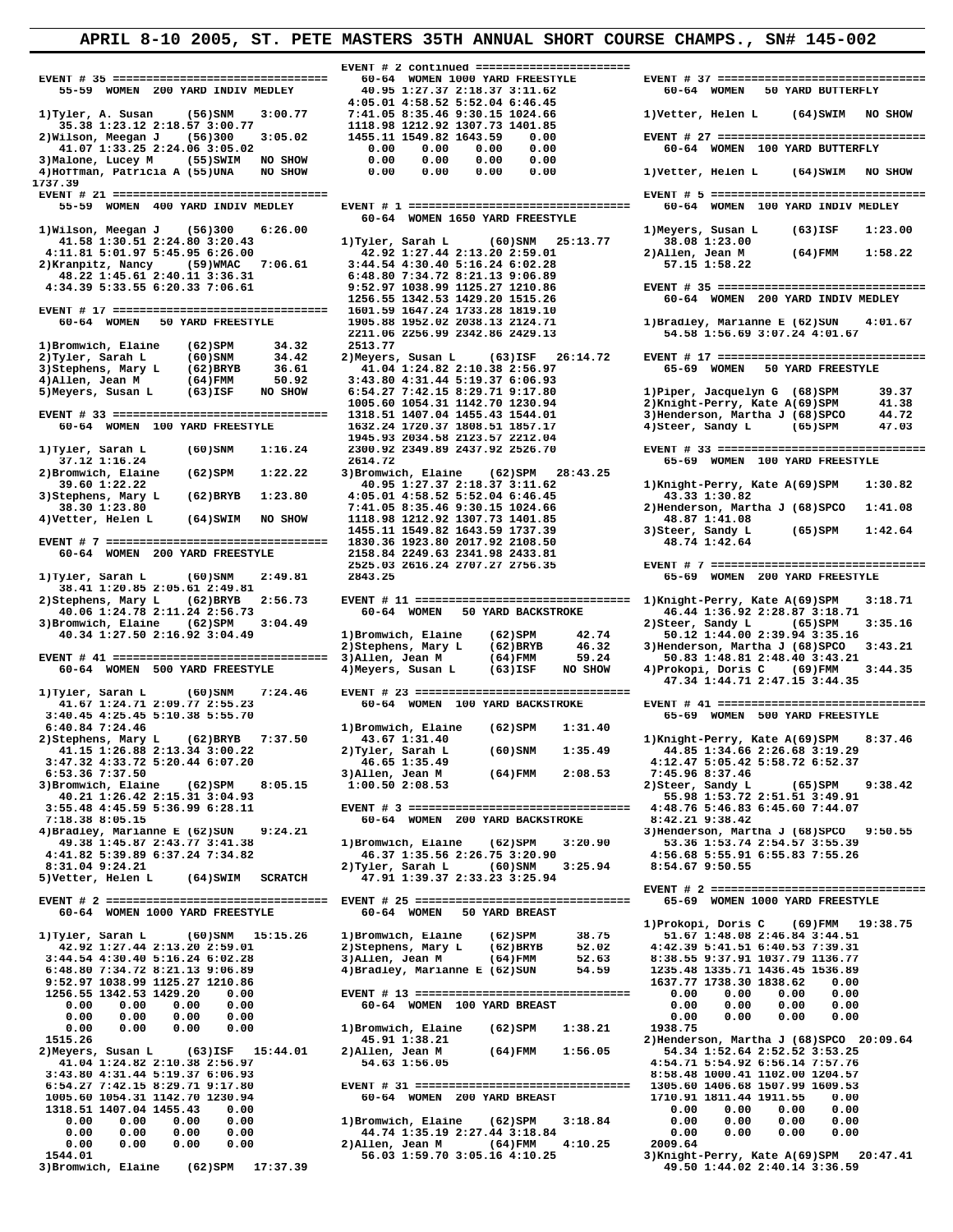# APRIL 8-10 2005, ST. PETE MASTERS 35TH ANNUAL SHORT COURSE CHAMPS., SN# 145-002

```
EVENT # 35 ================================
  55-59  WOMEN  200 YARD INDIV MEDLEY

1)Tyler, A. Susan     (56)SNM    3:00.77
  35.38 1:23.12 2:18.57 3:00.77
2)Wilson, Meegan J    (56)300    3:05.02
  41.07 1:33.25 2:24.06 3:05.02
3)Malone, Lucey M     (55)SWIM   NO SHOW
4)Hoffman, Patricia A (55)UNA    NO SHOW
1737.39

EVENT # 21 ================================
  55-59  WOMEN  400 YARD INDIV MEDLEY

1)Wilson, Meegan J    (56)300    6:26.00
  41.58 1:30.51 2:24.80 3:20.43
 4:11.81 5:01.97 5:45.95 6:26.00
2)Kranpitz, Nancy     (59)WMAC   7:06.61
  48.22 1:45.61 2:40.11 3:36.31
 4:34.39 5:33.55 6:20.33 7:06.61

EVENT # 17 ================================
  60-64  WOMEN   50 YARD FREESTYLE

1)Bromwich, Elaine    (62)SPM      34.32
2)Tyler, Sarah L      (60)SNM      34.42
3)Stephens, Mary L    (62)BRYB     36.61
4)Allen, Jean M       (64)FMM      50.92
5)Meyers, Susan L     (63)ISF    NO SHOW

EVENT # 33 ================================
  60-64  WOMEN  100 YARD FREESTYLE

1)Tyler, Sarah L      (60)SNM    1:16.24
  37.12 1:16.24
2)Bromwich, Elaine    (62)SPM    1:22.22
  39.60 1:22.22
3)Stephens, Mary L    (62)BRYB   1:23.80
  38.30 1:23.80
4)Vetter, Helen L     (64)SWIM   NO SHOW

EVENT # 7 =================================
  60-64  WOMEN  200 YARD FREESTYLE

1)Tyler, Sarah L      (60)SNM    2:49.81
  38.41 1:20.85 2:05.61 2:49.81
2)Stephens, Mary L    (62)BRYB   2:56.73
  40.06 1:24.78 2:11.24 2:56.73
3)Bromwich, Elaine    (62)SPM    3:04.49
  40.34 1:27.50 2:16.92 3:04.49

EVENT # 41 ================================
  60-64  WOMEN  500 YARD FREESTYLE

1)Tyler, Sarah L      (60)SNM    7:24.46
  41.67 1:24.71 2:09.77 2:55.23
 3:40.45 4:25.45 5:10.38 5:55.70
 6:40.84 7:24.46
2)Stephens, Mary L    (62)BRYB   7:37.50
  41.15 1:26.88 2:13.34 3:00.22
 3:47.32 4:33.72 5:20.44 6:07.20
 6:53.36 7:37.50
3)Bromwich, Elaine    (62)SPM    8:05.15
  40.21 1:26.42 2:15.31 3:04.93
 3:55.48 4:45.59 5:36.99 6:28.11
 7:18.38 8:05.15
4)Bradley, Marianne E (62)SUN    9:24.21
  49.38 1:45.87 2:43.77 3:41.38
 4:41.82 5:39.89 6:37.24 7:34.82
 8:31.04 9:24.21
5)Vetter, Helen L     (64)SWIM   SCRATCH

EVENT # 2 =================================
  60-64  WOMEN 1000 YARD FREESTYLE

1)Tyler, Sarah L      (60)SNM   15:15.26
  42.92 1:27.44 2:13.20 2:59.01
 3:44.54 4:30.40 5:16.24 6:02.28
 6:48.80 7:34.72 8:21.13 9:06.89
 9:52.97 1038.99 1125.27 1210.86
 1256.55 1342.53 1429.20    0.00
    0.00    0.00    0.00    0.00
    0.00    0.00    0.00    0.00
    0.00    0.00    0.00    0.00
 1515.26
2)Meyers, Susan L     (63)ISF   15:44.01
  41.04 1:24.82 2:10.38 2:56.97
 3:43.80 4:31.44 5:19.37 6:06.93
 6:54.27 7:42.15 8:29.71 9:17.80
 1005.60 1054.31 1142.70 1230.94
 1318.51 1407.04 1455.43    0.00
    0.00    0.00    0.00    0.00
    0.00    0.00    0.00    0.00
    0.00    0.00    0.00    0.00
 1544.01
3)Bromwich, Elaine    (62)SPM   17:37.39

EVENT # 2 continued =======================
  60-64  WOMEN 1000 YARD FREESTYLE
  40.95 1:27.37 2:18.37 3:11.62
 4:05.01 4:58.52 5:52.04 6:46.45
 7:41.05 8:35.46 9:30.15 1024.66
 1118.98 1212.92 1307.73 1401.85
 1455.11 1549.82 1643.59    0.00
    0.00    0.00    0.00    0.00
    0.00    0.00    0.00    0.00
    0.00    0.00    0.00    0.00

EVENT # 1 =================================
  60-64  WOMEN 1650 YARD FREESTYLE

1)Tyler, Sarah L      (60)SNM   25:13.77
  42.92 1:27.44 2:13.20 2:59.01
 3:44.54 4:30.40 5:16.24 6:02.28
 6:48.80 7:34.72 8:21.13 9:06.89
 9:52.97 1038.99 1125.27 1210.86
 1256.55 1342.53 1429.20 1515.26
 1601.59 1647.24 1733.28 1819.10
 1905.88 1952.02 2038.13 2124.71
 2211.06 2256.99 2342.86 2429.13
 2513.77
2)Meyers, Susan L     (63)ISF   26:14.72
  41.04 1:24.82 2:10.38 2:56.97
 3:43.80 4:31.44 5:19.37 6:06.93
 6:54.27 7:42.15 8:29.71 9:17.80
 1005.60 1054.31 1142.70 1230.94
 1318.51 1407.04 1455.43 1544.01
 1632.24 1720.37 1808.51 1857.17
 1945.93 2034.58 2123.57 2212.04
 2300.92 2349.89 2437.92 2526.70
 2614.72
3)Bromwich, Elaine    (62)SPM   28:43.25
  40.95 1:27.37 2:18.37 3:11.62
 4:05.01 4:58.52 5:52.04 6:46.45
 7:41.05 8:35.46 9:30.15 1024.66
 1118.98 1212.92 1307.73 1401.85
 1455.11 1549.82 1643.59 1737.39
 1830.36 1923.80 2017.92 2108.50
 2158.84 2249.63 2341.98 2433.81
 2525.03 2616.24 2707.27 2756.35
 2843.25

EVENT # 11 ================================
  60-64  WOMEN   50 YARD BACKSTROKE

1)Bromwich, Elaine    (62)SPM      42.74
2)Stephens, Mary L    (62)BRYB     46.32
3)Allen, Jean M       (64)FMM      59.24
4)Meyers, Susan L     (63)ISF    NO SHOW

EVENT # 23 ================================
  60-64  WOMEN  100 YARD BACKSTROKE

1)Bromwich, Elaine    (62)SPM    1:31.40
  43.67 1:31.40
2)Tyler, Sarah L      (60)SNM    1:35.49
  46.65 1:35.49
3)Allen, Jean M       (64)FMM    2:08.53
 1:00.50 2:08.53

EVENT # 3 =================================
  60-64  WOMEN  200 YARD BACKSTROKE

1)Bromwich, Elaine    (62)SPM    3:20.90
  46.37 1:35.56 2:26.75 3:20.90
2)Tyler, Sarah L      (60)SNM    3:25.94
  47.91 1:39.37 2:33.23 3:25.94

EVENT # 25 ================================
  60-64  WOMEN   50 YARD BREAST

1)Bromwich, Elaine    (62)SPM      38.75
2)Stephens, Mary L    (62)BRYB     52.02
3)Allen, Jean M       (64)FMM      52.63
4)Bradley, Marianne E (62)SUN      54.59

EVENT # 13 ================================
  60-64  WOMEN  100 YARD BREAST

1)Bromwich, Elaine    (62)SPM    1:38.21
  45.91 1:38.21
2)Allen, Jean M       (64)FMM    1:56.05
  54.63 1:56.05

EVENT # 31 ================================
  60-64  WOMEN  200 YARD BREAST

1)Bromwich, Elaine    (62)SPM    3:18.84
  44.74 1:35.19 2:27.44 3:18.84
2)Allen, Jean M       (64)FMM    4:10.25
  56.03 1:59.70 3:05.16 4:10.25

EVENT # 37 ================================
  60-64  WOMEN   50 YARD BUTTERFLY

1)Vetter, Helen L     (64)SWIM   NO SHOW

EVENT # 27 ================================
  60-64  WOMEN  100 YARD BUTTERFLY

1)Vetter, Helen L     (64)SWIM   NO SHOW

EVENT # 5 =================================
  60-64  WOMEN  100 YARD INDIV MEDLEY

1)Meyers, Susan L     (63)ISF    1:23.00
  38.08 1:23.00
2)Allen, Jean M       (64)FMM    1:58.22
  57.15 1:58.22

EVENT # 35 ================================
  60-64  WOMEN  200 YARD INDIV MEDLEY

1)Bradley, Marianne E (62)SUN    4:01.67
  54.58 1:56.69 3:07.24 4:01.67

EVENT # 17 ================================
  65-69  WOMEN   50 YARD FREESTYLE

1)Piper, Jacquelyn G  (68)SPM      39.37
2)Knight-Perry, Kate A(69)SPM      41.38
3)Henderson, Martha J (68)SPCO     44.72
4)Steer, Sandy L      (65)SPM      47.03

EVENT # 33 ================================
  65-69  WOMEN  100 YARD FREESTYLE

1)Knight-Perry, Kate A(69)SPM    1:30.82
  43.33 1:30.82
2)Henderson, Martha J (68)SPCO   1:41.08
  48.87 1:41.08
3)Steer, Sandy L      (65)SPM    1:42.64
  48.74 1:42.64

EVENT # 7 =================================
  65-69  WOMEN  200 YARD FREESTYLE

1)Knight-Perry, Kate A(69)SPM    3:18.71
  46.44 1:36.92 2:28.87 3:18.71
2)Steer, Sandy L      (65)SPM    3:35.16
  50.12 1:44.00 2:39.94 3:35.16
3)Henderson, Martha J (68)SPCO   3:43.21
  50.83 1:48.81 2:48.40 3:43.21
4)Prokopi, Doris C    (69)FMM    3:44.35
  47.34 1:44.71 2:47.15 3:44.35

EVENT # 41 ================================
  65-69  WOMEN  500 YARD FREESTYLE

1)Knight-Perry, Kate A(69)SPM    8:37.46
  44.85 1:34.66 2:26.68 3:19.29
 4:12.47 5:05.42 5:58.72 6:52.37
 7:45.96 8:37.46
2)Steer, Sandy L      (65)SPM    9:38.42
  55.98 1:53.72 2:51.51 3:49.91
 4:48.76 5:46.83 6:45.60 7:44.07
 8:42.21 9:38.42
3)Henderson, Martha J (68)SPCO   9:50.55
  53.36 1:53.74 2:54.57 3:55.39
 4:56.68 5:55.91 6:55.83 7:55.26
 8:54.67 9:50.55

EVENT # 2 =================================
  65-69  WOMEN 1000 YARD FREESTYLE

1)Prokopi, Doris C    (69)FMM   19:38.75
  51.67 1:48.08 2:46.84 3:44.51
 4:42.39 5:41.51 6:40.53 7:39.31
 8:38.55 9:37.91 1037.79 1136.77
 1235.48 1335.71 1436.45 1536.89
 1637.77 1738.30 1838.62    0.00
    0.00    0.00    0.00    0.00
    0.00    0.00    0.00    0.00
    0.00    0.00    0.00    0.00
 1938.75
2)Henderson, Martha J (68)SPCO  20:09.64
  54.34 1:52.64 2:52.52 3:53.25
 4:54.71 5:54.92 6:56.14 7:57.76
 8:58.48 1000.41 1102.00 1204.57
 1305.60 1406.68 1507.99 1609.53
 1710.91 1811.44 1911.55    0.00
    0.00    0.00    0.00    0.00
    0.00    0.00    0.00    0.00
    0.00    0.00    0.00    0.00
 2009.64
3)Knight-Perry, Kate A(69)SPM   20:47.41
  49.50 1:44.02 2:40.14 3:36.59
```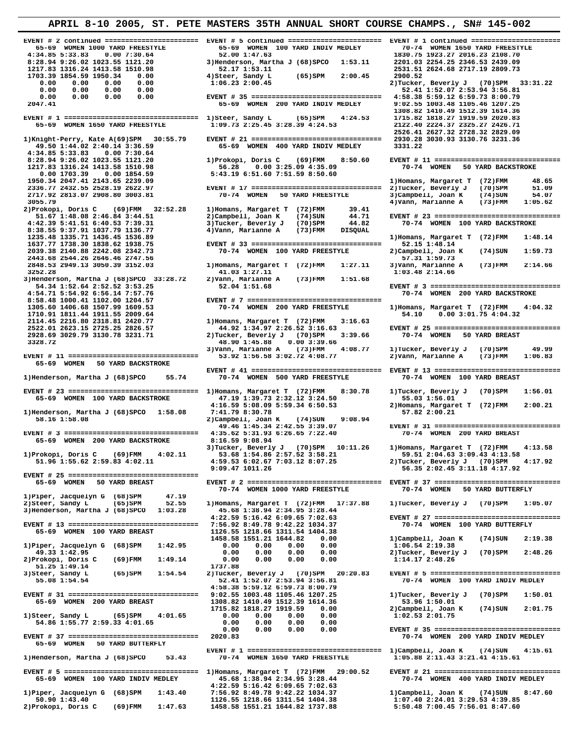# APRIL 8-10 2005, ST. PETE MASTERS 35TH ANNUAL SHORT COURSE CHAMPS., SN# 145-002

```
EVENT # 2 continued ======================
  65-69  WOMEN 1000 YARD FREESTYLE
 4:34.85 5:33.83    0.00 7:30.64
 8:28.94 9:26.02 1023.55 1121.20
 1217.83 1316.24 1413.58 1510.98
 1703.39 1854.59 1950.34    0.00
    0.00    0.00    0.00    0.00
    0.00    0.00    0.00    0.00
    0.00    0.00    0.00    0.00
 2047.41

EVENT # 1 ================================
  65-69  WOMEN 1650 YARD FREESTYLE

1)Knight-Perry, Kate A(69)SPM   30:55.79
   49.50 1:44.02 2:40.14 3:36.59
 4:34.85 5:33.83    0.00 7:30.64
 8:28.94 9:26.02 1023.55 1121.20
 1217.83 1316.24 1413.58 1510.98
    0.00 1703.39    0.00 1854.59
 1950.34 2047.41 2143.65 2239.09
 2336.77 2432.55 2528.19 2622.97
 2717.92 2813.07 2908.80 3003.81
 3055.79
2)Prokopi, Doris C    (69)FMM   32:52.28
   51.67 1:48.08 2:46.84 3:44.51
 4:42.39 5:41.51 6:40.53 7:39.31
 8:38.55 9:37.91 1037.79 1136.77
 1235.48 1335.71 1436.45 1536.89
 1637.77 1738.30 1838.62 1938.75
 2039.38 2140.88 2242.08 2342.73
 2443.68 2544.26 2646.46 2747.56
 2848.53 2949.13 3050.39 3152.03
 3252.28
3)Henderson, Martha J (68)SPCO  33:28.72
   54.34 1:52.64 2:52.52 3:53.25
 4:54.71 5:54.92 6:56.14 7:57.76
 8:58.48 1000.41 1102.00 1204.57
 1305.60 1406.68 1507.99 1609.53
 1710.91 1811.44 1911.55 2009.64
 2114.45 2216.80 2318.81 2420.77
 2522.01 2623.15 2725.25 2826.57
 2928.69 3029.79 3130.78 3231.71
 3328.72

EVENT # 11 ===============================
  65-69  WOMEN   50 YARD BACKSTROKE

1)Henderson, Martha J (68)SPCO     55.74

EVENT # 23 ===============================
  65-69  WOMEN  100 YARD BACKSTROKE

1)Henderson, Martha J (68)SPCO   1:58.08
   58.16 1:58.08

EVENT # 3 ================================
  65-69  WOMEN  200 YARD BACKSTROKE

1)Prokopi, Doris C    (69)FMM    4:02.11
   51.96 1:55.62 2:59.83 4:02.11

EVENT # 25 ===============================
  65-69  WOMEN   50 YARD BREAST

1)Piper, Jacquelyn G  (68)SPM      47.19
2)Steer, Sandy L      (65)SPM      52.55
3)Henderson, Martha J (68)SPCO   1:03.28

EVENT # 13 ===============================
  65-69  WOMEN  100 YARD BREAST

1)Piper, Jacquelyn G  (68)SPM    1:42.95
   49.33 1:42.95
2)Prokopi, Doris C    (69)FMM    1:49.14
   51.25 1:49.14
3)Steer, Sandy L      (65)SPM    1:54.54
   55.08 1:54.54

EVENT # 31 ===============================
  65-69  WOMEN  200 YARD BREAST

1)Steer, Sandy L      (65)SPM    4:01.65
   54.86 1:55.77 2:59.33 4:01.65

EVENT # 37 ===============================
  65-69  WOMEN   50 YARD BUTTERFLY

1)Henderson, Martha J (68)SPCO     53.43

EVENT # 5 ================================
  65-69  WOMEN  100 YARD INDIV MEDLEY

1)Piper, Jacquelyn G  (68)SPM    1:43.40
   50.90 1:43.40
2)Prokopi, Doris C    (69)FMM    1:47.63

EVENT # 5 continued ======================
  65-69  WOMEN  100 YARD INDIV MEDLEY
   52.00 1:47.63
3)Henderson, Martha J (68)SPCO   1:53.11
   52.17 1:53.11
4)Steer, Sandy L      (65)SPM    2:00.45
 1:06.23 2:00.45

EVENT # 35 ===============================
  65-69  WOMEN  200 YARD INDIV MEDLEY

1)Steer, Sandy L      (65)SPM    4:24.53
 1:09.73 2:25.45 3:28.39 4:24.53

EVENT # 21 ===============================
  65-69  WOMEN  400 YARD INDIV MEDLEY

1)Prokopi, Doris C    (69)FMM    8:50.60
   56.28    0.00 3:25.09 4:35.09
 5:43.19 6:51.60 7:51.59 8:50.60

EVENT # 17 ===============================
  70-74  WOMEN   50 YARD FREESTYLE

1)Homans, Margaret T  (72)FMM      39.41
2)Campbell, Joan K    (74)SUN      44.71
3)Tucker, Beverly J   (70)SPM      44.82
4)Vann, Marianne A    (73)FMM     DISQUAL

EVENT # 33 ===============================
  70-74  WOMEN  100 YARD FREESTYLE

1)Homans, Margaret T  (72)FMM    1:27.11
   41.03 1:27.11
2)Vann, Marianne A    (73)FMM    1:51.68
   52.04 1:51.68

EVENT # 7 ================================
  70-74  WOMEN  200 YARD FREESTYLE

1)Homans, Margaret T  (72)FMM    3:16.63
   44.92 1:34.97 2:26.52 3:16.63
2)Tucker, Beverly J   (70)SPM    3:39.66
   48.90 1:45.88    0.00 3:39.66
3)Vann, Marianne A    (73)FMM    4:08.77
   53.92 1:56.58 3:02.72 4:08.77

EVENT # 41 ===============================
  70-74  WOMEN  500 YARD FREESTYLE

1)Homans, Margaret T  (72)FMM    8:30.78
   47.19 1:39.73 2:32.12 3:24.50
 4:16.59 5:08.09 5:59.34 6:50.53
 7:41.79 8:30.78
2)Campbell, Joan K    (74)SUN    9:08.94
   49.46 1:45.34 2:42.55 3:39.07
 4:35.62 5:31.93 6:26.65 7:22.40
 8:16.59 9:08.94
3)Tucker, Beverly J   (70)SPM   10:11.26
   53.68 1:54.86 2:57.52 3:58.21
 4:59.53 6:02.67 7:03.12 8:07.25
 9:09.47 1011.26

EVENT # 2 ================================
  70-74  WOMEN 1000 YARD FREESTYLE

1)Homans, Margaret T  (72)FMM   17:37.88
   45.68 1:38.94 2:34.95 3:28.44
 4:22.59 5:16.42 6:09.65 7:02.63
 7:56.92 8:49.78 9:42.22 1034.37
 1126.55 1218.66 1311.54 1404.38
 1458.58 1551.21 1644.82    0.00
    0.00    0.00    0.00    0.00
    0.00    0.00    0.00    0.00
    0.00    0.00    0.00    0.00
 1737.88
2)Tucker, Beverly J   (70)SPM   20:20.83
   52.41 1:52.07 2:53.94 3:56.81
 4:58.38 5:59.12 6:59.73 8:00.79
 9:02.55 1003.48 1105.46 1207.25
 1308.82 1410.49 1512.39 1614.36
 1715.82 1818.27 1919.59    0.00
    0.00    0.00    0.00    0.00
    0.00    0.00    0.00    0.00
    0.00    0.00    0.00    0.00
 2020.83

EVENT # 1 ================================
  70-74  WOMEN 1650 YARD FREESTYLE

1)Homans, Margaret T  (72)FMM   29:00.52
   45.68 1:38.94 2:34.95 3:28.44
 4:22.59 5:16.42 6:09.65 7:02.63
 7:56.92 8:49.78 9:42.22 1034.37
 1126.55 1218.66 1311.54 1404.38
 1458.58 1551.21 1644.82 1737.88

EVENT # 1 continued ======================
  70-74  WOMEN 1650 YARD FREESTYLE
 1830.75 1923.27 2016.23 2108.70
 2201.03 2254.25 2346.53 2439.09
 2531.51 2624.68 2717.19 2809.73
 2900.52
2)Tucker, Beverly J   (70)SPM   33:31.22
   52.41 1:52.07 2:53.94 3:56.81
 4:58.38 5:59.12 6:59.73 8:00.79
 9:02.55 1003.48 1105.46 1207.25
 1308.82 1410.49 1512.39 1614.36
 1715.82 1818.27 1919.59 2020.83
 2122.40 2224.37 2325.27 2426.71
 2526.41 2627.32 2728.32 2829.09
 2930.28 3030.93 3130.76 3231.36
 3331.22

EVENT # 11 ===============================
  70-74  WOMEN   50 YARD BACKSTROKE

1)Homans, Margaret T  (72)FMM      48.65
2)Tucker, Beverly J   (70)SPM      51.09
3)Campbell, Joan K    (74)SUN      54.07
4)Vann, Marianne A    (73)FMM    1:05.62

EVENT # 23 ===============================
  70-74  WOMEN  100 YARD BACKSTROKE

1)Homans, Margaret T  (72)FMM    1:48.14
   52.15 1:48.14
2)Campbell, Joan K    (74)SUN    1:59.73
   57.31 1:59.73
3)Vann, Marianne A    (73)FMM    2:14.66
 1:03.48 2:14.66

EVENT # 3 ================================
  70-74  WOMEN  200 YARD BACKSTROKE

1)Homans, Margaret T  (72)FMM    4:04.32
   54.10    0.00 3:01.75 4:04.32

EVENT # 25 ===============================
  70-74  WOMEN   50 YARD BREAST

1)Tucker, Beverly J   (70)SPM      49.99
2)Vann, Marianne A    (73)FMM    1:06.83

EVENT # 13 ===============================
  70-74  WOMEN  100 YARD BREAST

1)Tucker, Beverly J   (70)SPM    1:56.01
   55.03 1:56.01
2)Homans, Margaret T  (72)FMM    2:00.21
   57.82 2:00.21

EVENT # 31 ===============================
  70-74  WOMEN  200 YARD BREAST

1)Homans, Margaret T  (72)FMM    4:13.58
   59.51 2:04.63 3:09.43 4:13.58
2)Tucker, Beverly J   (70)SPM    4:17.92
   56.35 2:02.45 3:11.18 4:17.92

EVENT # 37 ===============================
  70-74  WOMEN   50 YARD BUTTERFLY

1)Tucker, Beverly J   (70)SPM    1:05.07

EVENT # 27 ===============================
  70-74  WOMEN  100 YARD BUTTERFLY

1)Campbell, Joan K    (74)SUN    2:19.38
 1:06.54 2:19.38
2)Tucker, Beverly J   (70)SPM    2:48.26
 1:14.17 2:48.26

EVENT # 5 ================================
  70-74  WOMEN  100 YARD INDIV MEDLEY

1)Tucker, Beverly J   (70)SPM    1:50.01
   53.96 1:50.01
2)Campbell, Joan K    (74)SUN    2:01.75
 1:02.53 2:01.75

EVENT # 35 ===============================
  70-74  WOMEN  200 YARD INDIV MEDLEY

1)Campbell, Joan K    (74)SUN    4:15.61
 1:05.88 2:11.43 3:21.41 4:15.61

EVENT # 21 ===============================
  70-74  WOMEN  400 YARD INDIV MEDLEY

1)Campbell, Joan K    (74)SUN    8:47.60
 1:07.40 2:24.01 3:29.53 4:39.85
 5:50.48 7:00.45 7:56.01 8:47.60
```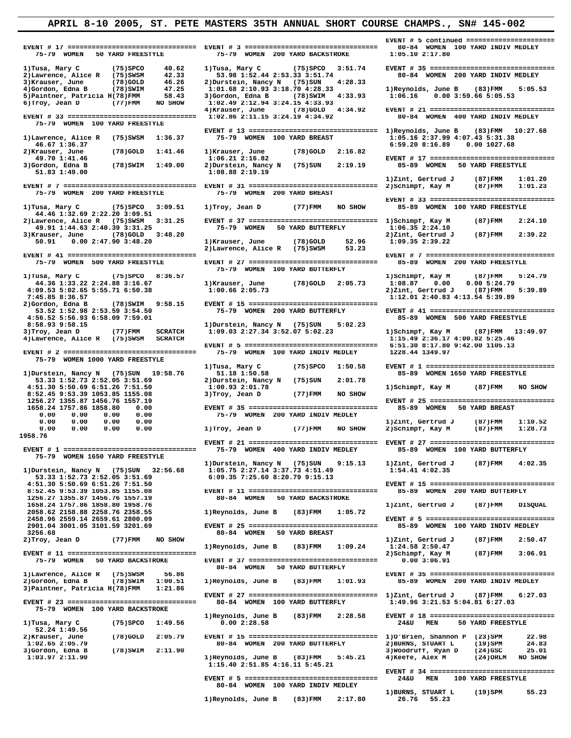# APRIL 8-10 2005, ST. PETE MASTERS 35TH ANNUAL SHORT COURSE CHAMPS., SN# 145-002

```
EVENT # 17 ================================
  75-79  WOMEN   50 YARD FREESTYLE

1)Tusa, Mary C        (75)SPCO    40.62
2)Lawrence, Alice R  (75)SWSM     42.33
3)Krauser, June       (78)GOLD    46.26
4)Gordon, Edna B      (78)SWIM    47.25
5)Paintner, Patricia H(78)FMM     58.43
6)Troy, Jean D        (77)FMM   NO SHOW

EVENT # 33 ================================
  75-79  WOMEN  100 YARD FREESTYLE

1)Lawrence, Alice R  (75)SWSM   1:36.37
  46.67 1:36.37
2)Krauser, June       (78)GOLD  1:41.46
  49.70 1:41.46
3)Gordon, Edna B      (78)SWIM  1:49.00
  51.83 1:49.00

EVENT # 7 =================================
  75-79  WOMEN  200 YARD FREESTYLE

1)Tusa, Mary C        (75)SPCO  3:09.51
  44.46 1:32.69 2:22.20 3:09.51
2)Lawrence, Alice R  (75)SWSM   3:31.25
  49.91 1:44.63 2:40.39 3:31.25
3)Krauser, June       (78)GOLD  3:48.20
  50.91    0.00 2:47.90 3:48.20

EVENT # 41 ================================
  75-79  WOMEN  500 YARD FREESTYLE

1)Tusa, Mary C        (75)SPCO  8:36.57
  44.36 1:33.22 2:24.88 3:16.67
 4:09.53 5:02.65 5:55.71 6:50.38
 7:45.85 8:36.57
2)Gordon, Edna B      (78)SWIM  9:58.15
  53.52 1:52.98 2:53.59 3:54.50
 4:56.52 5:56.93 6:58.09 7:59.01
 8:58.93 9:58.15
3)Troy, Jean D        (77)FMM   SCRATCH
4)Lawrence, Alice R  (75)SWSM   SCRATCH

EVENT # 2 =================================
  75-79  WOMEN 1000 YARD FREESTYLE

1)Durstein, Nancy N  (75)SUN   19:58.76
  53.33 1:52.73 2:52.05 3:51.69
 4:51.30 5:50.69 6:51.26 7:51.50
 8:52.45 9:53.39 1053.85 1155.08
 1256.27 1355.87 1456.76 1557.19
 1658.24 1757.86 1858.80    0.00
    0.00    0.00    0.00    0.00
    0.00    0.00    0.00    0.00
    0.00    0.00    0.00    0.00
1958.76

EVENT # 1 =================================
  75-79  WOMEN 1650 YARD FREESTYLE

1)Durstein, Nancy N  (75)SUN   32:56.68
  53.33 1:52.73 2:52.05 3:51.69
 4:51.30 5:50.69 6:51.26 7:51.50
 8:52.45 9:53.39 1053.85 1155.08
 1256.27 1355.87 1456.76 1557.19
 1658.24 1757.86 1858.80 1958.76
 2058.62 2158.88 2258.55 2358.55
 2458.96 2559.14 2659.61 2800.09
 2901.04 3001.05 3101.59 3201.69
 3256.68
2)Troy, Jean D        (77)FMM   NO SHOW

EVENT # 11 ================================
  75-79  WOMEN   50 YARD BACKSTROKE

1)Lawrence, Alice R  (75)SWSM     56.86
2)Gordon, Edna B      (78)SWIM  1:00.51
3)Paintner, Patricia H(78)FMM   1:21.86

EVENT # 23 ================================
  75-79  WOMEN  100 YARD BACKSTROKE

1)Tusa, Mary C        (75)SPCO  1:49.56
  52.24 1:49.56
2)Krauser, June       (78)GOLD  2:05.79
 1:02.65 2:05.79
3)Gordon, Edna B      (78)SWIM  2:11.90
 1:03.97 2:11.90

EVENT # 3 =================================
  75-79  WOMEN  200 YARD BACKSTROKE

1)Tusa, Mary C        (75)SPCO  3:51.74
  53.98 1:52.44 2:53.33 3:51.74
2)Durstein, Nancy N  (75)SUN    4:28.33
 1:01.68 2:10.93 3:18.70 4:28.33
3)Gordon, Edna B      (78)SWIM  4:33.93
 1:02.49 2:12.94 3:24.15 4:33.93
4)Krauser, June       (78)GOLD  4:34.92
 1:02.86 2:11.15 3:24.19 4:34.92

EVENT # 13 ================================
  75-79  WOMEN  100 YARD BREAST

1)Krauser, June       (78)GOLD  2:16.82
 1:06.21 2:16.82
2)Durstein, Nancy N  (75)SUN    2:19.19
 1:08.88 2:19.19

EVENT # 31 ================================
  75-79  WOMEN  200 YARD BREAST

1)Troy, Jean D        (77)FMM   NO SHOW

EVENT # 37 ================================
  75-79  WOMEN   50 YARD BUTTERFLY

1)Krauser, June       (78)GOLD    52.96
2)Lawrence, Alice R  (75)SWSM     53.23

EVENT # 27 ================================
  75-79  WOMEN  100 YARD BUTTERFLY

1)Krauser, June       (78)GOLD  2:05.73
 1:00.66 2:05.73

EVENT # 15 ================================
  75-79  WOMEN  200 YARD BUTTERFLY

1)Durstein, Nancy N  (75)SUN    5:02.23
 1:09.03 2:27.34 3:52.07 5:02.23

EVENT # 5 =================================
  75-79  WOMEN  100 YARD INDIV MEDLEY

1)Tusa, Mary C        (75)SPCO  1:50.58
  51.18 1:50.58
2)Durstein, Nancy N  (75)SUN    2:01.78
 1:00.93 2:01.78
3)Troy, Jean D        (77)FMM   NO SHOW

EVENT # 35 ================================
  75-79  WOMEN  200 YARD INDIV MEDLEY

1)Troy, Jean D        (77)FMM   NO SHOW

EVENT # 21 ================================
  75-79  WOMEN  400 YARD INDIV MEDLEY

1)Durstein, Nancy N  (75)SUN    9:15.13
 1:05.75 2:27.14 3:37.73 4:51.49
 6:09.35 7:25.60 8:20.79 9:15.13

EVENT # 11 ================================
  80-84  WOMEN   50 YARD BACKSTROKE

1)Reynolds, June B    (83)FMM   1:05.72

EVENT # 25 ================================
  80-84  WOMEN   50 YARD BREAST

1)Reynolds, June B    (83)FMM   1:09.24

EVENT # 37 ================================
  80-84  WOMEN   50 YARD BUTTERFLY

1)Reynolds, June B    (83)FMM   1:01.93

EVENT # 27 ================================
  80-84  WOMEN  100 YARD BUTTERFLY

1)Reynolds, June B    (83)FMM   2:28.58
    0.00 2:28.58

EVENT # 15 ================================
  80-84  WOMEN  200 YARD BUTTERFLY

1)Reynolds, June B    (83)FMM   5:45.21
 1:15.40 2:51.85 4:16.11 5:45.21

EVENT # 5 =================================
  80-84  WOMEN  100 YARD INDIV MEDLEY

1)Reynolds, June B    (83)FMM   2:17.80

EVENT # 5 continued =======================
  80-84  WOMEN  100 YARD INDIV MEDLEY
 1:05.10 2:17.80

EVENT # 35 ================================
  80-84  WOMEN  200 YARD INDIV MEDLEY

1)Reynolds, June B    (83)FMM   5:05.53
 1:06.16    0.00 3:59.66 5:05.53

EVENT # 21 ================================
  80-84  WOMEN  400 YARD INDIV MEDLEY

1)Reynolds, June B    (83)FMM  10:27.68
 1:05.16 2:37.99 4:07.43 5:31.38
 6:59.20 8:16.89    0.00 1027.68

EVENT # 17 ================================
  85-89  WOMEN   50 YARD FREESTYLE

1)Zint, Gertrud J     (87)FMM   1:01.20
2)Schimpf, Kay M      (87)FMM   1:01.23

EVENT # 33 ================================
  85-89  WOMEN  100 YARD FREESTYLE

1)Schimpf, Kay M      (87)FMM   2:24.10
 1:06.35 2:24.10
2)Zint, Gertrud J     (87)FMM   2:39.22
 1:09.35 2:39.22

EVENT # 7 =================================
  85-89  WOMEN  200 YARD FREESTYLE

1)Schimpf, Kay M      (87)FMM   5:24.79
 1:08.87    0.00    0.00 5:24.79
2)Zint, Gertrud J     (87)FMM   5:39.89
 1:12.01 2:40.83 4:13.54 5:39.89

EVENT # 41 ================================
  85-89  WOMEN  500 YARD FREESTYLE

1)Schimpf, Kay M      (87)FMM  13:49.97
 1:15.49 2:36.17 4:00.82 5:25.46
 6:51.30 8:17.80 9:42.00 1105.13
 1228.44 1349.97

EVENT # 1 =================================
  85-89  WOMEN 1650 YARD FREESTYLE

1)Schimpf, Kay M      (87)FMM   NO SHOW

EVENT # 25 ================================
  85-89  WOMEN   50 YARD BREAST

1)Zint, Gertrud J     (87)FMM   1:10.52
2)Schimpf, Kay M      (87)FMM   1:28.73

EVENT # 27 ================================
  85-89  WOMEN  100 YARD BUTTERFLY

1)Zint, Gertrud J     (87)FMM   4:02.35
 1:54.41 4:02.35

EVENT # 15 ================================
  85-89  WOMEN  200 YARD BUTTERFLY

1)Zint, Gertrud J     (87)FMM   DISQUAL

EVENT # 5 =================================
  85-89  WOMEN  100 YARD INDIV MEDLEY

1)Zint, Gertrud J     (87)FMM   2:50.47
 1:24.58 2:50.47
2)Schimpf, Kay M      (87)FMM   3:06.91
    0.00 3:06.91

EVENT # 35 ================================
  85-89  WOMEN  200 YARD INDIV MEDLEY

1)Zint, Gertrud J     (87)FMM   6:27.03
 1:49.96 3:21.53 5:04.81 6:27.03

EVENT # 18 ================================
  24&U   MEN    50 YARD FREESTYLE

1)O'Brien, Shannon P  (23)SPM     22.98
2)BURNS, STUART L     (19)SPM     24.83
3)Woodruff, Ryan D    (24)GSC     25.01
4)Keefe, Alex M       (24)ORLM  NO SHOW

EVENT # 34 ================================
  24&U   MEN   100 YARD FREESTYLE

1)BURNS, STUART L     (19)SPM     55.23
  26.76   55.23
```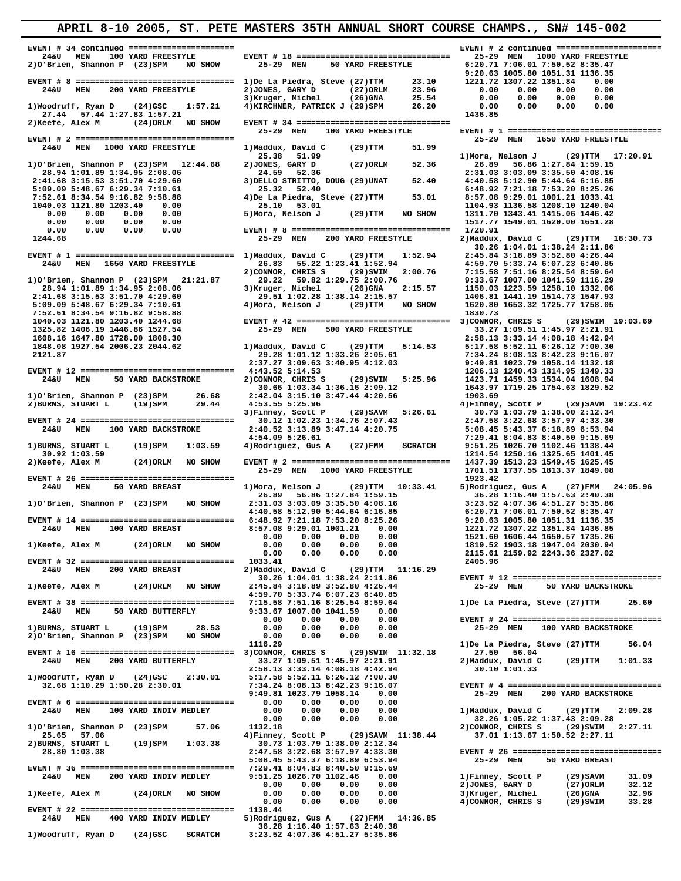# APRIL 8-10 2005, ST. PETE MASTERS 35TH ANNUAL SHORT COURSE CHAMPS., SN# 145-002

```
EVENT # 34 continued ======================
  24&U   MEN   100 YARD FREESTYLE
2)O'Brien, Shannon P  (23)SPM   NO SHOW

EVENT # 8 ================================
  24&U   MEN   200 YARD FREESTYLE

1)Woodruff, Ryan D    (24)GSC    1:57.21
  27.44  57.44 1:27.83 1:57.21
2)Keefe, Alex M       (24)ORLM  NO SHOW

EVENT # 2 ================================
  24&U   MEN   1000 YARD FREESTYLE

1)O'Brien, Shannon P  (23)SPM   12:44.68
  28.94 1:01.89 1:34.95 2:08.06
 2:41.68 3:15.53 3:51.70 4:29.60
 5:09.09 5:48.67 6:29.34 7:10.61
 7:52.61 8:34.54 9:16.82 9:58.88
 1040.03 1121.80 1203.40    0.00
    0.00    0.00    0.00    0.00
    0.00    0.00    0.00    0.00
    0.00    0.00    0.00    0.00
 1244.68

EVENT # 1 ================================
  24&U   MEN   1650 YARD FREESTYLE

1)O'Brien, Shannon P  (23)SPM   21:21.87
  28.94 1:01.89 1:34.95 2:08.06
 2:41.68 3:15.53 3:51.70 4:29.60
 5:09.09 5:48.67 6:29.34 7:10.61
 7:52.61 8:34.54 9:16.82 9:58.88
 1040.03 1121.80 1203.40 1244.68
 1325.82 1406.19 1446.86 1527.54
 1608.16 1647.80 1728.00 1808.30
 1848.08 1927.54 2006.23 2044.62
 2121.87

EVENT # 12 ===============================
  24&U   MEN   50 YARD BACKSTROKE

1)O'Brien, Shannon P  (23)SPM     26.68
2)BURNS, STUART L     (19)SPM     29.44

EVENT # 24 ===============================
  24&U   MEN   100 YARD BACKSTROKE

1)BURNS, STUART L     (19)SPM    1:03.59
  30.92 1:03.59
2)Keefe, Alex M       (24)ORLM  NO SHOW

EVENT # 26 ===============================
  24&U   MEN   50 YARD BREAST

1)O'Brien, Shannon P  (23)SPM   NO SHOW

EVENT # 14 ===============================
  24&U   MEN   100 YARD BREAST

1)Keefe, Alex M       (24)ORLM  NO SHOW

EVENT # 32 ===============================
  24&U   MEN   200 YARD BREAST

1)Keefe, Alex M       (24)ORLM  NO SHOW

EVENT # 38 ===============================
  24&U   MEN   50 YARD BUTTERFLY

1)BURNS, STUART L     (19)SPM     28.53
2)O'Brien, Shannon P  (23)SPM   NO SHOW

EVENT # 16 ===============================
  24&U   MEN   200 YARD BUTTERFLY

1)Woodruff, Ryan D    (24)GSC    2:30.01
  32.68 1:10.29 1:50.28 2:30.01

EVENT # 6 ================================
  24&U   MEN   100 YARD INDIV MEDLEY

1)O'Brien, Shannon P  (23)SPM     57.06
  25.65  57.06
2)BURNS, STUART L     (19)SPM    1:03.38
  28.80 1:03.38

EVENT # 36 ===============================
  24&U   MEN   200 YARD INDIV MEDLEY

1)Keefe, Alex M       (24)ORLM  NO SHOW

EVENT # 22 ===============================
  24&U   MEN   400 YARD INDIV MEDLEY

1)Woodruff, Ryan D    (24)GSC   SCRATCH

EVENT # 18 ===============================
  25-29  MEN    50 YARD FREESTYLE

1)De La Piedra, Steve (27)TTM     23.10
2)JONES, GARY D       (27)ORLM    23.96
3)Kruger, Michel      (26)GNA     25.54
4)KIRCHNER, PATRICK J (29)SPM     26.20

EVENT # 34 ===============================
  25-29  MEN   100 YARD FREESTYLE

1)Maddux, David C     (29)TTM     51.99
  25.38  51.99
2)JONES, GARY D       (27)ORLM    52.36
  24.59  52.36
3)DELLO STRITTO, DOUG (29)UNAT    52.40
  25.32  52.40
4)De La Piedra, Steve (27)TTM     53.01
  25.10  53.01
5)Mora, Nelson J      (29)TTM   NO SHOW

EVENT # 8 ================================
  25-29  MEN   200 YARD FREESTYLE

1)Maddux, David C     (29)TTM    1:52.94
  26.83  55.22 1:23.41 1:52.94
2)CONNOR, CHRIS S     (29)SWIM   2:00.76
  29.22  59.82 1:29.75 2:00.76
3)Kruger, Michel      (26)GNA    2:15.57
  29.51 1:02.28 1:38.14 2:15.57
4)Mora, Nelson J      (29)TTM   NO SHOW

EVENT # 42 ===============================
  25-29  MEN   500 YARD FREESTYLE

1)Maddux, David C     (29)TTM    5:14.53
  29.28 1:01.12 1:33.26 2:05.61
 2:37.27 3:09.63 3:40.95 4:12.03
 4:43.52 5:14.53
2)CONNOR, CHRIS S     (29)SWIM   5:25.96
  30.66 1:03.34 1:36.16 2:09.12
 2:42.04 3:15.10 3:47.44 4:20.56
 4:53.55 5:25.96
3)Finney, Scott P     (29)SAVM   5:26.61
  30.12 1:02.23 1:34.76 2:07.43
 2:40.52 3:13.89 3:47.14 4:20.75
 4:54.09 5:26.61
4)Rodriguez, Gus A    (27)FMM   SCRATCH

EVENT # 2 ================================
  25-29  MEN   1000 YARD FREESTYLE

1)Mora, Nelson J      (29)TTM   10:33.41
  26.89  56.86 1:27.84 1:59.15
 2:31.03 3:03.09 3:35.50 4:08.16
 4:40.58 5:12.90 5:44.64 6:16.85
 6:48.92 7:21.18 7:53.20 8:25.26
 8:57.08 9:29.01 1001.21    0.00
    0.00    0.00    0.00    0.00
    0.00    0.00    0.00    0.00
 1033.41
2)Maddux, David C     (29)TTM   11:16.29
  30.26 1:04.01 1:38.24 2:11.86
 2:45.84 3:18.89 3:52.80 4:26.44
 4:59.70 5:33.74 6:07.23 6:40.85
 7:15.58 7:51.16 8:25.54 8:59.64
 9:33.67 1007.00 1041.59    0.00
    0.00    0.00    0.00    0.00
    0.00    0.00    0.00    0.00
 1116.29
3)CONNOR, CHRIS S     (29)SWIM  11:32.18
  33.27 1:09.51 1:45.97 2:21.91
 2:58.13 3:33.14 4:08.18 4:42.94
 5:17.58 5:52.11 6:26.12 7:00.30
 7:34.24 8:08.13 8:42.23 9:16.07
 9:49.81 1023.79 1058.14    0.00
    0.00    0.00    0.00    0.00
    0.00    0.00    0.00    0.00
 1132.18
4)Finney, Scott P     (29)SAVM  11:38.44
  30.73 1:03.79 1:38.00 2:12.34
 2:47.58 3:22.68 3:57.97 4:33.30
 5:08.45 5:43.37 6:18.89 6:53.94
 7:29.41 8:04.83 8:40.50 9:15.69
 9:51.25 1026.70 1102.46    0.00
    0.00    0.00    0.00    0.00
    0.00    0.00    0.00    0.00
 1138.44
5)Rodriguez, Gus A    (27)FMM   14:36.85
  36.28 1:16.40 1:57.63 2:40.38
 3:23.52 4:07.36 4:51.27 5:35.86

EVENT # 2 continued ======================
  25-29  MEN   1000 YARD FREESTYLE
 6:20.71 7:06.01 7:50.52 8:35.47
 9:20.63 1005.80 1051.31 1136.35
 1221.72 1307.22 1351.84    0.00
    0.00    0.00    0.00    0.00
    0.00    0.00    0.00    0.00
 1436.85

EVENT # 1 ================================
  25-29  MEN   1650 YARD FREESTYLE

1)Mora, Nelson J      (29)TTM   17:20.91
  26.89  56.86 1:27.84 1:59.15
 2:31.03 3:03.09 3:35.50 4:08.16
 4:40.58 5:12.90 5:44.64 6:16.85
 6:48.92 7:21.18 7:53.20 8:25.26
 8:57.08 9:29.01 1001.21 1033.41
 1104.93 1136.58 1208.10 1240.04
 1311.70 1343.41 1415.06 1446.42
 1517.77 1549.01 1620.00 1651.28
 1720.91
2)Maddux, David C     (29)TTM   18:30.73
  30.26 1:04.01 1:38.24 2:11.86
 2:45.84 3:18.89 3:52.80 4:26.44
 4:59.70 5:33.74 6:07.23 6:40.85
 7:15.58 7:51.16 8:25.54 8:59.64
 9:33.67 1007.00 1041.59 1116.29
 1150.03 1223.59 1258.10 1332.06
 1406.81 1441.19 1514.73 1547.93
 1620.80 1653.32 1725.77 1758.05
 1830.73
3)CONNOR, CHRIS S     (29)SWIM  19:03.69
  33.27 1:09.51 1:45.97 2:21.91
 2:58.13 3:33.14 4:08.18 4:42.94
 5:17.58 5:52.11 6:26.12 7:00.30
 7:34.24 8:08.13 8:42.23 9:16.07
 9:49.81 1023.79 1058.14 1132.18
 1206.13 1240.43 1314.95 1349.33
 1423.71 1459.33 1534.04 1608.94
 1643.97 1719.25 1754.63 1829.52
 1903.69
4)Finney, Scott P     (29)SAVM  19:23.42
  30.73 1:03.79 1:38.00 2:12.34
 2:47.58 3:22.68 3:57.97 4:33.30
 5:08.45 5:43.37 6:18.89 6:53.94
 7:29.41 8:04.83 8:40.50 9:15.69
 9:51.25 1026.70 1102.46 1138.44
 1214.54 1250.16 1325.65 1401.45
 1437.39 1513.23 1549.45 1625.45
 1701.51 1737.55 1813.37 1849.08
 1923.42
5)Rodriguez, Gus A    (27)FMM   24:05.96
  36.28 1:16.40 1:57.63 2:40.38
 3:23.52 4:07.36 4:51.27 5:35.86
 6:20.71 7:06.01 7:50.52 8:35.47
 9:20.63 1005.80 1051.31 1136.35
 1221.72 1307.22 1351.84 1436.85
 1521.60 1606.44 1650.57 1735.26
 1819.52 1903.18 1947.04 2030.94
 2115.61 2159.92 2243.36 2327.02
 2405.96

EVENT # 12 ===============================
  25-29  MEN    50 YARD BACKSTROKE

1)De La Piedra, Steve (27)TTM     25.60

EVENT # 24 ===============================
  25-29  MEN   100 YARD BACKSTROKE

1)De La Piedra, Steve (27)TTM     56.04
  27.50  56.04
2)Maddux, David C     (29)TTM    1:01.33
  30.10 1:01.33

EVENT # 4 ================================
  25-29  MEN   200 YARD BACKSTROKE

1)Maddux, David C     (29)TTM    2:09.28
  32.26 1:05.22 1:37.43 2:09.28
2)CONNOR, CHRIS S     (29)SWIM   2:27.11
  37.01 1:13.67 1:50.52 2:27.11

EVENT # 26 ===============================
  25-29  MEN    50 YARD BREAST

1)Finney, Scott P     (29)SAVM    31.09
2)JONES, GARY D       (27)ORLM    32.12
3)Kruger, Michel      (26)GNA     32.96
4)CONNOR, CHRIS S     (29)SWIM    33.28
```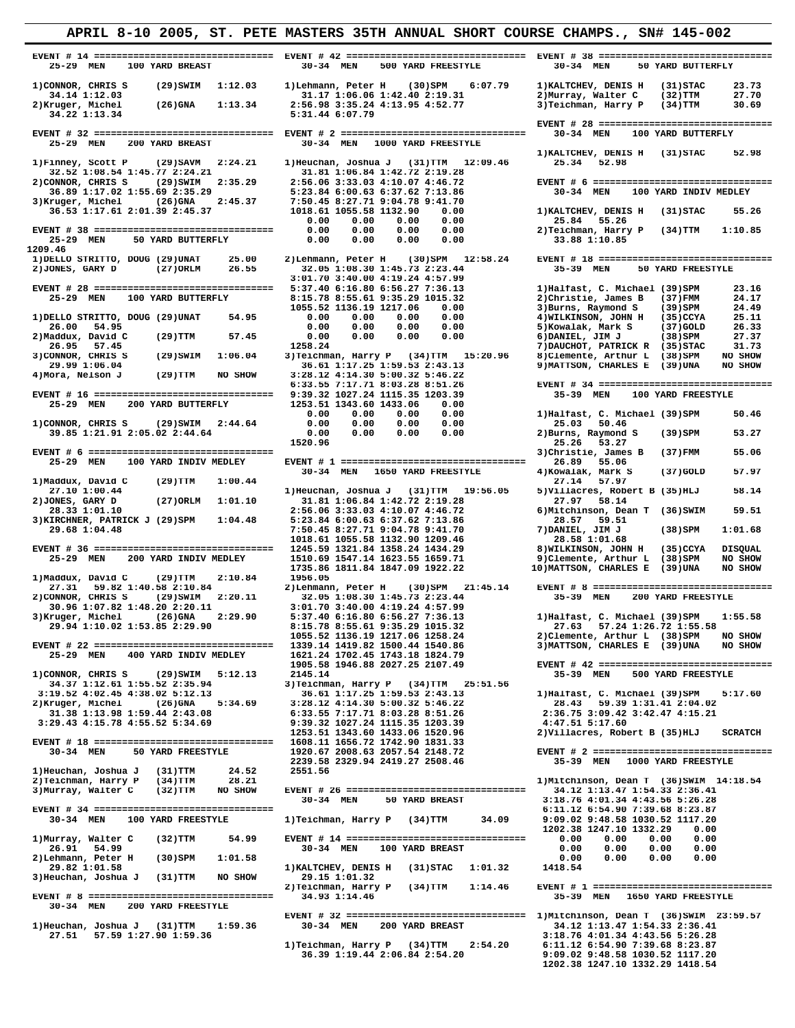# APRIL 8-10 2005, ST. PETE MASTERS 35TH ANNUAL SHORT COURSE CHAMPS., SN# 145-002

```
EVENT # 14 ===============================
  25-29 MEN   100 YARD BREAST

1)CONNOR, CHRIS S    (29)SWIM   1:12.03
   34.14 1:12.03
2)Kruger, Michel     (26)GNA    1:13.34
   34.22 1:13.34

EVENT # 32 ===============================
  25-29 MEN   200 YARD BREAST

1)Finney, Scott P    (29)SAVM   2:24.21
   32.52 1:08.54 1:45.77 2:24.21
2)CONNOR, CHRIS S    (29)SWIM   2:35.29
   36.89 1:17.02 1:55.69 2:35.29
3)Kruger, Michel     (26)GNA    2:45.37
   36.53 1:17.61 2:01.39 2:45.37

EVENT # 38 ===============================
  25-29 MEN    50 YARD BUTTERFLY
1209.46
1)DELLO STRITTO, DOUG (29)UNAT    25.00
2)JONES, GARY D      (27)ORLM     26.55

EVENT # 28 ===============================
  25-29 MEN   100 YARD BUTTERFLY

1)DELLO STRITTO, DOUG (29)UNAT    54.95
   26.00  54.95
2)Maddux, David C    (29)TTM      57.45
   26.95  57.45
3)CONNOR, CHRIS S    (29)SWIM   1:06.04
   29.99 1:06.04
4)Mora, Nelson J     (29)TTM    NO SHOW

EVENT # 16 ===============================
  25-29 MEN   200 YARD BUTTERFLY

1)CONNOR, CHRIS S    (29)SWIM   2:44.64
   39.85 1:21.91 2:05.02 2:44.64

EVENT # 6 ================================
  25-29 MEN   100 YARD INDIV MEDLEY

1)Maddux, David C    (29)TTM    1:00.44
   27.10 1:00.44
2)JONES, GARY D      (27)ORLM   1:01.10
   28.33 1:01.10
3)KIRCHNER, PATRICK J (29)SPM   1:04.48
   29.68 1:04.48

EVENT # 36 ===============================
  25-29 MEN   200 YARD INDIV MEDLEY

1)Maddux, David C    (29)TTM    2:10.84
   27.31   59.82 1:40.58 2:10.84
2)CONNOR, CHRIS S    (29)SWIM   2:20.11
   30.96 1:07.82 1:48.20 2:20.11
3)Kruger, Michel     (26)GNA    2:29.90
   29.94 1:10.02 1:53.85 2:29.90

EVENT # 22 ===============================
  25-29 MEN   400 YARD INDIV MEDLEY

1)CONNOR, CHRIS S    (29)SWIM   5:12.13
   34.37 1:12.61 1:55.52 2:35.94
 3:19.52 4:02.45 4:38.02 5:12.13
2)Kruger, Michel     (26)GNA    5:34.69
   31.38 1:13.98 1:59.44 2:43.08
 3:29.43 4:15.78 4:55.52 5:34.69

EVENT # 18 ===============================
  30-34 MEN    50 YARD FREESTYLE

1)Heuchan, Joshua J  (31)TTM      24.52
2)Teichman, Harry P  (34)TTM      28.21
3)Murray, Walter C   (32)TTM    NO SHOW

EVENT # 34 ===============================
  30-34 MEN   100 YARD FREESTYLE

1)Murray, Walter C   (32)TTM      54.99
   26.91  54.99
2)Lehmann, Peter H   (30)SPM    1:01.58
   29.82 1:01.58
3)Heuchan, Joshua J  (31)TTM    NO SHOW

EVENT # 8 ================================
  30-34 MEN   200 YARD FREESTYLE

1)Heuchan, Joshua J  (31)TTM    1:59.36
   27.51   57.59 1:27.90 1:59.36

EVENT # 42 ===============================
  30-34 MEN   500 YARD FREESTYLE

1)Lehmann, Peter H   (30)SPM    6:07.79
   31.17 1:06.06 1:42.40 2:19.31
 2:56.98 3:35.24 4:13.95 4:52.77
 5:31.44 6:07.79

EVENT # 2 ================================
  30-34 MEN  1000 YARD FREESTYLE

1)Heuchan, Joshua J  (31)TTM   12:09.46
   31.81 1:06.84 1:42.72 2:19.28
 2:56.06 3:33.03 4:10.07 4:46.72
 5:23.84 6:00.63 6:37.62 7:13.86
 7:50.45 8:27.71 9:04.78 9:41.70
 1018.61 1055.58 1132.90    0.00
    0.00    0.00    0.00    0.00
    0.00    0.00    0.00    0.00
    0.00    0.00    0.00    0.00

2)Lehmann, Peter H   (30)SPM   12:58.24
   32.05 1:08.30 1:45.73 2:23.44
 3:01.70 3:40.00 4:19.24 4:57.99
 5:37.40 6:16.80 6:56.27 7:36.13
 8:15.78 8:55.61 9:35.29 1015.32
 1055.52 1136.19 1217.06    0.00
    0.00    0.00    0.00    0.00
    0.00    0.00    0.00    0.00
 1258.24
3)Teichman, Harry P  (34)TTM   15:20.96
   36.61 1:17.25 1:59.53 2:43.13
 3:28.12 4:14.30 5:00.32 5:46.22
 6:33.55 7:17.71 8:03.28 8:51.26
 9:39.32 1027.24 1115.35 1203.39
 1253.51 1343.60 1433.06    0.00
    0.00    0.00    0.00    0.00
    0.00    0.00    0.00    0.00
 1520.96

EVENT # 1 ================================
  30-34 MEN  1650 YARD FREESTYLE

1)Heuchan, Joshua J  (31)TTM   19:56.05
   31.81 1:06.84 1:42.72 2:19.28
 2:56.06 3:33.03 4:10.07 4:46.72
 5:23.84 6:00.63 6:37.62 7:13.86
 7:50.45 8:27.71 9:04.78 9:41.70
 1018.61 1055.58 1132.90 1209.46
 1245.59 1321.84 1358.24 1434.29
 1510.69 1547.14 1623.55 1659.71
 1735.86 1811.84 1847.09 1922.22
 1956.05
2)Lehmann, Peter H   (30)SPM   21:45.14
   32.05 1:08.30 1:45.73 2:23.44
 3:01.70 3:40.00 4:19.24 4:57.99
 5:37.40 6:16.80 6:56.27 7:36.13
 8:15.78 8:55.61 9:35.29 1015.32
 1055.52 1136.19 1217.06 1258.24
 1339.14 1419.82 1500.44 1540.86
 1621.24 1702.45 1743.18 1824.79
 1905.58 1946.88 2027.25 2107.49
 2145.14
3)Teichman, Harry P  (34)TTM   25:51.56
   36.61 1:17.25 1:59.53 2:43.13
 3:28.12 4:14.30 5:00.32 5:46.22
 6:33.55 7:17.71 8:03.28 8:51.26
 9:39.32 1027.24 1115.35 1203.39
 1253.51 1343.60 1433.06 1520.96
 1608.11 1656.72 1742.90 1831.33
 1920.67 2008.63 2057.54 2148.72
 2239.58 2329.94 2419.27 2508.46
 2551.56

EVENT # 26 ===============================
  30-34 MEN    50 YARD BREAST

1)Teichman, Harry P  (34)TTM      34.09

EVENT # 14 ===============================
  30-34 MEN   100 YARD BREAST

1)KALTCHEV, DENIS H  (31)STAC   1:01.32
   29.15 1:01.32
2)Teichman, Harry P  (34)TTM    1:14.46
   34.93 1:14.46

EVENT # 32 ===============================
  30-34 MEN   200 YARD BREAST

1)Teichman, Harry P  (34)TTM    2:54.20
   36.39 1:19.44 2:06.84 2:54.20

EVENT # 38 ===============================
  30-34 MEN    50 YARD BUTTERFLY

1)KALTCHEV, DENIS H  (31)STAC     23.73
2)Murray, Walter C   (32)TTM      27.70
3)Teichman, Harry P  (34)TTM      30.69

EVENT # 28 ===============================
  30-34 MEN   100 YARD BUTTERFLY

1)KALTCHEV, DENIS H  (31)STAC     52.98
   25.34  52.98

EVENT # 6 ================================
  30-34 MEN   100 YARD INDIV MEDLEY

1)KALTCHEV, DENIS H  (31)STAC     55.26
   25.84  55.26
2)Teichman, Harry P  (34)TTM    1:10.85
   33.88 1:10.85

EVENT # 18 ===============================
  35-39 MEN    50 YARD FREESTYLE

1)Halfast, C. Michael (39)SPM     23.16
2)Christie, James B  (37)FMM      24.17
3)Burns, Raymond S   (39)SPM      24.49
4)WILKINSON, JOHN H  (35)CCYA     25.11
5)Kowalak, Mark S    (37)GOLD     26.33
6)DANIEL, JIM J      (38)SPM      27.37
7)DAUCHOT, PATRICK R (35)STAC     31.73
8)Clemente, Arthur L (38)SPM    NO SHOW
9)MATTSON, CHARLES E (39)UNA    NO SHOW

EVENT # 34 ===============================
  35-39 MEN   100 YARD FREESTYLE

1)Halfast, C. Michael (39)SPM     50.46
   25.03  50.46
2)Burns, Raymond S   (39)SPM      53.27
   25.26  53.27
3)Christie, James B  (37)FMM      55.06
   26.89  55.06
4)Kowalak, Mark S    (37)GOLD     57.97
   27.14  57.97
5)Villacres, Robert B (35)HLJ     58.14
   27.97  58.14
6)Mitchinson, Dean T (36)SWIM     59.51
   28.57  59.51
7)DANIEL, JIM J      (38)SPM    1:01.68
   28.58 1:01.68
8)WILKINSON, JOHN H  (35)CCYA   DISQUAL
9)Clemente, Arthur L (38)SPM    NO SHOW
10)MATTSON, CHARLES E (39)UNA   NO SHOW

EVENT # 8 ================================
  35-39 MEN   200 YARD FREESTYLE

1)Halfast, C. Michael (39)SPM   1:55.58
   27.63   57.24 1:26.72 1:55.58
2)Clemente, Arthur L (38)SPM    NO SHOW
3)MATTSON, CHARLES E (39)UNA    NO SHOW

EVENT # 42 ===============================
  35-39 MEN   500 YARD FREESTYLE

1)Halfast, C. Michael (39)SPM   5:17.60
   28.43   59.39 1:31.41 2:04.02
 2:36.75 3:09.42 3:42.47 4:15.21
 4:47.51 5:17.60
2)Villacres, Robert B (35)HLJ   SCRATCH

EVENT # 2 ================================
  35-39 MEN  1000 YARD FREESTYLE

1)Mitchinson, Dean T (36)SWIM  14:18.54
   34.12 1:13.47 1:54.33 2:36.41
 3:18.76 4:01.34 4:43.56 5:26.28
 6:11.12 6:54.90 7:39.68 8:23.87
 9:09.02 9:48.58 1030.52 1117.20
 1202.38 1247.10 1332.29    0.00
    0.00    0.00    0.00    0.00
    0.00    0.00    0.00    0.00
 1418.54

EVENT # 1 ================================
  35-39 MEN  1650 YARD FREESTYLE

1)Mitchinson, Dean T (36)SWIM  23:59.57
   34.12 1:13.47 1:54.33 2:36.41
 3:18.76 4:01.34 4:43.56 5:26.28
 6:11.12 6:54.90 7:39.68 8:23.87
 9:09.02 9:48.58 1030.52 1117.20
 1202.38 1247.10 1332.29 1418.54
```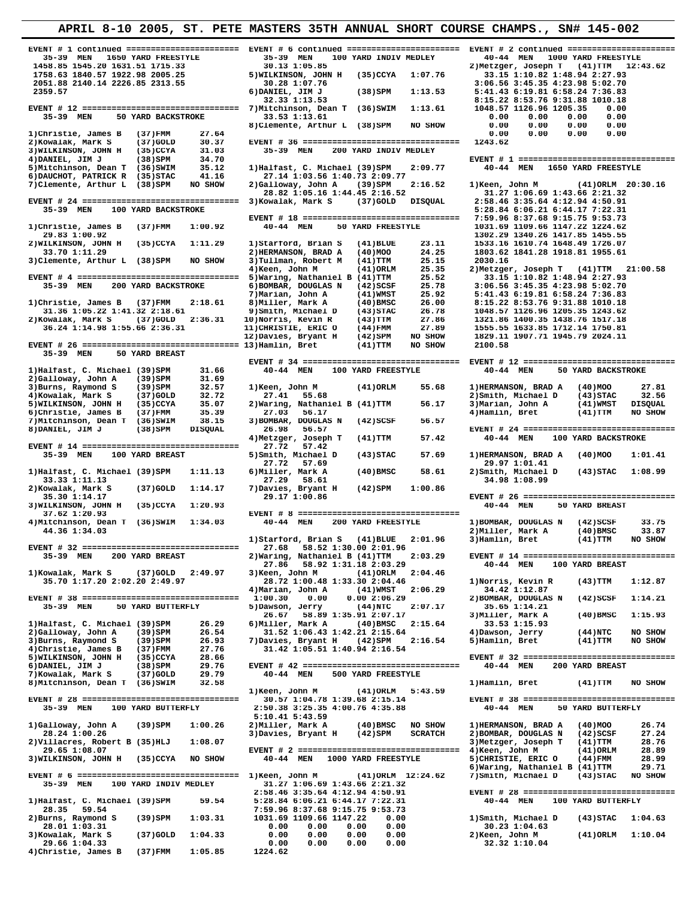# APRIL 8-10 2005, ST. PETE MASTERS 35TH ANNUAL SHORT COURSE CHAMPS., SN# 145-002

```
EVENT # 1 continued ======================
  35-39  MEN   1650 YARD FREESTYLE
 1458.85 1545.20 1631.51 1715.33
 1758.63 1840.57 1922.98 2005.25
 2051.88 2140.14 2226.85 2313.55
 2359.57

EVENT # 12 ===============================
  35-39  MEN    50 YARD BACKSTROKE

1)Christie, James B   (37)FMM      27.64
2)Kowalak, Mark S     (37)GOLD     30.37
3)WILKINSON, JOHN H   (35)CCYA     31.03
4)DANIEL, JIM J       (38)SPM      34.70
5)Mitchinson, Dean T  (36)SWIM     35.12
6)DAUCHOT, PATRICK R  (35)STAC     41.16
7)Clemente, Arthur L  (38)SPM    NO SHOW

EVENT # 24 ===============================
  35-39  MEN   100 YARD BACKSTROKE

1)Christie, James B   (37)FMM    1:00.92
   29.83 1:00.92
2)WILKINSON, JOHN H   (35)CCYA   1:11.29
   33.70 1:11.29
3)Clemente, Arthur L  (38)SPM    NO SHOW

EVENT # 4 ================================
  35-39  MEN   200 YARD BACKSTROKE

1)Christie, James B   (37)FMM    2:18.61
   31.36 1:05.22 1:41.32 2:18.61
2)Kowalak, Mark S     (37)GOLD   2:36.31
   36.24 1:14.98 1:55.66 2:36.31

EVENT # 26 ===============================
  35-39  MEN    50 YARD BREAST

1)Halfast, C. Michael (39)SPM      31.66
2)Galloway, John A    (39)SPM      31.69
3)Burns, Raymond S    (39)SPM      32.57
4)Kowalak, Mark S     (37)GOLD     32.72
5)WILKINSON, JOHN H   (35)CCYA     35.07
6)Christie, James B   (37)FMM      35.39
7)Mitchinson, Dean T  (36)SWIM     38.15
8)DANIEL, JIM J       (38)SPM    DISQUAL

EVENT # 14 ===============================
  35-39  MEN   100 YARD BREAST

1)Halfast, C. Michael (39)SPM    1:11.13
   33.33 1:11.13
2)Kowalak, Mark S     (37)GOLD   1:14.17
   35.30 1:14.17
3)WILKINSON, JOHN H   (35)CCYA   1:20.93
   37.62 1:20.93
4)Mitchinson, Dean T  (36)SWIM   1:34.03
   44.36 1:34.03

EVENT # 32 ===============================
  35-39  MEN   200 YARD BREAST

1)Kowalak, Mark S     (37)GOLD   2:49.97
   35.70 1:17.20 2:02.20 2:49.97

EVENT # 38 ===============================
  35-39  MEN    50 YARD BUTTERFLY

1)Halfast, C. Michael (39)SPM      26.29
2)Galloway, John A    (39)SPM      26.54
3)Burns, Raymond S    (39)SPM      26.93
4)Christie, James B   (37)FMM      27.76
5)WILKINSON, JOHN H   (35)CCYA     28.66
6)DANIEL, JIM J       (38)SPM      29.76
7)Kowalak, Mark S     (37)GOLD     29.79
8)Mitchinson, Dean T  (36)SWIM     32.58

EVENT # 28 ===============================
  35-39  MEN   100 YARD BUTTERFLY

1)Galloway, John A    (39)SPM    1:00.26
   28.24 1:00.26
2)Villacres, Robert B (35)HLJ    1:08.07
   29.65 1:08.07
3)WILKINSON, JOHN H   (35)CCYA   NO SHOW

EVENT # 6 ================================
  35-39  MEN   100 YARD INDIV MEDLEY

1)Halfast, C. Michael (39)SPM      59.54
   28.35   59.54
2)Burns, Raymond S    (39)SPM    1:03.31
   28.01 1:03.31
3)Kowalak, Mark S     (37)GOLD   1:04.33
   29.66 1:04.33
4)Christie, James B   (37)FMM    1:05.85

EVENT # 6 continued ======================
  35-39  MEN   100 YARD INDIV MEDLEY
   30.13 1:05.85
5)WILKINSON, JOHN H   (35)CCYA   1:07.76
   30.28 1:07.76
6)DANIEL, JIM J       (38)SPM    1:13.53
   32.33 1:13.53
7)Mitchinson, Dean T  (36)SWIM   1:13.61
   33.53 1:13.61
8)Clemente, Arthur L  (38)SPM    NO SHOW

EVENT # 36 ===============================
  35-39  MEN   200 YARD INDIV MEDLEY

1)Halfast, C. Michael (39)SPM    2:09.77
   27.14 1:03.56 1:40.73 2:09.77
2)Galloway, John A    (39)SPM    2:16.52
   28.82 1:05.16 1:44.45 2:16.52
3)Kowalak, Mark S     (37)GOLD   DISQUAL

EVENT # 18 ===============================
  40-44  MEN    50 YARD FREESTYLE

1)Stafford, Brian S   (41)BLUE     23.11
2)HERMANSON, BRAD A   (40)MOO      24.25
3)Tullman, Robert M   (41)TTM      25.15
4)Keen, John M        (41)ORLM     25.35
5)Waring, Nathaniel B (41)TTM      25.52
6)BOMBAR, DOUGLAS N   (42)SCSF     25.78
7)Marian, John A      (41)WMST     25.92
8)Miller, Mark A      (40)BMSC     26.00
9)Smith, Michael D    (43)STAC     26.78
10)Norris, Kevin R    (43)TTM      27.86
11)CHRISTIE, ERIC O   (44)FMM      27.89
12)Davies, Bryant H   (42)SPM    NO SHOW
13)Hamlin, Bret       (41)TTM    NO SHOW

EVENT # 34 ===============================
  40-44  MEN   100 YARD FREESTYLE

1)Keen, John M        (41)ORLM     55.68
   27.41   55.68
2)Waring, Nathaniel B (41)TTM      56.17
   27.03   56.17
3)BOMBAR, DOUGLAS N   (42)SCSF     56.57
   26.98   56.57
4)Metzger, Joseph T   (41)TTM      57.42
   27.72   57.42
5)Smith, Michael D    (43)STAC     57.69
   27.72   57.69
6)Miller, Mark A      (40)BMSC     58.61
   27.29   58.61
7)Davies, Bryant H    (42)SPM    1:00.86
   29.17 1:00.86

EVENT # 8 ================================
  40-44  MEN   200 YARD FREESTYLE

1)Stafford, Brian S   (41)BLUE   2:01.96
   27.68   58.52 1:30.00 2:01.96
2)Waring, Nathaniel B (41)TTM    2:03.29
   27.86   58.92 1:31.18 2:03.29
3)Keen, John M        (41)ORLM   2:04.46
   28.72 1:00.48 1:33.30 2:04.46
4)Marian, John A      (41)WMST   2:06.29
 1:00.30    0.00    0.00 2:06.29
5)Dawson, Jerry       (44)NTC    2:07.17
   26.67   58.89 1:35.91 2:07.17
6)Miller, Mark A      (40)BMSC   2:15.64
   31.52 1:06.43 1:42.21 2:15.64
7)Davies, Bryant H    (42)SPM    2:16.54
   31.42 1:05.51 1:40.94 2:16.54

EVENT # 42 ===============================
  40-44  MEN   500 YARD FREESTYLE

1)Keen, John M        (41)ORLM   5:43.59
   30.57 1:04.78 1:39.68 2:15.14
 2:50.38 3:25.35 4:00.76 4:35.88
 5:10.41 5:43.59
2)Miller, Mark A      (40)BMSC   NO SHOW
3)Davies, Bryant H    (42)SPM    SCRATCH

EVENT # 2 ================================
  40-44  MEN  1000 YARD FREESTYLE

1)Keen, John M        (41)ORLM  12:24.62
   31.27 1:06.69 1:43.66 2:21.32
 2:58.46 3:35.64 4:12.94 4:50.91
 5:28.84 6:06.21 6:44.17 7:22.31
 7:59.96 8:37.68 9:15.75 9:53.73
 1031.69 1109.66 1147.22    0.00
    0.00    0.00    0.00    0.00
    0.00    0.00    0.00    0.00
    0.00    0.00    0.00    0.00
 1224.62

EVENT # 2 continued ======================
  40-44  MEN  1000 YARD FREESTYLE
2)Metzger, Joseph T   (41)TTM   12:43.62
   33.15 1:10.82 1:48.94 2:27.93
 3:06.56 3:45.35 4:23.98 5:02.70
 5:41.43 6:19.81 6:58.24 7:36.83
 8:15.22 8:53.76 9:31.88 1010.18
 1048.57 1126.96 1205.35    0.00
    0.00    0.00    0.00    0.00
    0.00    0.00    0.00    0.00
 1243.62

EVENT # 1 ================================
  40-44  MEN  1650 YARD FREESTYLE

1)Keen, John M        (41)ORLM  20:30.16
   31.27 1:06.69 1:43.66 2:21.32
 2:58.46 3:35.64 4:12.94 4:50.91
 5:28.84 6:06.21 6:44.17 7:22.31
 7:59.96 8:37.68 9:15.75 9:53.73
 1031.69 1109.66 1147.22 1224.62
 1302.29 1340.26 1417.85 1455.55
 1533.16 1610.74 1648.49 1726.07
 1803.62 1841.28 1918.81 1955.61
 2030.16
2)Metzger, Joseph T   (41)TTM   21:00.58
   33.15 1:10.82 1:48.94 2:27.93
 3:06.56 3:45.35 4:23.98 5:02.70
 5:41.43 6:19.81 6:58.24 7:36.83
 8:15.22 8:53.76 9:31.88 1010.18
 1048.57 1126.96 1205.35 1243.62
 1321.86 1400.35 1438.76 1517.18
 1555.55 1633.85 1712.14 1750.81
 1829.11 1907.71 1945.79 2024.11
 2100.58

EVENT # 12 ===============================
  40-44  MEN    50 YARD BACKSTROKE

1)HERMANSON, BRAD A   (40)MOO      27.81
2)Smith, Michael D    (43)STAC     32.56
3)Marian, John A      (41)WMST   DISQUAL
4)Hamlin, Bret        (41)TTM    NO SHOW

EVENT # 24 ===============================
  40-44  MEN   100 YARD BACKSTROKE

1)HERMANSON, BRAD A   (40)MOO    1:01.41
   29.97 1:01.41
2)Smith, Michael D    (43)STAC   1:08.99
   34.98 1:08.99

EVENT # 26 ===============================
  40-44  MEN    50 YARD BREAST

1)BOMBAR, DOUGLAS N   (42)SCSF     33.75
2)Miller, Mark A      (40)BMSC     33.87
3)Hamlin, Bret        (41)TTM    NO SHOW

EVENT # 14 ===============================
  40-44  MEN   100 YARD BREAST

1)Norris, Kevin R     (43)TTM    1:12.87
   34.42 1:12.87
2)BOMBAR, DOUGLAS N   (42)SCSF   1:14.21
   35.65 1:14.21
3)Miller, Mark A      (40)BMSC   1:15.93
   33.53 1:15.93
4)Dawson, Jerry       (44)NTC    NO SHOW
5)Hamlin, Bret        (41)TTM    NO SHOW

EVENT # 32 ===============================
  40-44  MEN   200 YARD BREAST

1)Hamlin, Bret        (41)TTM    NO SHOW

EVENT # 38 ===============================
  40-44  MEN    50 YARD BUTTERFLY

1)HERMANSON, BRAD A   (40)MOO      26.74
2)BOMBAR, DOUGLAS N   (42)SCSF     27.24
3)Metzger, Joseph T   (41)TTM      28.76
4)Keen, John M        (41)ORLM     28.89
5)CHRISTIE, ERIC O    (44)FMM      28.99
6)Waring, Nathaniel B (41)TTM      29.71
7)Smith, Michael D    (43)STAC   NO SHOW

EVENT # 28 ===============================
  40-44  MEN   100 YARD BUTTERFLY

1)Smith, Michael D    (43)STAC   1:04.63
   30.23 1:04.63
2)Keen, John M        (41)ORLM   1:10.04
   32.32 1:10.04
```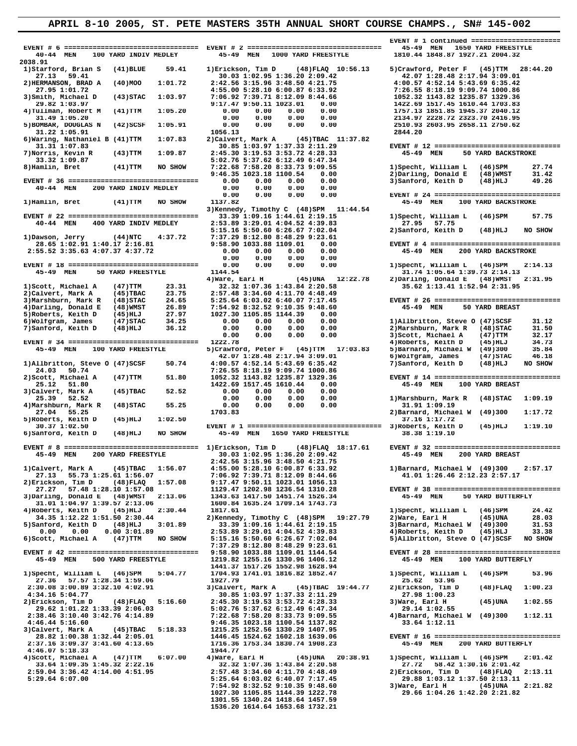# APRIL 8-10 2005, ST. PETE MASTERS 35TH ANNUAL SHORT COURSE CHAMPS., SN# 145-002

```
EVENT # 6 ================================
  40-44  MEN    100 YARD INDIV MEDLEY

1)Stafford, Brian S   (41)BLUE    59.41
   27.13  59.41
2)HERMANSON, BRAD A   (40)MOO   1:01.72
   27.95 1:01.72
3)Smith, Michael D    (43)STAC  1:03.97
   29.82 1:03.97
4)Tullman, Robert M   (41)TTM   1:05.20
   31.49 1:05.20
5)BOMBAR, DOUGLAS N   (42)SCSF  1:05.91
   31.22 1:05.91
6)Waring, Nathaniel B (41)TTM   1:07.83
   31.31 1:07.83
7)Norris, Kevin R     (43)TTM   1:09.87
   33.32 1:09.87
8)Hamlin, Bret        (41)TTM   NO SHOW

EVENT # 36 ================================
  40-44  MEN    200 YARD INDIV MEDLEY

1)Hamlin, Bret        (41)TTM   NO SHOW

EVENT # 22 ================================
  40-44  MEN    400 YARD INDIV MEDLEY

1)Dawson, Jerry       (44)NTC   4:37.72
   28.65 1:02.91 1:40.17 2:16.81
 2:55.52 3:35.63 4:07.37 4:37.72

EVENT # 18 ================================
  45-49  MEN     50 YARD FREESTYLE

1)Scott, Michael A    (47)TTM     23.31
2)Calvert, Mark A     (45)TBAC    23.75
3)Marshburn, Mark R   (48)STAC    24.65
4)Darling, Donald E   (48)WMST    26.89
5)Roberts, Keith D    (45)HLJ     27.97
6)Wolfgram, James     (47)STAC    34.25
7)Sanford, Keith D    (48)HLJ     36.12

EVENT # 34 ================================
  45-49  MEN    100 YARD FREESTYLE

1)Allbritton, Steve O (47)SCSF    50.74
   24.03  50.74
2)Scott, Michael A    (47)TTM     51.80
   25.12  51.80
3)Calvert, Mark A     (45)TBAC    52.52
   25.39  52.52
4)Marshburn, Mark R   (48)STAC    55.25
   27.04  55.25
5)Roberts, Keith D    (45)HLJ   1:02.50
   30.37 1:02.50
6)Sanford, Keith D    (48)HLJ   NO SHOW

EVENT # 8 ================================
  45-49  MEN    200 YARD FREESTYLE

1)Calvert, Mark A     (45)TBAC  1:56.07
   27.13  55.73 1:25.61 1:56.07
2)Erickson, Tim D     (48)FLAQ  1:57.08
   27.27  57.48 1:28.10 1:57.08
3)Darling, Donald E   (48)WMST  2:13.06
   31.01 1:04.97 1:39.57 2:13.06
4)Roberts, Keith D    (45)HLJ   2:30.44
   34.35 1:12.22 1:51.50 2:30.44
5)Sanford, Keith D    (48)HLJ   3:01.89
    0.00    0.00    0.00 3:01.89
6)Scott, Michael A    (47)TTM   NO SHOW

EVENT # 42 ================================
  45-49  MEN    500 YARD FREESTYLE

1)Specht, William L   (46)SPM   5:04.77
   27.36  57.57 1:28.34 1:59.06
 2:30.08 3:00.89 3:32.10 4:02.91
 4:34.16 5:04.77
2)Erickson, Tim D     (48)FLAQ  5:16.60
   29.62 1:01.22 1:33.39 2:06.03
 2:38.46 3:10.40 3:42.76 4:14.89
 4:46.44 5:16.60
3)Calvert, Mark A     (45)TBAC  5:18.33
   28.82 1:00.38 1:32.44 2:05.01
 2:37.16 3:09.37 3:41.60 4:13.65
 4:46.07 5:18.33
4)Scott, Michael A    (47)TTM   6:07.00
   33.64 1:09.35 1:45.32 2:22.16
 2:59.04 3:36.42 4:14.00 4:51.95
 5:29.64 6:07.00

EVENT # 2 ================================
  45-49  MEN   1000 YARD FREESTYLE

1)Erickson, Tim D     (48)FLAQ 10:56.13
   30.03 1:02.95 1:36.20 2:09.42
 2:42.56 3:15.96 3:48.50 4:21.75
 4:55.00 5:28.10 6:00.87 6:33.92
 7:06.92 7:39.71 8:12.09 8:44.66
 9:17.47 9:50.11 1023.01    0.00
    0.00    0.00    0.00    0.00
    0.00    0.00    0.00    0.00
 1056.13
2)Calvert, Mark A     (45)TBAC 11:37.82
   30.85 1:03.97 1:37.33 2:11.29
 2:45.30 3:19.53 3:53.72 4:28.33
 5:02.76 5:37.62 6:12.49 6:47.34
 7:22.68 7:58.20 8:33.73 9:09.55
 9:46.35 1023.18 1100.54    0.00
    0.00    0.00    0.00    0.00
    0.00    0.00    0.00    0.00
    0.00    0.00    0.00    0.00
 1137.82
3)Kennedy, Timothy C  (48)SPM  11:44.54
   33.39 1:09.16 1:44.61 2:19.15
 2:53.89 3:29.01 4:04.52 4:39.83
 5:15.16 5:50.60 6:26.67 7:02.04
 7:37.29 8:12.80 8:48.29 9:23.61
 9:58.90 1033.88 1109.01    0.00
    0.00    0.00    0.00    0.00
    0.00    0.00    0.00    0.00
    0.00    0.00    0.00    0.00
 1144.54
4)Ware, Earl H        (45)UNA  12:22.78
   32.32 1:07.36 1:43.84 2:20.58
 2:57.48 3:34.60 4:11.70 4:48.49
 5:25.64 6:03.02 6:40.07 7:17.45
 7:54.92 8:32.52 9:10.35 9:48.60
 1027.30 1105.85 1144.39    0.00
    0.00    0.00    0.00    0.00
    0.00    0.00    0.00    0.00
    0.00    0.00    0.00    0.00
 1222.78
5)Crawford, Peter F   (45)TTM  17:03.83
   42.07 1:28.48 2:17.94 3:09.01
 4:00.57 4:52.14 5:43.69 6:35.42
 7:26.55 8:18.19 9:09.74 1000.86
 1052.32 1143.82 1235.87 1329.36
 1422.69 1517.45 1610.44    0.00
    0.00    0.00    0.00    0.00
    0.00    0.00    0.00    0.00
    0.00    0.00    0.00    0.00
 1703.83

EVENT # 1 ================================
  45-49  MEN   1650 YARD FREESTYLE

1)Erickson, Tim D     (48)FLAQ 18:17.61
   30.03 1:02.95 1:36.20 2:09.42
 2:42.56 3:15.96 3:48.50 4:21.75
 4:55.00 5:28.10 6:00.87 6:33.92
 7:06.92 7:39.71 8:12.09 8:44.66
 9:17.47 9:50.11 1023.01 1056.13
 1129.47 1202.98 1236.54 1310.28
 1343.63 1417.50 1451.74 1526.34
 1600.84 1635.24 1709.14 1743.73
 1817.61
2)Kennedy, Timothy C  (48)SPM  19:27.79
   33.39 1:09.16 1:44.61 2:19.15
 2:53.89 3:29.01 4:04.52 4:39.83
 5:15.16 5:50.60 6:26.67 7:02.04
 7:37.29 8:12.80 8:48.29 9:23.61
 9:58.90 1033.88 1109.01 1144.54
 1219.82 1255.16 1330.96 1406.12
 1441.37 1517.26 1552.98 1628.94
 1704.93 1741.01 1816.82 1852.47
 1927.79
3)Calvert, Mark A     (45)TBAC 19:44.77
   30.85 1:03.97 1:37.33 2:11.29
 2:45.30 3:19.53 3:53.72 4:28.33
 5:02.76 5:37.62 6:12.49 6:47.34
 7:22.68 7:58.20 8:33.73 9:09.55
 9:46.35 1023.18 1100.54 1137.82
 1215.25 1252.56 1330.29 1407.95
 1446.45 1524.62 1602.18 1639.06
 1716.36 1753.34 1830.74 1908.23
 1944.77
4)Ware, Earl H        (45)UNA  20:38.91
   32.32 1:07.36 1:43.84 2:20.58
 2:57.48 3:34.60 4:11.70 4:48.49
 5:25.64 6:03.02 6:40.07 7:17.45
 7:54.92 8:32.52 9:10.35 9:48.60
 1027.30 1105.85 1144.39 1222.78
 1301.55 1340.24 1418.64 1457.59
 1536.20 1614.64 1653.68 1732.21
 1810.44 1848.87 1927.21 2004.32
 2038.91
5)Crawford, Peter F   (45)TTM  28:44.20
   42.07 1:28.48 2:17.94 3:09.01
 4:00.57 4:52.14 5:43.69 6:35.42
 7:26.55 8:18.19 9:09.74 1000.86
 1052.32 1143.82 1235.87 1329.36
 1422.69 1517.45 1610.44 1703.83
 1757.13 1851.85 1945.37 2040.12
 2134.97 2228.72 2323.70 2416.95
 2510.93 2603.95 2658.11 2750.62
 2844.20

EVENT # 12 ================================
  45-49  MEN     50 YARD BACKSTROKE

1)Specht, William L   (46)SPM     27.74
2)Darling, Donald E   (48)WMST    31.42
3)Sanford, Keith D    (48)HLJ     49.26

EVENT # 24 ================================
  45-49  MEN    100 YARD BACKSTROKE

1)Specht, William L   (46)SPM     57.75
   27.95  57.75
2)Sanford, Keith D    (48)HLJ   NO SHOW

EVENT # 4 ================================
  45-49  MEN    200 YARD BACKSTROKE

1)Specht, William L   (46)SPM   2:14.13
   31.74 1:05.64 1:39.73 2:14.13
2)Darling, Donald E   (48)WMST  2:31.95
   35.62 1:13.41 1:52.94 2:31.95

EVENT # 26 ================================
  45-49  MEN     50 YARD BREAST

1)Allbritton, Steve O (47)SCSF    31.12
2)Marshburn, Mark R   (48)STAC    31.50
3)Scott, Michael A    (47)TTM     32.17
4)Roberts, Keith D    (45)HLJ     34.73
5)Barnard, Michael W  (49)300     35.84
6)Wolfgram, James     (47)STAC    46.18
7)Sanford, Keith D    (48)HLJ   NO SHOW

EVENT # 14 ================================
  45-49  MEN    100 YARD BREAST

1)Marshburn, Mark R   (48)STAC  1:09.19
   31.91 1:09.19
2)Barnard, Michael W  (49)300   1:17.72
   37.16 1:17.72
3)Roberts, Keith D    (45)HLJ   1:19.10
   38.38 1:19.10

EVENT # 32 ================================
  45-49  MEN    200 YARD BREAST

1)Barnard, Michael W  (49)300   2:57.17
   41.01 1:26.46 2:12.23 2:57.17

EVENT # 38 ================================
  45-49  MEN     50 YARD BUTTERFLY

1)Specht, William L   (46)SPM     24.42
2)Ware, Earl H        (45)UNA     28.03
3)Barnard, Michael W  (49)300     31.53
4)Roberts, Keith D    (45)HLJ     33.38
5)Allbritton, Steve O (47)SCSF  NO SHOW

EVENT # 28 ================================
  45-49  MEN    100 YARD BUTTERFLY

1)Specht, William L   (46)SPM     53.96
   25.62  53.96
2)Erickson, Tim D     (48)FLAQ  1:00.23
   27.98 1:00.23
3)Ware, Earl H        (45)UNA   1:02.55
   29.14 1:02.55
4)Barnard, Michael W  (49)300   1:12.11
   33.64 1:12.11

EVENT # 16 ================================
  45-49  MEN    200 YARD BUTTERFLY

1)Specht, William L   (46)SPM   2:01.42
   27.72  58.42 1:30.16 2:01.42
2)Erickson, Tim D     (48)FLAQ  2:13.11
   29.88 1:03.12 1:37.50 2:13.11
3)Ware, Earl H        (45)UNA   2:21.82
   29.66 1:04.26 1:42.20 2:21.82
```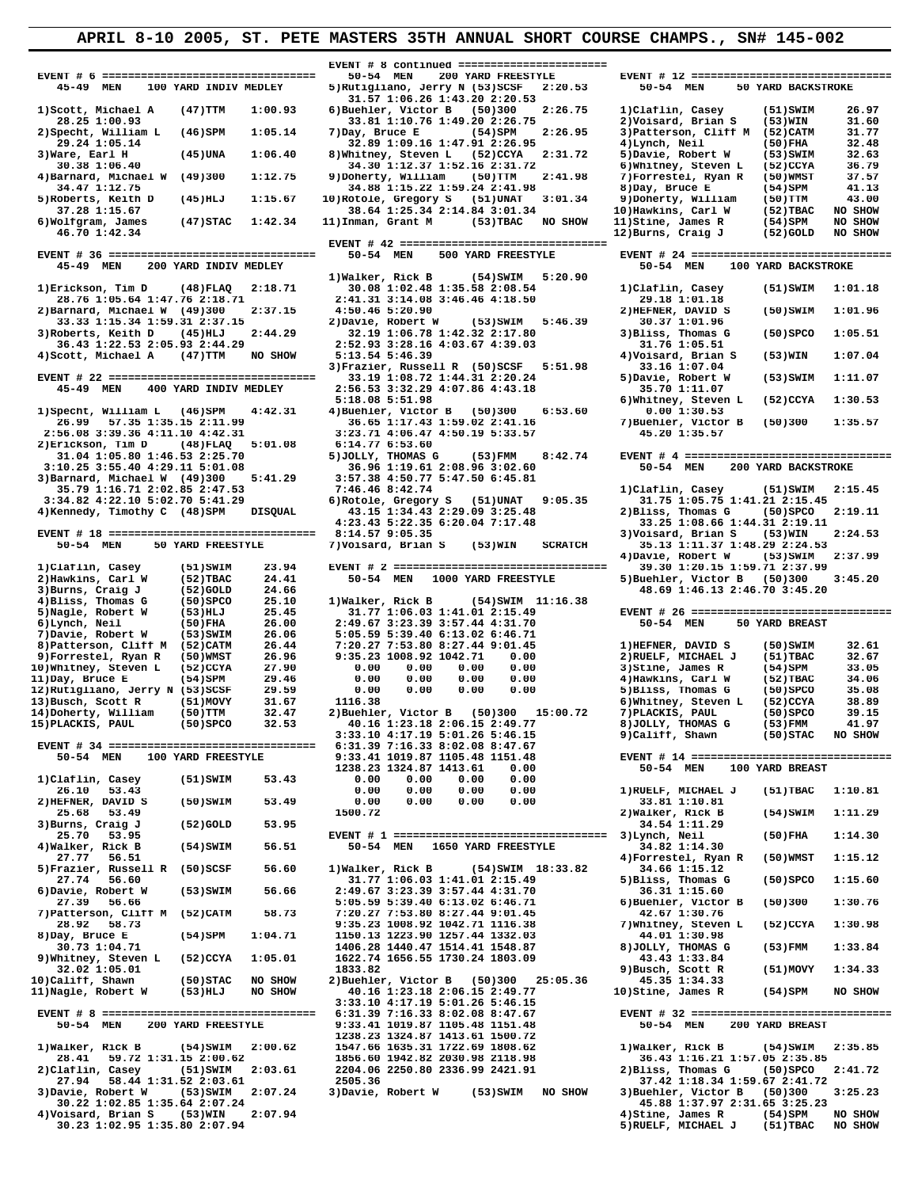# APRIL 8-10 2005, ST. PETE MASTERS 35TH ANNUAL SHORT COURSE CHAMPS., SN# 145-002

## EVENT # 6 — 45-49 MEN 100 YARD INDIV MEDLEY

```
 1)Scott, Michael A    (47)TTM    1:00.93
   28.25 1:00.93
 2)Specht, William L   (46)SPM    1:05.14
   29.24 1:05.14
 3)Ware, Earl H        (45)UNA    1:06.40
   30.38 1:06.40
 4)Barnard, Michael W  (49)300    1:12.75
   34.47 1:12.75
 5)Roberts, Keith D    (45)HLJ    1:15.67
   37.28 1:15.67
 6)Wolfgram, James     (47)STAC   1:42.34
   46.70 1:42.34
```

## EVENT # 36 — 45-49 MEN 200 YARD INDIV MEDLEY

```
 1)Erickson, Tim D     (48)FLAQ   2:18.71
   28.76 1:05.64 1:47.76 2:18.71
 2)Barnard, Michael W  (49)300    2:37.15
   33.33 1:15.34 1:59.31 2:37.15
 3)Roberts, Keith D    (45)HLJ    2:44.29
   36.43 1:22.53 2:05.93 2:44.29
 4)Scott, Michael A    (47)TTM    NO SHOW
```

## EVENT # 22 — 45-49 MEN 400 YARD INDIV MEDLEY

```
 1)Specht, William L   (46)SPM    4:42.31
   26.99  57.35 1:35.15 2:11.99
 2:56.08 3:39.36 4:11.10 4:42.31
 2)Erickson, Tim D     (48)FLAQ   5:01.08
   31.04 1:05.80 1:46.53 2:25.70
 3:10.25 3:55.40 4:29.11 5:01.08
 3)Barnard, Michael W  (49)300    5:41.29
   35.79 1:16.71 2:02.85 2:47.53
 3:34.82 4:22.10 5:02.70 5:41.29
 4)Kennedy, Timothy C  (48)SPM    DISQUAL
```

## EVENT # 18 — 50-54 MEN 50 YARD FREESTYLE

```
 1)Claflin, Casey      (51)SWIM    23.94
 2)Hawkins, Carl W     (52)TBAC    24.41
 3)Burns, Craig J      (52)GOLD    24.66
 4)Bliss, Thomas G     (50)SPCO    25.10
 5)Nagle, Robert W     (53)HLJ     25.45
 6)Lynch, Neil         (50)FHA     26.00
 7)Davie, Robert W     (53)SWIM    26.06
 8)Patterson, Cliff M  (52)CATM    26.44
 9)Forrestel, Ryan R   (50)WMST    26.96
10)Whitney, Steven L   (52)CCYA    27.90
11)Day, Bruce E        (54)SPM     29.46
12)Rutigliano, Jerry N (53)SCSF    29.59
13)Busch, Scott R      (51)MOVY    31.67
14)Doherty, William    (50)TTM     32.47
15)PLACKIS, PAUL       (50)SPCO    32.53
```

## EVENT # 34 — 50-54 MEN 100 YARD FREESTYLE

```
 1)Claflin, Casey      (51)SWIM    53.43
   26.10   53.43
 2)HEFNER, DAVID S     (50)SWIM    53.49
   25.68   53.49
 3)Burns, Craig J      (52)GOLD    53.95
   25.70   53.95
 4)Walker, Rick B      (54)SWIM    56.51
   27.77   56.51
 5)Frazier, Russell R  (50)SCSF    56.60
   27.74   56.60
 6)Davie, Robert W     (53)SWIM    56.66
   27.39   56.66
 7)Patterson, Cliff M  (52)CATM    58.73
   28.92   58.73
 8)Day, Bruce E        (54)SPM    1:04.71
   30.73 1:04.71
 9)Whitney, Steven L   (52)CCYA   1:05.01
   32.02 1:05.01
10)Califf, Shawn       (50)STAC   NO SHOW
11)Nagle, Robert W     (53)HLJ    NO SHOW
```

## EVENT # 8 — 50-54 MEN 200 YARD FREESTYLE

```
 1)Walker, Rick B      (54)SWIM   2:00.62
   28.41   59.72 1:31.15 2:00.62
 2)Claflin, Casey      (51)SWIM   2:03.61
   27.94   58.44 1:31.52 2:03.61
 3)Davie, Robert W     (53)SWIM   2:07.24
   30.22 1:02.85 1:35.64 2:07.24
 4)Voisard, Brian S    (53)WIN    2:07.94
   30.23 1:02.95 1:35.80 2:07.94
```

## EVENT # 8 continued — 50-54 MEN 200 YARD FREESTYLE

```
 5)Rutigliano, Jerry N (53)SCSF   2:20.53
   31.57 1:06.26 1:43.20 2:20.53
 6)Buehler, Victor B   (50)300    2:26.75
   33.81 1:10.76 1:49.20 2:26.75
 7)Day, Bruce E        (54)SPM    2:26.95
   32.89 1:09.16 1:47.91 2:26.95
 8)Whitney, Steven L   (52)CCYA   2:31.72
   34.30 1:12.37 1:52.16 2:31.72
 9)Doherty, William    (50)TTM    2:41.98
   34.88 1:15.22 1:59.24 2:41.98
10)Rotole, Gregory S   (51)UNAT   3:01.34
   38.64 1:25.34 2:14.84 3:01.34
11)Inman, Grant M      (53)TBAC   NO SHOW
```

## EVENT # 42 — 50-54 MEN 500 YARD FREESTYLE

```
 1)Walker, Rick B      (54)SWIM   5:20.90
   30.08 1:02.48 1:35.58 2:08.54
 2:41.31 3:14.08 3:46.46 4:18.50
 4:50.46 5:20.90
 2)Davie, Robert W     (53)SWIM   5:46.39
   32.19 1:06.78 1:42.32 2:17.80
 2:52.93 3:28.16 4:03.67 4:39.03
 5:13.54 5:46.39
 3)Frazier, Russell R  (50)SCSF   5:51.98
   33.19 1:08.72 1:44.31 2:20.24
 2:56.53 3:32.29 4:07.86 4:43.18
 5:18.08 5:51.98
 4)Buehler, Victor B   (50)300    6:53.60
   36.65 1:17.43 1:59.02 2:41.16
 3:23.71 4:06.47 4:50.19 5:33.57
 6:14.77 6:53.60
 5)JOLLY, THOMAS G     (53)FMM    8:42.74
   36.96 1:19.61 2:08.96 3:02.60
 3:57.38 4:50.77 5:47.50 6:45.81
 7:46.46 8:42.74
 6)Rotole, Gregory S   (51)UNAT   9:05.35
   43.15 1:34.43 2:29.09 3:25.48
 4:23.43 5:22.35 6:20.04 7:17.48
 8:14.57 9:05.35
 7)Voisard, Brian S    (53)WIN    SCRATCH
```

## EVENT # 2 — 50-54 MEN 1000 YARD FREESTYLE

```
 1)Walker, Rick B      (54)SWIM  11:16.38
   31.77 1:06.03 1:41.01 2:15.49
 2:49.67 3:23.39 3:57.44 4:31.70
 5:05.59 5:39.40 6:13.02 6:46.71
 7:20.27 7:53.80 8:27.44 9:01.45
 9:35.23 1008.92 1042.71   0.00
   0.00    0.00    0.00    0.00
   0.00    0.00    0.00    0.00
   0.00    0.00    0.00    0.00
 1116.38
 2)Buehler, Victor B   (50)300   15:00.72
   40.16 1:23.18 2:06.15 2:49.77
 3:33.10 4:17.19 5:01.26 5:46.15
 6:31.39 7:16.33 8:02.08 8:47.67
 9:33.41 1019.87 1105.48 1151.48
 1238.23 1324.87 1413.61   0.00
   0.00    0.00    0.00    0.00
   0.00    0.00    0.00    0.00
   0.00    0.00    0.00    0.00
 1500.72
```

## EVENT # 1 — 50-54 MEN 1650 YARD FREESTYLE

```
 1)Walker, Rick B      (54)SWIM  18:33.82
   31.77 1:06.03 1:41.01 2:15.49
 2:49.67 3:23.39 3:57.44 4:31.70
 5:05.59 5:39.40 6:13.02 6:46.71
 7:20.27 7:53.80 8:27.44 9:01.45
 9:35.23 1008.92 1042.71 1116.38
 1150.13 1223.90 1257.44 1332.03
 1406.28 1440.47 1514.41 1548.87
 1622.74 1656.55 1730.24 1803.09
 1833.82
 2)Buehler, Victor B   (50)300   25:05.36
   40.16 1:23.18 2:06.15 2:49.77
 3:33.10 4:17.19 5:01.26 5:46.15
 6:31.39 7:16.33 8:02.08 8:47.67
 9:33.41 1019.87 1105.48 1151.48
 1238.23 1324.87 1413.61 1500.72
 1547.66 1635.31 1722.69 1808.62
 1856.60 1942.82 2030.98 2118.98
 2204.06 2250.80 2336.99 2421.91
 2505.36
 3)Davie, Robert W     (53)SWIM   NO SHOW
```

## EVENT # 12 — 50-54 MEN 50 YARD BACKSTROKE

```
 1)Claflin, Casey      (51)SWIM    26.97
 2)Voisard, Brian S    (53)WIN     31.60
 3)Patterson, Cliff M  (52)CATM    31.77
 4)Lynch, Neil         (50)FHA     32.48
 5)Davie, Robert W     (53)SWIM    32.63
 6)Whitney, Steven L   (52)CCYA    36.79
 7)Forrestel, Ryan R   (50)WMST    37.57
 8)Day, Bruce E        (54)SPM     41.13
 9)Doherty, William    (50)TTM     43.00
10)Hawkins, Carl W     (52)TBAC   NO SHOW
11)Stine, James R      (54)SPM    NO SHOW
12)Burns, Craig J      (52)GOLD   NO SHOW
```

## EVENT # 24 — 50-54 MEN 100 YARD BACKSTROKE

```
 1)Claflin, Casey      (51)SWIM   1:01.18
   29.18 1:01.18
 2)HEFNER, DAVID S     (50)SWIM   1:01.96
   30.37 1:01.96
 3)Bliss, Thomas G     (50)SPCO   1:05.51
   31.76 1:05.51
 4)Voisard, Brian S    (53)WIN    1:07.04
   33.16 1:07.04
 5)Davie, Robert W     (53)SWIM   1:11.07
   35.70 1:11.07
 6)Whitney, Steven L   (52)CCYA   1:30.53
    0.00 1:30.53
 7)Buehler, Victor B   (50)300    1:35.57
   45.20 1:35.57
```

## EVENT # 4 — 50-54 MEN 200 YARD BACKSTROKE

```
 1)Claflin, Casey      (51)SWIM   2:15.45
   31.75 1:05.75 1:41.21 2:15.45
 2)Bliss, Thomas G     (50)SPCO   2:19.11
   33.25 1:08.66 1:44.31 2:19.11
 3)Voisard, Brian S    (53)WIN    2:24.53
   35.13 1:11.37 1:48.29 2:24.53
 4)Davie, Robert W     (53)SWIM   2:37.99
   39.30 1:20.15 1:59.71 2:37.99
 5)Buehler, Victor B   (50)300    3:45.20
   48.69 1:46.13 2:46.70 3:45.20
```

## EVENT # 26 — 50-54 MEN 50 YARD BREAST

```
 1)HEFNER, DAVID S     (50)SWIM    32.61
 2)RUELF, MICHAEL J    (51)TBAC    32.67
 3)Stine, James R      (54)SPM     33.05
 4)Hawkins, Carl W     (52)TBAC    34.06
 5)Bliss, Thomas G     (50)SPCO    35.08
 6)Whitney, Steven L   (52)CCYA    38.89
 7)PLACKIS, PAUL       (50)SPCO    39.15
 8)JOLLY, THOMAS G     (53)FMM     41.97
 9)Califf, Shawn       (50)STAC   NO SHOW
```

## EVENT # 14 — 50-54 MEN 100 YARD BREAST

```
 1)RUELF, MICHAEL J    (51)TBAC   1:10.81
   33.81 1:10.81
 2)Walker, Rick B      (54)SWIM   1:11.29
   34.54 1:11.29
 3)Lynch, Neil         (50)FHA    1:14.30
   34.82 1:14.30
 4)Forrestel, Ryan R   (50)WMST   1:15.12
   34.66 1:15.12
 5)Bliss, Thomas G     (50)SPCO   1:15.60
   36.31 1:15.60
 6)Buehler, Victor B   (50)300    1:30.76
   42.67 1:30.76
 7)Whitney, Steven L   (52)CCYA   1:30.98
   44.01 1:30.98
 8)JOLLY, THOMAS G     (53)FMM    1:33.84
   43.43 1:33.84
 9)Busch, Scott R      (51)MOVY   1:34.33
   45.35 1:34.33
10)Stine, James R      (54)SPM    NO SHOW
```

## EVENT # 32 — 50-54 MEN 200 YARD BREAST

```
 1)Walker, Rick B      (54)SWIM   2:35.85
   36.43 1:16.21 1:57.05 2:35.85
 2)Bliss, Thomas G     (50)SPCO   2:41.72
   37.42 1:18.34 1:59.67 2:41.72
 3)Buehler, Victor B   (50)300    3:25.23
   45.88 1:37.97 2:31.65 3:25.23
 4)Stine, James R      (54)SPM    NO SHOW
 5)RUELF, MICHAEL J    (51)TBAC   NO SHOW
```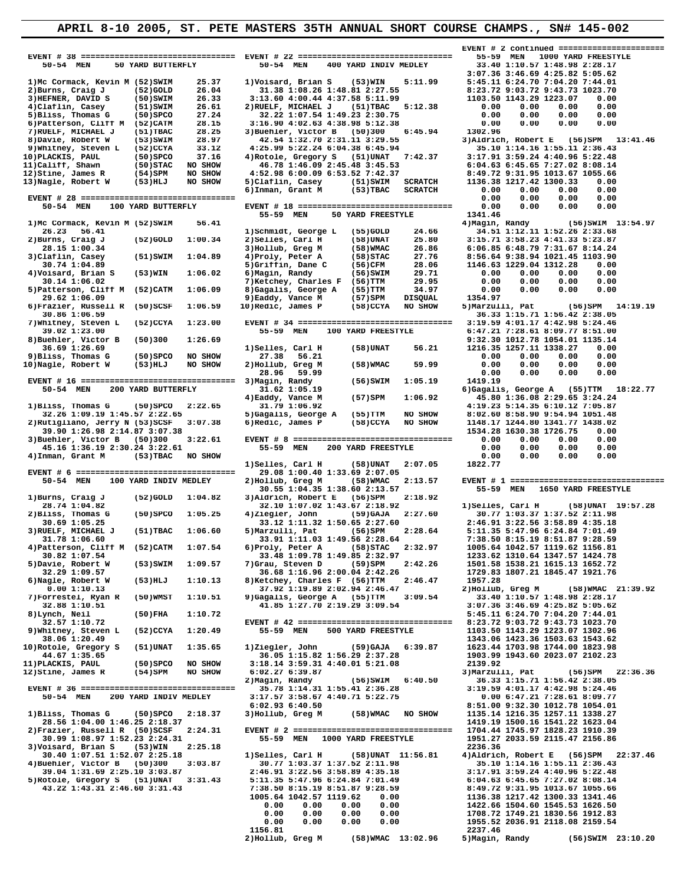# APRIL 8-10 2005, ST. PETE MASTERS 35TH ANNUAL SHORT COURSE CHAMPS., SN# 145-002

```
EVENT # 38 ================================
  50-54  MEN     50 YARD BUTTERFLY

 1)Mc Cormack, Kevin M (52)SWIM    25.37
 2)Burns, Craig J      (52)GOLD    26.04
 3)HEFNER, DAVID S     (50)SWIM    26.33
 4)Claflin, Casey      (51)SWIM    26.61
 5)Bliss, Thomas G     (50)SPCO    27.24
 6)Patterson, Cliff M  (52)CATM    28.15
 7)RUELF, MICHAEL J    (51)TBAC    28.25
 8)Davie, Robert W     (53)SWIM    28.97
 9)Whitney, Steven L   (52)CCYA    33.12
10)PLACKIS, PAUL       (50)SPCO    37.16
11)Califf, Shawn       (50)STAC  NO SHOW
12)Stine, James R      (54)SPM   NO SHOW
13)Nagle, Robert W     (53)HLJ   NO SHOW

EVENT # 28 ================================
  50-54  MEN    100 YARD BUTTERFLY

 1)Mc Cormack, Kevin M (52)SWIM    56.41
   26.23   56.41
 2)Burns, Craig J      (52)GOLD  1:00.34
   28.15 1:00.34
 3)Claflin, Casey      (51)SWIM  1:04.89
   30.74 1:04.89
 4)Voisard, Brian S    (53)WIN   1:06.02
   30.14 1:06.02
 5)Patterson, Cliff M  (52)CATM  1:06.09
   29.62 1:06.09
 6)Frazier, Russell R  (50)SCSF  1:06.59
   30.86 1:06.59
 7)Whitney, Steven L   (52)CCYA  1:23.00
   39.02 1:23.00
 8)Buehler, Victor B   (50)300   1:26.69
   36.69 1:26.69
 9)Bliss, Thomas G     (50)SPCO  NO SHOW
10)Nagle, Robert W     (53)HLJ   NO SHOW

EVENT # 16 ================================
  50-54  MEN    200 YARD BUTTERFLY

 1)Bliss, Thomas G     (50)SPCO  2:22.65
   32.26 1:09.19 1:45.57 2:22.65
 2)Rutigliano, Jerry N (53)SCSF  3:07.38
   39.90 1:26.98 2:14.87 3:07.38
 3)Buehler, Victor B   (50)300   3:22.61
   45.16 1:36.19 2:30.24 3:22.61
 4)Inman, Grant M      (53)TBAC  NO SHOW

EVENT # 6 =================================
  50-54  MEN    100 YARD INDIV MEDLEY

 1)Burns, Craig J      (52)GOLD  1:04.82
   28.74 1:04.82
 2)Bliss, Thomas G     (50)SPCO  1:05.25
   30.69 1:05.25
 3)RUELF, MICHAEL J    (51)TBAC  1:06.60
   31.78 1:06.60
 4)Patterson, Cliff M  (52)CATM  1:07.54
   30.82 1:07.54
 5)Davie, Robert W     (53)SWIM  1:09.57
   32.29 1:09.57
 6)Nagle, Robert W     (53)HLJ   1:10.13
    0.00 1:10.13
 7)Forrestel, Ryan R   (50)WMST  1:10.51
   32.88 1:10.51
 8)Lynch, Neil         (50)FHA   1:10.72
   32.57 1:10.72
 9)Whitney, Steven L   (52)CCYA  1:20.49
   38.06 1:20.49
10)Rotole, Gregory S   (51)UNAT  1:35.65
   44.67 1:35.65
11)PLACKIS, PAUL       (50)SPCO  NO SHOW
12)Stine, James R      (54)SPM   NO SHOW

EVENT # 36 ================================
  50-54  MEN    200 YARD INDIV MEDLEY

 1)Bliss, Thomas G     (50)SPCO  2:18.37
   28.56 1:04.00 1:46.25 2:18.37
 2)Frazier, Russell R  (50)SCSF  2:24.31
   30.99 1:08.97 1:52.23 2:24.31
 3)Voisard, Brian S    (53)WIN   2:25.18
   30.40 1:07.51 1:52.07 2:25.18
 4)Buehler, Victor B   (50)300   3:03.87
   39.04 1:31.69 2:25.10 3:03.87
 5)Rotole, Gregory S   (51)UNAT  3:31.43
   43.22 1:43.31 2:46.60 3:31.43

EVENT # 22 ================================
  50-54  MEN    400 YARD INDIV MEDLEY

 1)Voisard, Brian S    (53)WIN   5:11.99
   31.38 1:08.26 1:48.81 2:27.55
   3:13.60 4:00.44 4:37.58 5:11.99
 2)RUELF, MICHAEL J    (51)TBAC  5:12.38
   32.22 1:07.54 1:49.23 2:30.75
   3:16.90 4:02.63 4:38.98 5:12.38
 3)Buehler, Victor B   (50)300   6:45.94
   42.54 1:32.70 2:31.11 3:29.55
   4:25.99 5:22.24 6:04.38 6:45.94
 4)Rotole, Gregory S   (51)UNAT  7:42.37
   46.78 1:46.09 2:45.48 3:45.53
   4:52.98 6:00.09 6:53.52 7:42.37
 5)Claflin, Casey      (51)SWIM  SCRATCH
 6)Inman, Grant M      (53)TBAC  SCRATCH

EVENT # 18 ================================
  55-59  MEN     50 YARD FREESTYLE

 1)Schmidt, George L   (55)GOLD    24.66
 2)Selles, Carl H      (58)UNAT    25.80
 3)Hollub, Greg M      (58)WMAC    26.86
 4)Proly, Peter A      (58)STAC    27.76
 5)Griffin, Dane C     (56)CFM     28.06
 6)Magin, Randy        (56)SWIM    29.71
 7)Ketchey, Charles F  (56)TTM     29.95
 8)Gagalis, George A   (55)TTM     34.97
 9)Eaddy, Vance M      (57)SPM    DISQUAL
10)Redic, James P      (58)CCYA  NO SHOW

EVENT # 34 ================================
  55-59  MEN    100 YARD FREESTYLE

 1)Selles, Carl H      (58)UNAT    56.21
   27.38   56.21
 2)Hollub, Greg M      (58)WMAC    59.99
   28.96   59.99
 3)Magin, Randy        (56)SWIM  1:05.19
   31.62 1:05.19
 4)Eaddy, Vance M      (57)SPM   1:06.92
   31.79 1:06.92
 5)Gagalis, George A   (55)TTM   NO SHOW
 6)Redic, James P      (58)CCYA  NO SHOW

EVENT # 8 =================================
  55-59  MEN    200 YARD FREESTYLE

 1)Selles, Carl H      (58)UNAT  2:07.05
   29.08 1:00.40 1:33.69 2:07.05
 2)Hollub, Greg M      (58)WMAC  2:13.57
   30.55 1:04.35 1:38.60 2:13.57
 3)Aldrich, Robert E   (56)SPM   2:18.92
   32.10 1:07.02 1:43.67 2:18.92
 4)Ziegler, John       (59)GAJA  2:27.60
   33.12 1:11.32 1:50.65 2:27.60
 5)Marzulli, Pat       (56)SPM   2:28.64
   33.91 1:11.03 1:49.56 2:28.64
 6)Proly, Peter A      (58)STAC  2:32.97
   33.48 1:09.78 1:49.85 2:32.97
 7)Grau, Steven D      (59)SPM   2:42.26
   36.68 1:16.96 2:00.04 2:42.26
 8)Ketchey, Charles F  (56)TTM   2:46.47
   37.92 1:19.89 2:02.94 2:46.47
 9)Gagalis, George A   (55)TTM   3:09.54
   41.85 1:27.70 2:19.29 3:09.54

EVENT # 42 ================================
  55-59  MEN    500 YARD FREESTYLE

 1)Ziegler, John       (59)GAJA  6:39.87
   36.05 1:15.82 1:56.29 2:37.28
   3:18.14 3:59.31 4:40.01 5:21.08
   6:02.27 6:39.87
 2)Magin, Randy        (56)SWIM  6:40.50
   35.78 1:14.31 1:55.41 2:36.28
   3:17.57 3:58.67 4:40.71 5:22.75
   6:02.93 6:40.50
 3)Hollub, Greg M      (58)WMAC  NO SHOW

EVENT # 2 =================================
  55-59  MEN   1000 YARD FREESTYLE

 1)Selles, Carl H      (58)UNAT 11:56.81
   30.77 1:03.37 1:37.52 2:11.98
   2:46.91 3:22.56 3:58.89 4:35.18
   5:11.35 5:47.96 6:24.84 7:01.49
   7:38.50 8:15.19 8:51.87 9:28.59
   1005.64 1042.57 1119.62    0.00
      0.00    0.00    0.00    0.00
      0.00    0.00    0.00    0.00
      0.00    0.00    0.00    0.00
   1156.81
 2)Hollub, Greg M      (58)WMAC 13:02.96

EVENT # 2 continued =======================
  55-59  MEN   1000 YARD FREESTYLE
   33.40 1:10.57 1:48.98 2:28.17
   3:07.36 3:46.69 4:25.82 5:05.62
   5:45.11 6:24.70 7:04.20 7:44.01
   8:23.72 9:03.72 9:43.73 1023.70
   1103.50 1143.29 1223.07    0.00
      0.00    0.00    0.00    0.00
      0.00    0.00    0.00    0.00
      0.00    0.00    0.00    0.00
   1302.96
 3)Aldrich, Robert E   (56)SPM  13:41.46
   35.10 1:14.16 1:55.11 2:36.43
   3:17.91 3:59.24 4:40.96 5:22.48
   6:04.63 6:45.65 7:27.02 8:08.14
   8:49.72 9:31.95 1013.67 1055.66
   1136.38 1217.42 1300.33    0.00
      0.00    0.00    0.00    0.00
      0.00    0.00    0.00    0.00
      0.00    0.00    0.00    0.00
   1341.46
 4)Magin, Randy        (56)SWIM 13:54.97
   34.51 1:12.11 1:52.26 2:33.68
   3:15.71 3:58.23 4:41.33 5:23.87
   6:06.85 6:48.79 7:31.67 8:14.24
   8:56.64 9:38.94 1021.45 1103.90
   1146.63 1229.04 1312.28    0.00
      0.00    0.00    0.00    0.00
      0.00    0.00    0.00    0.00
      0.00    0.00    0.00    0.00
   1354.97
 5)Marzulli, Pat       (56)SPM  14:19.19
   36.33 1:15.71 1:56.42 2:38.05
   3:19.59 4:01.17 4:42.98 5:24.46
   6:47.21 7:28.61 8:09.77 8:51.00
   9:32.30 1012.78 1054.01 1135.14
   1216.35 1257.11 1338.27    0.00
      0.00    0.00    0.00    0.00
      0.00    0.00    0.00    0.00
   1419.19
 6)Gagalis, George A   (55)TTM  18:22.77
   45.80 1:36.08 2:29.65 3:24.24
   4:19.23 5:14.35 6:10.12 7:05.87
   8:02.60 8:58.90 9:54.94 1051.48
   1148.17 1244.80 1341.77 1438.02
   1534.28 1630.38 1726.75    0.00
      0.00    0.00    0.00    0.00
      0.00    0.00    0.00    0.00
      0.00    0.00    0.00    0.00
   1822.77

EVENT # 1 =================================
  55-59  MEN   1650 YARD FREESTYLE

 1)Selles, Carl H      (58)UNAT 19:57.28
   30.77 1:03.37 1:37.52 2:11.98
   2:46.91 3:22.56 3:58.89 4:35.18
   5:11.35 5:47.96 6:24.84 7:01.49
   7:38.50 8:15.19 8:51.87 9:28.59
   1005.64 1042.57 1119.62 1156.81
   1233.62 1310.64 1347.57 1424.78
   1501.58 1538.21 1615.13 1652.72
   1729.83 1807.21 1845.47 1921.76
   1957.28
 2)Hollub, Greg M      (58)WMAC 21:39.92
   33.40 1:10.57 1:48.98 2:28.17
   3:07.36 3:46.69 4:25.82 5:05.62
   5:45.11 6:24.70 7:04.20 7:44.01
   8:23.72 9:03.72 9:43.73 1023.70
   1103.50 1143.29 1223.07 1302.96
   1343.06 1423.36 1503.63 1543.62
   1623.44 1703.98 1744.00 1823.98
   1903.99 1943.60 2023.07 2102.23
   2139.92
 3)Marzulli, Pat       (56)SPM  22:36.36
   36.33 1:15.71 1:56.42 2:38.05
   3:19.59 4:01.17 4:42.98 5:24.46
      0.00 6:47.21 7:28.61 8:09.77
   8:51.00 9:32.30 1012.78 1054.01
   1135.14 1216.35 1257.11 1338.27
   1419.19 1500.16 1541.22 1623.04
   1704.44 1745.97 1828.23 1910.39
   1951.27 2033.59 2115.47 2156.86
   2236.36
 4)Aldrich, Robert E   (56)SPM  22:37.46
   35.10 1:14.16 1:55.11 2:36.43
   3:17.91 3:59.24 4:40.96 5:22.48
   6:04.63 6:45.65 7:27.02 8:08.14
   8:49.72 9:31.95 1013.67 1055.66
   1136.38 1217.42 1300.33 1341.46
   1422.66 1504.60 1545.53 1626.50
   1708.72 1749.21 1830.56 1912.83
   1955.52 2036.91 2118.08 2159.54
   2237.46
 5)Magin, Randy        (56)SWIM 23:10.20
```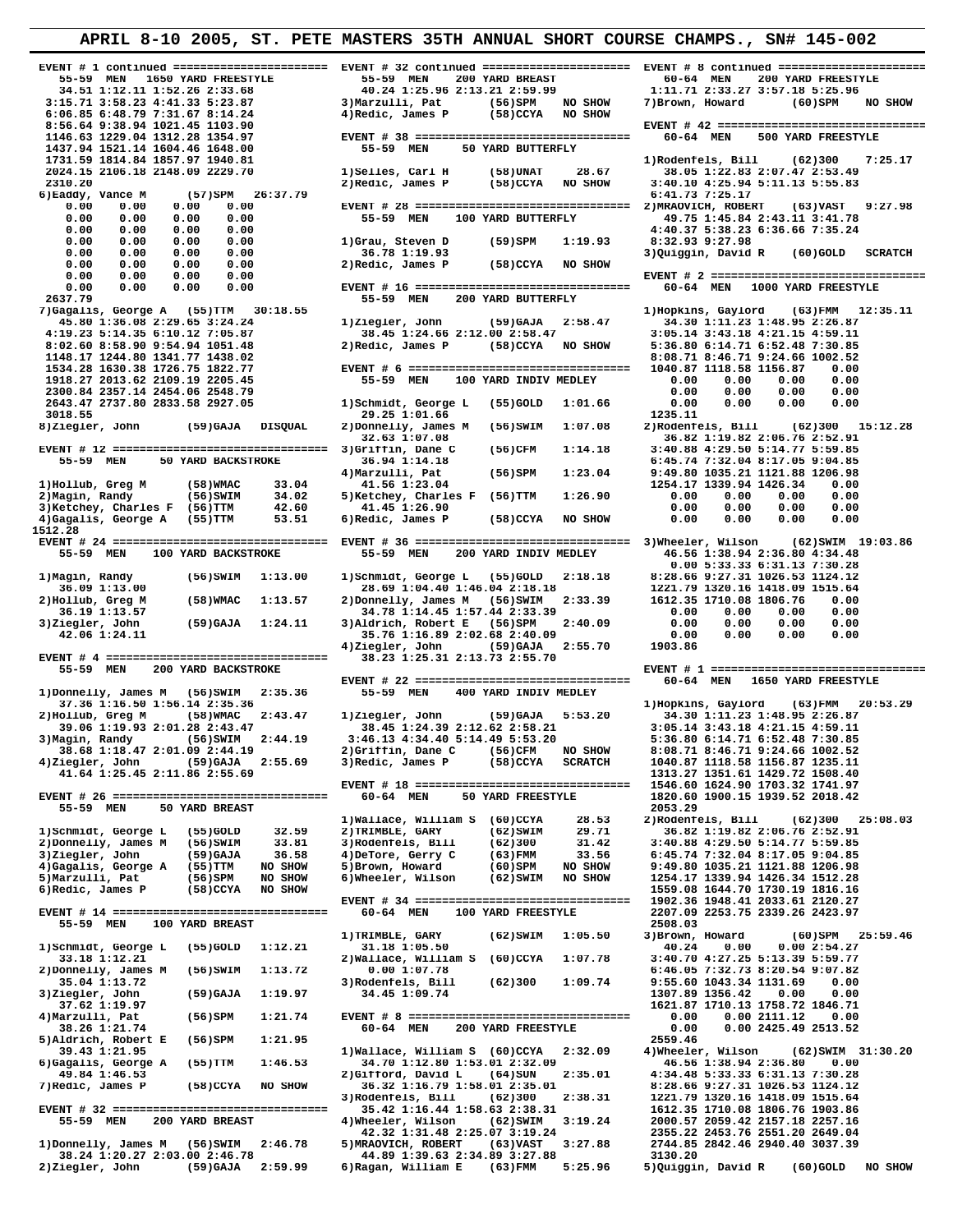# APRIL 8-10 2005, ST. PETE MASTERS 35TH ANNUAL SHORT COURSE CHAMPS., SN# 145-002

```
EVENT # 1 continued ========================
  55-59 MEN   1650 YARD FREESTYLE
   34.51 1:12.11 1:52.26 2:33.68
 3:15.71 3:58.23 4:41.33 5:23.87
 6:06.85 6:48.79 7:31.67 8:14.24
 8:56.64 9:38.94 1021.45 1103.90
 1146.63 1229.04 1312.28 1354.97
 1437.94 1521.14 1604.46 1648.00
 1731.59 1814.84 1857.97 1940.81
 2024.15 2106.18 2148.09 2229.70
 2310.20
6)Eaddy, Vance M      (57)SPM   26:37.79
    0.00    0.00    0.00    0.00
    0.00    0.00    0.00    0.00
    0.00    0.00    0.00    0.00
    0.00    0.00    0.00    0.00
    0.00    0.00    0.00    0.00
    0.00    0.00    0.00    0.00
    0.00    0.00    0.00    0.00
 2637.79
7)Gagalis, George A   (55)TTM   30:18.55
   45.80 1:36.08 2:29.65 3:24.24
 4:19.23 5:14.35 6:10.12 7:05.87
 8:02.60 8:58.90 9:54.94 1051.48
 1148.17 1244.80 1341.77 1438.02
 1534.28 1630.38 1726.75 1822.77
 1918.27 2013.62 2109.19 2205.45
 2300.84 2357.14 2454.06 2548.79
 2643.47 2737.80 2833.58 2927.05
 3018.55
8)Ziegler, John       (59)GAJA   DISQUAL

EVENT # 12 ================================
  55-59 MEN    50 YARD BACKSTROKE

1)Hollub, Greg M      (58)WMAC     33.04
2)Magin, Randy        (56)SWIM     34.02
3)Ketchey, Charles F  (56)TTM      42.60
4)Gagalis, George A   (55)TTM      53.51
1512.28
EVENT # 24 ================================
  55-59 MEN   100 YARD BACKSTROKE

1)Magin, Randy        (56)SWIM   1:13.00
   36.09 1:13.00
2)Hollub, Greg M      (58)WMAC   1:13.57
   36.19 1:13.57
3)Ziegler, John       (59)GAJA   1:24.11
   42.06 1:24.11

EVENT # 4 =================================
  55-59 MEN   200 YARD BACKSTROKE

1)Donnelly, James M   (56)SWIM   2:35.36
   37.36 1:16.50 1:56.14 2:35.36
2)Hollub, Greg M      (58)WMAC   2:43.47
   39.06 1:19.93 2:01.28 2:43.47
3)Magin, Randy        (56)SWIM   2:44.19
   38.68 1:18.47 2:01.09 2:44.19
4)Ziegler, John       (59)GAJA   2:55.69
   41.64 1:25.45 2:11.86 2:55.69

EVENT # 26 ================================
  55-59 MEN    50 YARD BREAST

1)Schmidt, George L   (55)GOLD     32.59
2)Donnelly, James M   (56)SWIM     33.81
3)Ziegler, John       (59)GAJA     36.58
4)Gagalis, George A   (55)TTM    NO SHOW
5)Marzulli, Pat       (56)SPM    NO SHOW
6)Redic, James P      (58)CCYA   NO SHOW

EVENT # 14 ================================
  55-59 MEN   100 YARD BREAST

1)Schmidt, George L   (55)GOLD   1:12.21
   33.18 1:12.21
2)Donnelly, James M   (56)SWIM   1:13.72
   35.04 1:13.72
3)Ziegler, John       (59)GAJA   1:19.97
   37.62 1:19.97
4)Marzulli, Pat       (56)SPM    1:21.74
   38.26 1:21.74
5)Aldrich, Robert E   (56)SPM    1:21.95
   39.43 1:21.95
6)Gagalis, George A   (55)TTM    1:46.53
   49.84 1:46.53
7)Redic, James P      (58)CCYA   NO SHOW

EVENT # 32 ================================
  55-59 MEN   200 YARD BREAST

1)Donnelly, James M   (56)SWIM   2:46.78
   38.24 1:20.27 2:03.00 2:46.78
2)Ziegler, John       (59)GAJA   2:59.99

EVENT # 32 continued ======================
  55-59 MEN   200 YARD BREAST
   40.24 1:25.96 2:13.21 2:59.99
3)Marzulli, Pat       (56)SPM    NO SHOW
4)Redic, James P      (58)CCYA   NO SHOW

EVENT # 38 ================================
  55-59 MEN    50 YARD BUTTERFLY

1)Selles, Carl H      (58)UNAT     28.67
2)Redic, James P      (58)CCYA   NO SHOW

EVENT # 28 ================================
  55-59 MEN   100 YARD BUTTERFLY

1)Grau, Steven D      (59)SPM    1:19.93
   36.78 1:19.93
2)Redic, James P      (58)CCYA   NO SHOW

EVENT # 16 ================================
  55-59 MEN   200 YARD BUTTERFLY

1)Ziegler, John       (59)GAJA   2:58.47
   38.45 1:24.66 2:12.00 2:58.47
2)Redic, James P      (58)CCYA   NO SHOW

EVENT # 6 =================================
  55-59 MEN   100 YARD INDIV MEDLEY

1)Schmidt, George L   (55)GOLD   1:01.66
   29.25 1:01.66
2)Donnelly, James M   (56)SWIM   1:07.08
   32.63 1:07.08
3)Griffin, Dane C     (56)CFM    1:14.18
   36.94 1:14.18
4)Marzulli, Pat       (56)SPM    1:23.04
   41.56 1:23.04
5)Ketchey, Charles F  (56)TTM    1:26.90
   41.45 1:26.90
6)Redic, James P      (58)CCYA   NO SHOW

EVENT # 36 ================================
  55-59 MEN   200 YARD INDIV MEDLEY

1)Schmidt, George L   (55)GOLD   2:18.18
   28.69 1:04.40 1:46.04 2:18.18
2)Donnelly, James M   (56)SWIM   2:33.39
   34.78 1:14.45 1:57.44 2:33.39
3)Aldrich, Robert E   (56)SPM    2:40.09
   35.76 1:16.89 2:02.68 2:40.09
4)Ziegler, John       (59)GAJA   2:55.70
   38.23 1:25.31 2:13.73 2:55.70

EVENT # 22 ================================
  55-59 MEN   400 YARD INDIV MEDLEY

1)Ziegler, John       (59)GAJA   5:53.20
   38.45 1:24.39 2:12.62 2:58.21
 3:46.13 4:34.40 5:14.49 5:53.20
2)Griffin, Dane C     (56)CFM    NO SHOW
3)Redic, James P      (58)CCYA   SCRATCH

EVENT # 18 ================================
  60-64 MEN    50 YARD FREESTYLE

1)Wallace, William S  (60)CCYA     28.53
2)TRIMBLE, GARY       (62)SWIM     29.71
3)Rodenfels, Bill     (62)300      31.42
4)DeTore, Gerry C     (63)FMM      33.56
5)Brown, Howard       (60)SPM    NO SHOW
6)Wheeler, Wilson     (62)SWIM   NO SHOW

EVENT # 34 ================================
  60-64 MEN   100 YARD FREESTYLE

1)TRIMBLE, GARY       (62)SWIM   1:05.50
   31.18 1:05.50
2)Wallace, William S  (60)CCYA   1:07.78
    0.00 1:07.78
3)Rodenfels, Bill     (62)300    1:09.74
   34.45 1:09.74

EVENT # 8 =================================
  60-64 MEN   200 YARD FREESTYLE

1)Wallace, William S  (60)CCYA   2:32.09
   34.70 1:12.80 1:53.01 2:32.09
2)Gifford, David L    (64)SUN    2:35.01
   36.32 1:16.79 1:58.01 2:35.01
3)Rodenfels, Bill     (62)300    2:38.31
   35.42 1:16.44 1:58.63 2:38.31
4)Wheeler, Wilson     (62)SWIM   3:19.24
   42.32 1:31.48 2:25.07 3:19.24
5)MRAOVICH, ROBERT    (63)VAST   3:27.88
   44.89 1:39.63 2:34.89 3:27.88
6)Ragan, William E    (63)FMM    5:25.96

EVENT # 8 continued =======================
  60-64 MEN   200 YARD FREESTYLE
 1:11.71 2:33.27 3:57.18 5:25.96
7)Brown, Howard       (60)SPM    NO SHOW

EVENT # 42 ================================
  60-64 MEN   500 YARD FREESTYLE

1)Rodenfels, Bill     (62)300    7:25.17
   38.05 1:22.83 2:07.47 2:53.49
 3:40.10 4:25.94 5:11.13 5:55.83
 6:41.73 7:25.17
2)MRAOVICH, ROBERT    (63)VAST   9:27.98
   49.75 1:45.84 2:43.11 3:41.78
 4:40.37 5:38.23 6:36.66 7:35.24
 8:32.93 9:27.98
3)Quiggin, David R    (60)GOLD   SCRATCH

EVENT # 2 =================================
  60-64 MEN  1000 YARD FREESTYLE

1)Hopkins, Gaylord    (63)FMM   12:35.11
   34.30 1:11.23 1:48.95 2:26.87
 3:05.14 3:43.18 4:21.15 4:59.11
 5:36.80 6:14.71 6:52.48 7:30.85
 8:08.71 8:46.71 9:24.66 1002.52
 1040.87 1118.58 1156.87    0.00
    0.00    0.00    0.00    0.00
    0.00    0.00    0.00    0.00
    0.00    0.00    0.00    0.00
 1235.11
2)Rodenfels, Bill     (62)300   15:12.28
   36.82 1:19.82 2:06.76 2:52.91
 3:40.88 4:29.50 5:14.77 5:59.85
 6:45.74 7:32.04 8:17.05 9:04.85
 9:49.80 1035.21 1121.88 1206.98
 1254.17 1339.94 1426.34    0.00
    0.00    0.00    0.00    0.00
    0.00    0.00    0.00    0.00
    0.00    0.00    0.00    0.00
3)Wheeler, Wilson     (62)SWIM  19:03.86
   46.56 1:38.94 2:36.80 4:34.48
    0.00 5:33.33 6:31.13 7:30.28
 8:28.66 9:27.31 1026.53 1124.12
 1221.79 1320.16 1418.09 1515.64
 1612.35 1710.08 1806.76    0.00
    0.00    0.00    0.00    0.00
    0.00    0.00    0.00    0.00
 1903.86

EVENT # 1 =================================
  60-64 MEN  1650 YARD FREESTYLE

1)Hopkins, Gaylord    (63)FMM   20:53.29
   34.30 1:11.23 1:48.95 2:26.87
 3:05.14 3:43.18 4:21.15 4:59.11
 5:36.80 6:14.71 6:52.48 7:30.85
 8:08.71 8:46.71 9:24.66 1002.52
 1040.87 1118.58 1156.87 1235.11
 1313.27 1351.61 1429.72 1508.40
 1546.60 1624.90 1703.32 1741.97
 1820.60 1900.15 1939.52 2018.42
 2053.29
2)Rodenfels, Bill     (62)300   25:08.03
   36.82 1:19.82 2:06.76 2:52.91
 3:40.88 4:29.50 5:14.77 5:59.85
 6:45.74 7:32.04 8:17.05 9:04.85
 9:49.80 1035.21 1121.88 1206.98
 1254.17 1339.94 1426.34 1512.28
 1559.08 1644.70 1730.19 1816.16
 1902.36 1948.41 2033.61 2120.27
 2207.09 2253.75 2339.26 2423.97
 2508.03
3)Brown, Howard       (60)SPM   25:59.46
   40.24    0.00    0.00 2:54.27
 3:40.70 4:27.25 5:13.39 5:59.77
 6:46.05 7:32.73 8:20.54 9:07.82
 9:55.60 1043.34 1131.69    0.00
 1307.89 1356.42    0.00    0.00
 1621.87 1710.13 1758.72 1846.71
    0.00    0.00 2111.12    0.00
    0.00    0.00 2425.49 2513.52
 2559.46
4)Wheeler, Wilson     (62)SWIM  31:30.20
   46.56 1:38.94 2:36.80    0.00
 4:34.48 5:33.33 6:31.13 7:30.28
 8:28.66 9:27.31 1026.53 1124.12
 1221.79 1320.16 1418.09 1515.64
 1612.35 1710.08 1806.76 1903.86
 2000.57 2059.42 2157.18 2257.16
 2355.22 2453.76 2551.20 2649.04
 2744.85 2842.46 2940.40 3037.39
 3130.20
5)Quiggin, David R    (60)GOLD   NO SHOW
```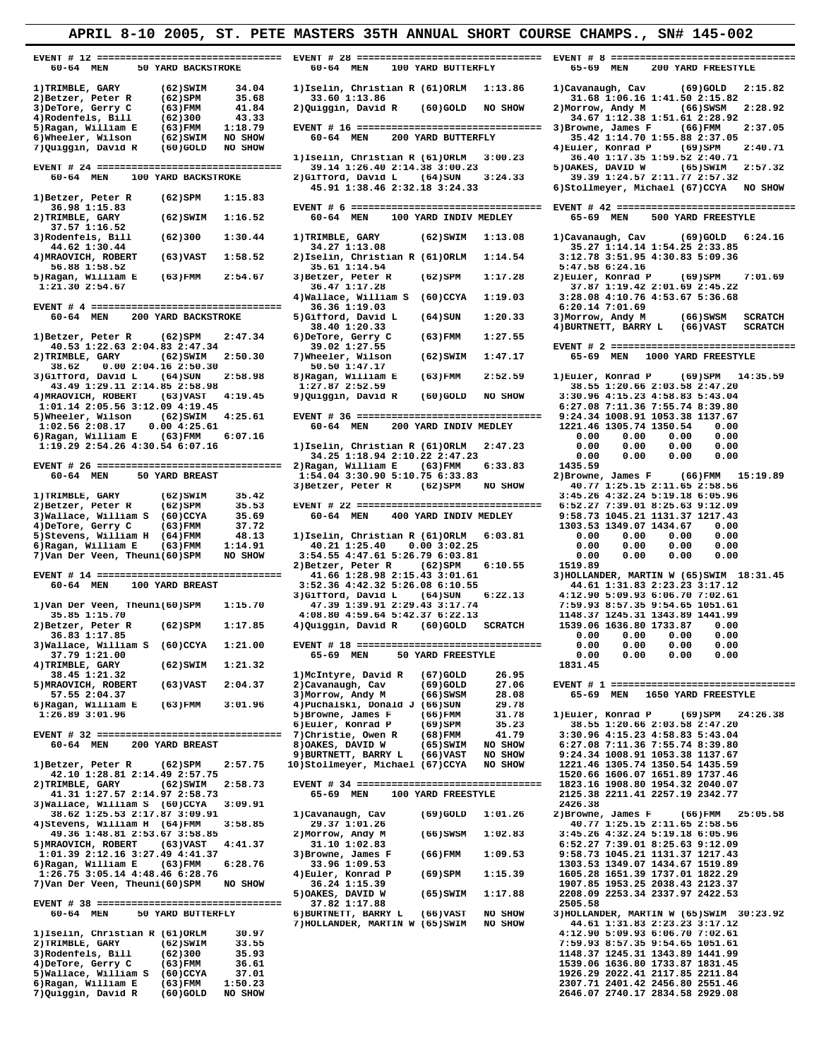# APRIL 8-10 2005, ST. PETE MASTERS 35TH ANNUAL SHORT COURSE CHAMPS., SN# 145-002

```
EVENT # 12 ===============================
  60-64 MEN     50 YARD BACKSTROKE

1)TRIMBLE, GARY       (62)SWIM    34.04
2)Betzer, Peter R     (62)SPM     35.68
3)DeTore, Gerry C     (63)FMM     41.84
4)Rodenfels, Bill     (62)300     43.33
5)Ragan, William E    (63)FMM   1:18.79
6)Wheeler, Wilson     (62)SWIM  NO SHOW
7)Quiggin, David R    (60)GOLD  NO SHOW

EVENT # 24 ===============================
  60-64 MEN    100 YARD BACKSTROKE

1)Betzer, Peter R     (62)SPM   1:15.83
   36.98 1:15.83
2)TRIMBLE, GARY       (62)SWIM  1:16.52
   37.57 1:16.52
3)Rodenfels, Bill     (62)300   1:30.44
   44.62 1:30.44
4)MRAOVICH, ROBERT    (63)VAST  1:58.52
   56.88 1:58.52
5)Ragan, William E    (63)FMM   2:54.67
 1:21.30 2:54.67

EVENT # 4 ================================
  60-64 MEN    200 YARD BACKSTROKE

1)Betzer, Peter R     (62)SPM   2:47.34
  40.53 1:22.63 2:04.83 2:47.34
2)TRIMBLE, GARY       (62)SWIM  2:50.30
   38.62    0.00 2:04.16 2:50.30
3)Gifford, David L    (64)SUN   2:58.98
  43.49 1:29.11 2:14.85 2:58.98
4)MRAOVICH, ROBERT    (63)VAST  4:19.45
 1:01.14 2:05.56 3:12.09 4:19.45
5)Wheeler, Wilson     (62)SWIM  4:25.61
 1:02.56 2:08.17    0.00 4:25.61
6)Ragan, William E    (63)FMM   6:07.16
 1:19.29 2:54.26 4:30.54 6:07.16

EVENT # 26 ===============================
  60-64 MEN     50 YARD BREAST

1)TRIMBLE, GARY       (62)SWIM    35.42
2)Betzer, Peter R     (62)SPM     35.53
3)Wallace, William S  (60)CCYA    35.69
4)DeTore, Gerry C     (63)FMM     37.72
5)Stevens, William H  (64)FMM     48.13
6)Ragan, William E    (63)FMM   1:14.91
7)Van Der Veen, Theuni(60)SPM   NO SHOW

EVENT # 14 ===============================
  60-64 MEN    100 YARD BREAST

1)Van Der Veen, Theuni(60)SPM   1:15.70
   35.85 1:15.70
2)Betzer, Peter R     (62)SPM   1:17.85
   36.83 1:17.85
3)Wallace, William S  (60)CCYA  1:21.00
   37.79 1:21.00
4)TRIMBLE, GARY       (62)SWIM  1:21.32
   38.45 1:21.32
5)MRAOVICH, ROBERT    (63)VAST  2:04.37
   57.55 2:04.37
6)Ragan, William E    (63)FMM   3:01.96
 1:26.89 3:01.96

EVENT # 32 ===============================
  60-64 MEN    200 YARD BREAST

1)Betzer, Peter R     (62)SPM   2:57.75
  42.10 1:28.81 2:14.49 2:57.75
2)TRIMBLE, GARY       (62)SWIM  2:58.73
  41.31 1:27.57 2:14.97 2:58.73
3)Wallace, William S  (60)CCYA  3:09.91
  38.62 1:25.53 2:17.87 3:09.91
4)Stevens, William H  (64)FMM   3:58.85
  49.36 1:48.81 2:53.67 3:58.85
5)MRAOVICH, ROBERT    (63)VAST  4:41.37
 1:01.39 2:12.16 3:27.49 4:41.37
6)Ragan, William E    (63)FMM   6:28.76
 1:26.75 3:05.14 4:48.66 6:28.76
7)Van Der Veen, Theuni(60)SPM   NO SHOW

EVENT # 38 ===============================
  60-64 MEN     50 YARD BUTTERFLY

1)Iselin, Christian R (61)ORLM    30.97
2)TRIMBLE, GARY       (62)SWIM    33.55
3)Rodenfels, Bill     (62)300     35.93
4)DeTore, Gerry C     (63)FMM     36.61
5)Wallace, William S  (60)CCYA    37.01
6)Ragan, William E    (63)FMM   1:50.23
7)Quiggin, David R    (60)GOLD  NO SHOW

EVENT # 28 ===============================
  60-64 MEN    100 YARD BUTTERFLY

1)Iselin, Christian R (61)ORLM  1:13.86
   33.60 1:13.86
2)Quiggin, David R    (60)GOLD  NO SHOW

EVENT # 16 ===============================
  60-64 MEN    200 YARD BUTTERFLY

1)Iselin, Christian R (61)ORLM  3:00.23
  39.14 1:26.40 2:14.38 3:00.23
2)Gifford, David L    (64)SUN   3:24.33
  45.91 1:38.46 2:32.18 3:24.33

EVENT # 6 ================================
  60-64 MEN    100 YARD INDIV MEDLEY

1)TRIMBLE, GARY       (62)SWIM  1:13.08
   34.27 1:13.08
2)Iselin, Christian R (61)ORLM  1:14.54
   35.61 1:14.54
3)Betzer, Peter R     (62)SPM   1:17.28
   36.47 1:17.28
4)Wallace, William S  (60)CCYA  1:19.03
   36.36 1:19.03
5)Gifford, David L    (64)SUN   1:20.33
   38.40 1:20.33
6)DeTore, Gerry C     (63)FMM   1:27.55
   39.02 1:27.55
7)Wheeler, Wilson     (62)SWIM  1:47.17
   50.50 1:47.17
8)Ragan, William E    (63)FMM   2:52.59
 1:27.87 2:52.59
9)Quiggin, David R    (60)GOLD  NO SHOW

EVENT # 36 ===============================
  60-64 MEN    200 YARD INDIV MEDLEY

1)Iselin, Christian R (61)ORLM  2:47.23
  34.25 1:18.94 2:10.22 2:47.23
2)Ragan, William E    (63)FMM   6:33.83
 1:54.04 3:30.90 5:10.75 6:33.83
3)Betzer, Peter R     (62)SPM   NO SHOW

EVENT # 22 ===============================
  60-64 MEN    400 YARD INDIV MEDLEY

1)Iselin, Christian R (61)ORLM  6:03.81
  40.21 1:25.40    0.00 3:02.25
 3:54.55 4:47.61 5:26.79 6:03.81
2)Betzer, Peter R     (62)SPM   6:10.55
  41.66 1:28.98 2:15.43 3:01.61
 3:52.36 4:42.32 5:26.08 6:10.55
3)Gifford, David L    (64)SUN   6:22.13
  47.39 1:39.91 2:29.43 3:17.74
 4:08.80 4:59.64 5:42.37 6:22.13
4)Quiggin, David R    (60)GOLD  SCRATCH

EVENT # 18 ===============================
  65-69 MEN     50 YARD FREESTYLE

1)McIntyre, David R   (67)GOLD    26.95
2)Cavanaugh, Cav      (69)GOLD    27.06
3)Morrow, Andy M      (66)SWSM    28.08
4)Puchalski, Donald J (66)SUN     29.78
5)Browne, James F     (66)FMM     31.78
6)Euler, Konrad P     (69)SPM     35.23
7)Christie, Owen R    (68)FMM     41.79
8)OAKES, DAVID W      (65)SWIM  NO SHOW
9)BURTNETT, BARRY L   (66)VAST  NO SHOW
10)Stollmeyer, Michael (67)CCYA  NO SHOW

EVENT # 34 ===============================
  65-69 MEN    100 YARD FREESTYLE

1)Cavanaugh, Cav      (69)GOLD  1:01.26
   29.37 1:01.26
2)Morrow, Andy M      (66)SWSM  1:02.83
   31.10 1:02.83
3)Browne, James F     (66)FMM   1:09.53
   33.96 1:09.53
4)Euler, Konrad P     (69)SPM   1:15.39
   36.24 1:15.39
5)OAKES, DAVID W      (65)SWIM  1:17.88
   37.82 1:17.88
6)BURTNETT, BARRY L   (66)VAST  NO SHOW
7)HOLLANDER, MARTIN W (65)SWIM  NO SHOW

EVENT # 8 ================================
  65-69 MEN    200 YARD FREESTYLE

1)Cavanaugh, Cav      (69)GOLD  2:15.82
  31.68 1:06.16 1:41.50 2:15.82
2)Morrow, Andy M      (66)SWSM  2:28.92
  34.67 1:12.38 1:51.61 2:28.92
3)Browne, James F     (66)FMM   2:37.05
  35.42 1:14.70 1:55.88 2:37.05
4)Euler, Konrad P     (69)SPM   2:40.71
  36.40 1:17.35 1:59.52 2:40.71
5)OAKES, DAVID W      (65)SWIM  2:57.32
  39.39 1:24.57 2:11.77 2:57.32
6)Stollmeyer, Michael (67)CCYA  NO SHOW

EVENT # 42 ===============================
  65-69 MEN    500 YARD FREESTYLE

1)Cavanaugh, Cav      (69)GOLD  6:24.16
  35.27 1:14.14 1:54.25 2:33.85
 3:12.78 3:51.95 4:30.83 5:09.36
 5:47.58 6:24.16
2)Euler, Konrad P     (69)SPM   7:01.69
  37.87 1:19.42 2:01.69 2:45.22
 3:28.08 4:10.76 4:53.67 5:36.68
 6:20.14 7:01.69
3)Morrow, Andy M      (66)SWSM  SCRATCH
4)BURTNETT, BARRY L   (66)VAST  SCRATCH

EVENT # 2 ================================
  65-69 MEN   1000 YARD FREESTYLE

1)Euler, Konrad P     (69)SPM  14:35.59
  38.55 1:20.66 2:03.58 2:47.20
 3:30.96 4:15.23 4:58.83 5:43.04
 6:27.08 7:11.36 7:55.74 8:39.80
 9:24.34 1008.91 1053.38 1137.67
 1221.46 1305.74 1350.54    0.00
    0.00    0.00    0.00    0.00
    0.00    0.00    0.00    0.00
 1435.59
2)Browne, James F     (66)FMM  15:19.89
  40.77 1:25.15 2:11.65 2:58.56
 3:45.26 4:32.24 5:19.18 6:05.96
 6:52.27 7:39.01 8:25.63 9:12.09
 9:58.73 1045.21 1131.37 1217.43
 1303.53 1349.07 1434.67    0.00
    0.00    0.00    0.00    0.00
    0.00    0.00    0.00    0.00
 1519.89
3)HOLLANDER, MARTIN W (65)SWIM 18:31.45
  44.61 1:31.83 2:23.23 3:17.12
 4:12.90 5:09.93 6:06.70 7:02.61
 7:59.93 8:57.35 9:54.65 1051.61
 1148.37 1245.31 1343.89 1441.99
 1539.06 1636.80 1733.87    0.00
    0.00    0.00    0.00    0.00
    0.00    0.00    0.00    0.00
 1831.45

EVENT # 1 ================================
  65-69 MEN   1650 YARD FREESTYLE

1)Euler, Konrad P     (69)SPM  24:26.38
  38.55 1:20.66 2:03.58 2:47.20
 3:30.96 4:15.23 4:58.83 5:43.04
 6:27.08 7:11.36 7:55.74 8:39.80
 9:24.34 1008.91 1053.38 1137.67
 1221.46 1305.74 1350.54 1435.59
 1520.66 1606.07 1651.89 1737.46
 1823.16 1908.80 1954.32 2040.07
 2125.38 2211.41 2257.19 2342.77
 2426.38
2)Browne, James F     (66)FMM  25:05.58
  40.77 1:25.15 2:11.65 2:58.56
 3:45.26 4:32.24 5:19.18 6:05.96
 6:52.27 7:39.01 8:25.63 9:12.09
 9:58.73 1045.21 1131.37 1217.43
 1303.53 1349.07 1434.67 1519.89
 1605.28 1651.39 1737.01 1822.29
 1907.85 1953.25 2038.43 2123.37
 2208.09 2253.34 2337.97 2422.53
 2505.58
3)HOLLANDER, MARTIN W (65)SWIM 30:23.92
  44.61 1:31.83 2:23.23 3:17.12
 4:12.90 5:09.93 6:06.70 7:02.61
 7:59.93 8:57.35 9:54.65 1051.61
 1148.37 1245.31 1343.89 1441.99
 1539.06 1636.80 1733.87 1831.45
 1926.29 2022.41 2117.85 2211.84
 2307.71 2401.42 2456.80 2551.46
 2646.07 2740.17 2834.58 2929.08
```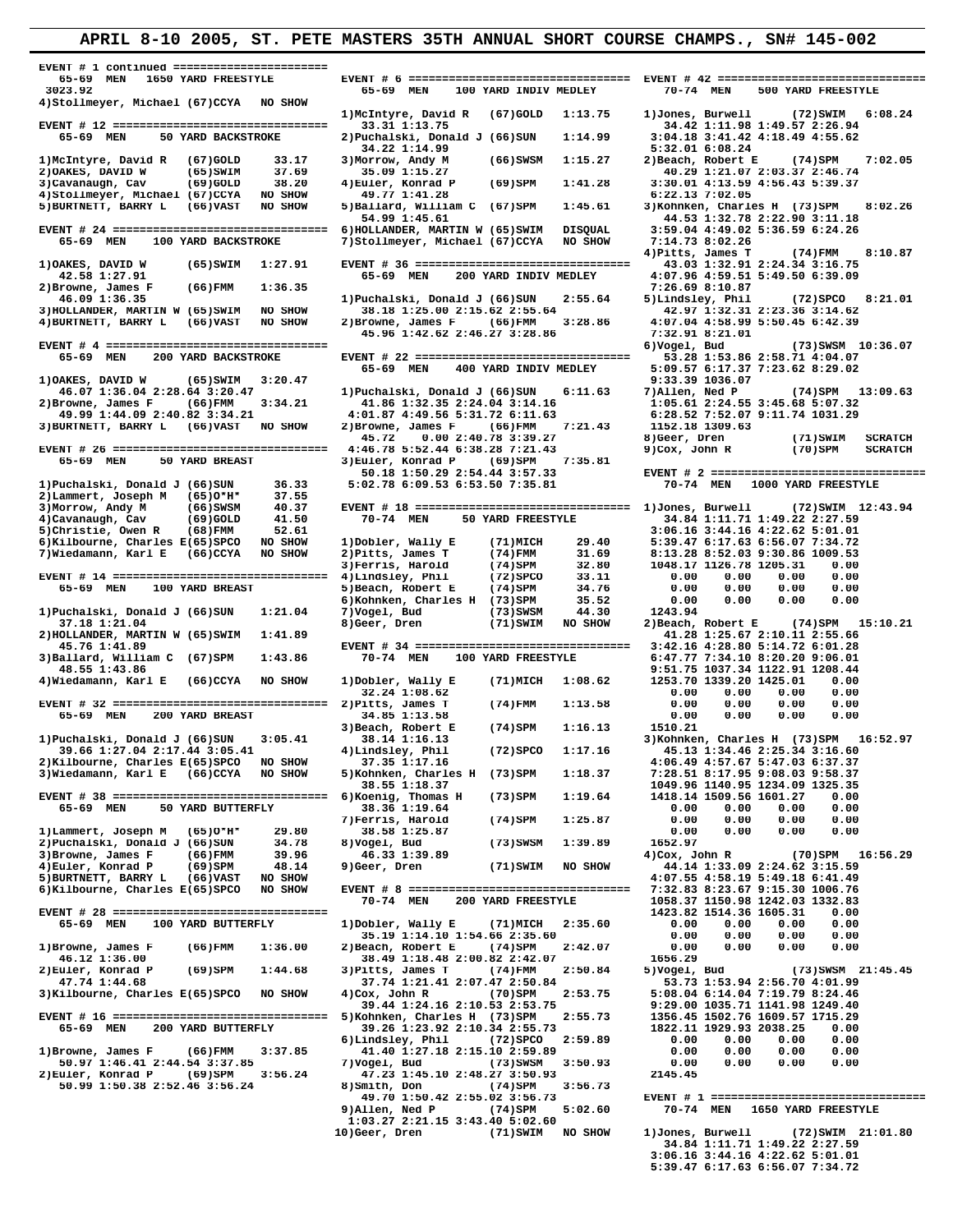# APRIL 8-10 2005, ST. PETE MASTERS 35TH ANNUAL SHORT COURSE CHAMPS., SN# 145-002

```
EVENT # 1 continued ======================
  65-69 MEN   1650 YARD FREESTYLE
 3023.92
4)Stollmeyer, Michael (67)CCYA  NO SHOW

EVENT # 12 ===============================
  65-69 MEN    50 YARD BACKSTROKE

1)McIntyre, David R  (67)GOLD    33.17
2)OAKES, DAVID W     (65)SWIM    37.69
3)Cavanaugh, Cav     (69)GOLD    38.20
4)Stollmeyer, Michael (67)CCYA  NO SHOW
5)BURTNETT, BARRY L  (66)VAST   NO SHOW

EVENT # 24 ===============================
  65-69 MEN   100 YARD BACKSTROKE

1)OAKES, DAVID W     (65)SWIM  1:27.91
   42.58 1:27.91
2)Browne, James F    (66)FMM   1:36.35
   46.09 1:36.35
3)HOLLANDER, MARTIN W (65)SWIM  NO SHOW
4)BURTNETT, BARRY L  (66)VAST   NO SHOW

EVENT # 4 ================================
  65-69 MEN   200 YARD BACKSTROKE

1)OAKES, DAVID W     (65)SWIM  3:20.47
   46.07 1:36.04 2:28.64 3:20.47
2)Browne, James F    (66)FMM   3:34.21
   49.99 1:44.09 2:40.82 3:34.21
3)BURTNETT, BARRY L  (66)VAST   NO SHOW

EVENT # 26 ===============================
  65-69 MEN    50 YARD BREAST

1)Puchalski, Donald J (66)SUN    36.33
2)Lammert, Joseph M  (65)O*H*    37.55
3)Morrow, Andy M     (66)SWSM    40.37
4)Cavanaugh, Cav     (69)GOLD    41.50
5)Christie, Owen R   (68)FMM     52.61
6)Kilbourne, Charles E(65)SPCO  NO SHOW
7)Wiedamann, Karl E  (66)CCYA   NO SHOW

EVENT # 14 ===============================
  65-69 MEN   100 YARD BREAST

1)Puchalski, Donald J (66)SUN  1:21.04
   37.18 1:21.04
2)HOLLANDER, MARTIN W (65)SWIM 1:41.89
   45.76 1:41.89
3)Ballard, William C (67)SPM   1:43.86
   48.55 1:43.86
4)Wiedamann, Karl E  (66)CCYA   NO SHOW

EVENT # 32 ===============================
  65-69 MEN   200 YARD BREAST

1)Puchalski, Donald J (66)SUN  3:05.41
   39.66 1:27.04 2:17.44 3:05.41
2)Kilbourne, Charles E(65)SPCO  NO SHOW
3)Wiedamann, Karl E  (66)CCYA   NO SHOW

EVENT # 38 ===============================
  65-69 MEN    50 YARD BUTTERFLY

1)Lammert, Joseph M  (65)O*H*    29.80
2)Puchalski, Donald J (66)SUN    34.78
3)Browne, James F    (66)FMM     39.96
4)Euler, Konrad P    (69)SPM     48.14
5)BURTNETT, BARRY L  (66)VAST   NO SHOW
6)Kilbourne, Charles E(65)SPCO  NO SHOW

EVENT # 28 ===============================
  65-69 MEN   100 YARD BUTTERFLY

1)Browne, James F    (66)FMM   1:36.00
   46.12 1:36.00
2)Euler, Konrad P    (69)SPM   1:44.68
   47.74 1:44.68
3)Kilbourne, Charles E(65)SPCO  NO SHOW

EVENT # 16 ===============================
  65-69 MEN   200 YARD BUTTERFLY

1)Browne, James F    (66)FMM   3:37.85
   50.97 1:46.41 2:44.54 3:37.85
2)Euler, Konrad P    (69)SPM   3:56.24
   50.99 1:50.38 2:52.46 3:56.24

EVENT # 6 ================================
  65-69 MEN   100 YARD INDIV MEDLEY

1)McIntyre, David R  (67)GOLD  1:13.75
   33.31 1:13.75
2)Puchalski, Donald J (66)SUN  1:14.99
   34.22 1:14.99
3)Morrow, Andy M     (66)SWSM  1:15.27
   35.09 1:15.27
4)Euler, Konrad P    (69)SPM   1:41.28
   49.77 1:41.28
5)Ballard, William C (67)SPM   1:45.61
   54.99 1:45.61
6)HOLLANDER, MARTIN W (65)SWIM  DISQUAL
7)Stollmeyer, Michael (67)CCYA  NO SHOW

EVENT # 36 ===============================
  65-69 MEN   200 YARD INDIV MEDLEY

1)Puchalski, Donald J (66)SUN  2:55.64
   38.18 1:25.00 2:15.62 2:55.64
2)Browne, James F    (66)FMM   3:28.86
   45.96 1:42.62 2:46.27 3:28.86

EVENT # 22 ===============================
  65-69 MEN   400 YARD INDIV MEDLEY

1)Puchalski, Donald J (66)SUN  6:11.63
   41.86 1:32.35 2:24.04 3:14.16
   4:01.87 4:49.56 5:31.72 6:11.63
2)Browne, James F    (66)FMM   7:21.43
   45.72  0.00 2:40.78 3:39.27
   4:46.78 5:52.44 6:38.28 7:21.43
3)Euler, Konrad P    (69)SPM   7:35.81
   50.18 1:50.29 2:54.44 3:57.33
   5:02.78 6:09.53 6:53.50 7:35.81

EVENT # 18 ===============================
  70-74 MEN    50 YARD FREESTYLE

1)Dobler, Wally E    (71)MICH    29.40
2)Pitts, James T     (74)FMM     31.69
3)Ferris, Harold     (74)SPM     32.80
4)Lindsley, Phil     (72)SPCO    33.11
5)Beach, Robert E    (74)SPM     34.76
6)Kohnken, Charles H (73)SPM     35.52
7)Vogel, Bud         (73)SWSM    44.30
8)Geer, Dren         (71)SWIM   NO SHOW

EVENT # 34 ===============================
  70-74 MEN   100 YARD FREESTYLE

1)Dobler, Wally E    (71)MICH  1:08.62
   32.24 1:08.62
2)Pitts, James T     (74)FMM   1:13.58
   34.85 1:13.58
3)Beach, Robert E    (74)SPM   1:16.13
   38.14 1:16.13
4)Lindsley, Phil     (72)SPCO  1:17.16
   37.35 1:17.16
5)Kohnken, Charles H (73)SPM   1:18.37
   38.55 1:18.37
6)Koenig, Thomas H   (73)SPM   1:19.64
   38.36 1:19.64
7)Ferris, Harold     (74)SPM   1:25.87
   38.58 1:25.87
8)Vogel, Bud         (73)SWSM  1:39.89
   46.33 1:39.89
9)Geer, Dren         (71)SWIM   NO SHOW

EVENT # 8 ================================
  70-74 MEN   200 YARD FREESTYLE

1)Dobler, Wally E    (71)MICH  2:35.60
   35.19 1:14.10 1:54.66 2:35.60
2)Beach, Robert E    (74)SPM   2:42.07
   38.49 1:18.48 2:00.82 2:42.07
3)Pitts, James T     (74)FMM   2:50.84
   37.74 1:21.41 2:07.47 2:50.84
4)Cox, John R        (70)SPM   2:53.75
   39.44 1:24.16 2:10.53 2:53.75
5)Kohnken, Charles H (73)SPM   2:55.73
   39.26 1:23.92 2:10.34 2:55.73
6)Lindsley, Phil     (72)SPCO  2:59.89
   41.40 1:27.18 2:15.10 2:59.89
7)Vogel, Bud         (73)SWSM  3:50.93
   47.23 1:45.10 2:48.27 3:50.93
8)Smith, Don         (74)SPM   3:56.73
   49.70 1:50.42 2:55.02 3:56.73
9)Allen, Ned P       (74)SPM   5:02.60
 1:03.27 2:21.15 3:43.40 5:02.60
10)Geer, Dren        (71)SWIM   NO SHOW

EVENT # 42 ===============================
  70-74 MEN   500 YARD FREESTYLE

1)Jones, Burwell     (72)SWIM  6:08.24
   34.42 1:11.98 1:49.57 2:26.94
   3:04.18 3:41.42 4:18.49 4:55.62
   5:32.01 6:08.24
2)Beach, Robert E    (74)SPM   7:02.05
   40.29 1:21.07 2:03.37 2:46.74
   3:30.01 4:13.59 4:56.43 5:39.37
   6:22.13 7:02.05
3)Kohnken, Charles H (73)SPM   8:02.26
   44.53 1:32.78 2:22.90 3:11.18
   3:59.04 4:49.02 5:36.59 6:24.26
   7:14.73 8:02.26
4)Pitts, James T     (74)FMM   8:10.87
   43.03 1:32.91 2:24.34 3:16.75
   4:07.96 4:59.51 5:49.50 6:39.09
   7:26.69 8:10.87
5)Lindsley, Phil     (72)SPCO  8:21.01
   42.97 1:32.31 2:23.36 3:14.62
   4:07.04 4:58.99 5:50.45 6:42.39
   7:32.91 8:21.01
6)Vogel, Bud         (73)SWSM 10:36.07
   53.28 1:53.86 2:58.71 4:04.07
   5:09.57 6:17.37 7:23.62 8:29.02
   9:33.39 1036.07
7)Allen, Ned P       (74)SPM  13:09.63
 1:05.61 2:24.55 3:45.68 5:07.32
   6:28.52 7:52.07 9:11.74 1031.29
   1152.18 1309.63
8)Geer, Dren         (71)SWIM  SCRATCH
9)Cox, John R        (70)SPM   SCRATCH

EVENT # 2 ================================
  70-74 MEN  1000 YARD FREESTYLE

1)Jones, Burwell     (72)SWIM 12:43.94
   34.84 1:11.71 1:49.22 2:27.59
   3:06.16 3:44.16 4:22.62 5:01.01
   5:39.47 6:17.63 6:56.07 7:34.72
   8:13.28 8:52.03 9:30.86 1009.53
   1048.17 1126.78 1205.31   0.00
     0.00    0.00    0.00    0.00
     0.00    0.00    0.00    0.00
     0.00    0.00    0.00    0.00
   1243.94
2)Beach, Robert E    (74)SPM  15:10.21
   41.28 1:25.67 2:10.11 2:55.66
   3:42.16 4:28.80 5:14.72 6:01.28
   6:47.77 7:34.10 8:20.20 9:06.01
   9:51.75 1037.34 1122.91 1208.44
   1253.70 1339.20 1425.01   0.00
     0.00    0.00    0.00    0.00
     0.00    0.00    0.00    0.00
     0.00    0.00    0.00    0.00
   1510.21
3)Kohnken, Charles H (73)SPM  16:52.97
   45.13 1:34.46 2:25.34 3:16.60
   4:06.49 4:57.67 5:47.03 6:37.37
   7:28.51 8:17.95 9:08.03 9:58.37
   1049.96 1140.95 1234.09 1325.35
   1418.14 1509.56 1601.27   0.00
     0.00    0.00    0.00    0.00
     0.00    0.00    0.00    0.00
     0.00    0.00    0.00    0.00
   1652.97
4)Cox, John R        (70)SPM  16:56.29
   44.14 1:33.09 2:24.62 3:15.59
   4:07.55 4:58.19 5:49.18 6:41.49
   7:32.83 8:23.67 9:15.30 1006.76
   1058.37 1150.98 1242.03 1332.83
   1423.82 1514.36 1605.31   0.00
     0.00    0.00    0.00    0.00
     0.00    0.00    0.00    0.00
     0.00    0.00    0.00    0.00
   1656.29
5)Vogel, Bud         (73)SWSM 21:45.45
   53.73 1:53.94 2:56.70 4:01.99
   5:08.04 6:14.04 7:19.79 8:24.46
   9:29.00 1035.71 1141.98 1249.40
   1356.45 1502.76 1609.57 1715.29
   1822.11 1929.93 2038.25   0.00
     0.00    0.00    0.00    0.00
     0.00    0.00    0.00    0.00
     0.00    0.00    0.00    0.00
   2145.45

EVENT # 1 ================================
  70-74 MEN  1650 YARD FREESTYLE

1)Jones, Burwell     (72)SWIM 21:01.80
   34.84 1:11.71 1:49.22 2:27.59
   3:06.16 3:44.16 4:22.62 5:01.01
   5:39.47 6:17.63 6:56.07 7:34.72
```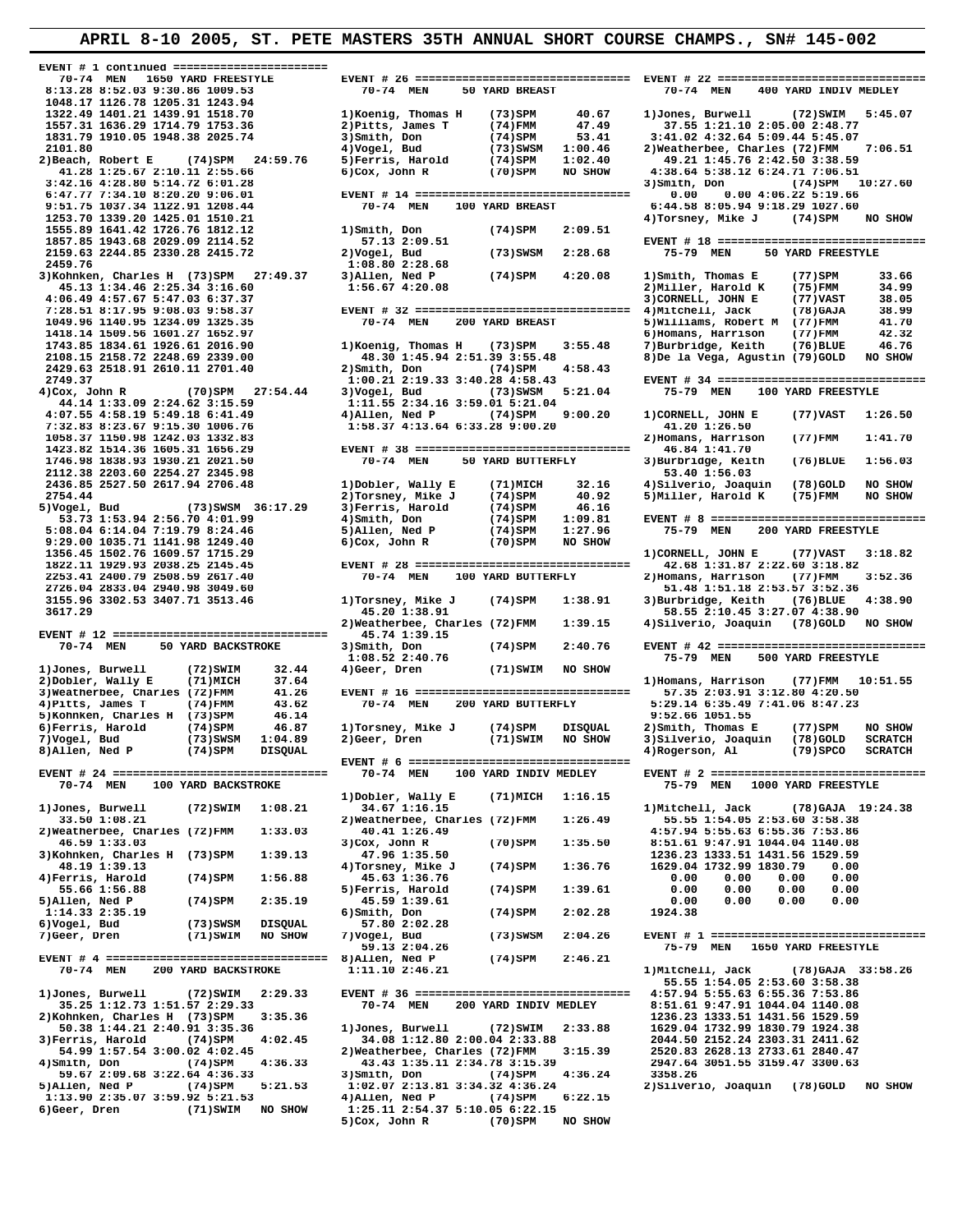# APRIL 8-10 2005, ST. PETE MASTERS 35TH ANNUAL SHORT COURSE CHAMPS., SN# 145-002

```
EVENT # 1 continued =======================
  70-74 MEN   1650 YARD FREESTYLE
 8:13.28 8:52.03 9:30.86 1009.53
 1048.17 1126.78 1205.31 1243.94
 1322.49 1401.21 1439.91 1518.70
 1557.31 1636.29 1714.79 1753.36
 1831.79 1910.05 1948.38 2025.74
 2101.80
2)Beach, Robert E     (74)SPM   24:59.76
   41.28 1:25.67 2:10.11 2:55.66
 3:42.16 4:28.80 5:14.72 6:01.28
 6:47.77 7:34.10 8:20.20 9:06.01
 9:51.75 1037.34 1122.91 1208.44
 1253.70 1339.20 1425.01 1510.21
 1555.89 1641.42 1726.76 1812.12
 1857.85 1943.68 2029.09 2114.52
 2159.63 2244.85 2330.28 2415.72
 2459.76
3)Kohnken, Charles H  (73)SPM   27:49.37
   45.13 1:34.46 2:25.34 3:16.60
 4:06.49 4:57.67 5:47.03 6:37.37
 7:28.51 8:17.95 9:08.03 9:58.37
 1049.96 1140.95 1234.09 1325.35
 1418.14 1509.56 1601.27 1652.97
 1743.85 1834.61 1926.61 2016.90
 2108.15 2158.72 2248.69 2339.00
 2429.63 2518.91 2610.11 2701.40
 2749.37
4)Cox, John R         (70)SPM   27:54.44
   44.14 1:33.09 2:24.62 3:15.59
 4:07.55 4:58.19 5:49.18 6:41.49
 7:32.83 8:23.67 9:15.30 1006.76
 1058.37 1150.98 1242.03 1332.83
 1423.82 1514.36 1605.31 1656.29
 1746.98 1838.93 1930.21 2021.50
 2112.38 2203.60 2254.27 2345.98
 2436.85 2527.50 2617.94 2706.48
 2754.44
5)Vogel, Bud          (73)SWSM  36:17.29
   53.73 1:53.94 2:56.70 4:01.99
 5:08.04 6:14.04 7:19.79 8:24.46
 9:29.00 1035.71 1141.98 1249.40
 1356.45 1502.76 1609.57 1715.29
 1822.11 1929.93 2038.25 2145.45
 2253.41 2400.79 2508.59 2617.40
 2726.04 2833.04 2940.98 3049.60
 3155.96 3302.53 3407.71 3513.46
 3617.29

EVENT # 12 ================================
  70-74 MEN    50 YARD BACKSTROKE

1)Jones, Burwell      (72)SWIM     32.44
2)Dobler, Wally E     (71)MICH     37.64
3)Weatherbee, Charles (72)FMM      41.26
4)Pitts, James T      (74)FMM      43.62
5)Kohnken, Charles H  (73)SPM      46.14
6)Ferris, Harold      (74)SPM      46.87
7)Vogel, Bud          (73)SWSM   1:04.89
8)Allen, Ned P        (74)SPM    DISQUAL

EVENT # 24 ================================
  70-74 MEN   100 YARD BACKSTROKE

1)Jones, Burwell      (72)SWIM   1:08.21
   33.50 1:08.21
2)Weatherbee, Charles (72)FMM    1:33.03
   46.59 1:33.03
3)Kohnken, Charles H  (73)SPM    1:39.13
   48.19 1:39.13
4)Ferris, Harold      (74)SPM    1:56.88
   55.66 1:56.88
5)Allen, Ned P        (74)SPM    2:35.19
 1:14.33 2:35.19
6)Vogel, Bud          (73)SWSM   DISQUAL
7)Geer, Dren          (71)SWIM   NO SHOW

EVENT # 4 =================================
  70-74 MEN   200 YARD BACKSTROKE

1)Jones, Burwell      (72)SWIM   2:29.33
   35.25 1:12.73 1:51.57 2:29.33
2)Kohnken, Charles H  (73)SPM    3:35.36
   50.38 1:44.21 2:40.91 3:35.36
3)Ferris, Harold      (74)SPM    4:02.45
   54.99 1:57.54 3:00.02 4:02.45
4)Smith, Don          (74)SPM    4:36.33
   59.67 2:09.68 3:22.64 4:36.33
5)Allen, Ned P        (74)SPM    5:21.53
 1:13.90 2:35.07 3:59.92 5:21.53
6)Geer, Dren          (71)SWIM   NO SHOW

EVENT # 26 ================================
  70-74 MEN    50 YARD BREAST

1)Koenig, Thomas H    (73)SPM      40.67
2)Pitts, James T      (74)FMM      47.49
3)Smith, Don          (74)SPM      53.41
4)Vogel, Bud          (73)SWSM   1:00.46
5)Ferris, Harold      (74)SPM    1:02.40
6)Cox, John R         (70)SPM    NO SHOW

EVENT # 14 ================================
  70-74 MEN   100 YARD BREAST

1)Smith, Don          (74)SPM    2:09.51
   57.13 2:09.51
2)Vogel, Bud          (73)SWSM   2:28.68
 1:08.80 2:28.68
3)Allen, Ned P        (74)SPM    4:20.08
 1:56.67 4:20.08

EVENT # 32 ================================
  70-74 MEN   200 YARD BREAST

1)Koenig, Thomas H    (73)SPM    3:55.48
   48.30 1:45.94 2:51.39 3:55.48
2)Smith, Don          (74)SPM    4:58.43
 1:00.21 2:19.33 3:40.28 4:58.43
3)Vogel, Bud          (73)SWSM   5:21.04
 1:11.55 2:34.16 3:59.01 5:21.04
4)Allen, Ned P        (74)SPM    9:00.20
 1:58.37 4:13.64 6:33.28 9:00.20

EVENT # 38 ================================
  70-74 MEN    50 YARD BUTTERFLY

1)Dobler, Wally E     (71)MICH     32.16
2)Torsney, Mike J     (74)SPM      40.92
3)Ferris, Harold      (74)SPM      46.16
4)Smith, Don          (74)SPM    1:09.81
5)Allen, Ned P        (74)SPM    1:27.96
6)Cox, John R         (70)SPM    NO SHOW

EVENT # 28 ================================
  70-74 MEN   100 YARD BUTTERFLY

1)Torsney, Mike J     (74)SPM    1:38.91
   45.20 1:38.91
2)Weatherbee, Charles (72)FMM    1:39.15
   45.74 1:39.15
3)Smith, Don          (74)SPM    2:40.76
 1:08.52 2:40.76
4)Geer, Dren          (71)SWIM   NO SHOW

EVENT # 16 ================================
  70-74 MEN   200 YARD BUTTERFLY

1)Torsney, Mike J     (74)SPM    DISQUAL
2)Geer, Dren          (71)SWIM   NO SHOW

EVENT # 6 =================================
  70-74 MEN   100 YARD INDIV MEDLEY

1)Dobler, Wally E     (71)MICH   1:16.15
   34.67 1:16.15
2)Weatherbee, Charles (72)FMM    1:26.49
   40.41 1:26.49
3)Cox, John R         (70)SPM    1:35.50
   47.96 1:35.50
4)Torsney, Mike J     (74)SPM    1:36.76
   45.63 1:36.76
5)Ferris, Harold      (74)SPM    1:39.61
   45.59 1:39.61
6)Smith, Don          (74)SPM    2:02.28
   57.80 2:02.28
7)Vogel, Bud          (73)SWSM   2:04.26
   59.13 2:04.26
8)Allen, Ned P        (74)SPM    2:46.21
 1:11.10 2:46.21

EVENT # 36 ================================
  70-74 MEN   200 YARD INDIV MEDLEY

1)Jones, Burwell      (72)SWIM   2:33.88
   34.08 1:12.80 2:00.04 2:33.88
2)Weatherbee, Charles (72)FMM    3:15.39
   43.43 1:35.11 2:34.78 3:15.39
3)Smith, Don          (74)SPM    4:36.24
 1:02.07 2:13.81 3:34.32 4:36.24
4)Allen, Ned P        (74)SPM    6:22.15
 1:25.11 2:54.37 5:10.05 6:22.15
5)Cox, John R         (70)SPM    NO SHOW

EVENT # 22 ================================
  70-74 MEN   400 YARD INDIV MEDLEY

1)Jones, Burwell      (72)SWIM   5:45.07
   37.55 1:21.10 2:05.00 2:48.77
 3:41.02 4:32.64 5:09.44 5:45.07
2)Weatherbee, Charles (72)FMM    7:06.51
   49.21 1:45.76 2:42.50 3:38.59
 4:38.64 5:38.12 6:24.71 7:06.51
3)Smith, Don          (74)SPM   10:27.60
    0.00    0.00 4:06.22 5:19.66
 6:44.58 8:05.94 9:18.29 1027.60
4)Torsney, Mike J     (74)SPM    NO SHOW

EVENT # 18 ================================
  75-79 MEN    50 YARD FREESTYLE

1)Smith, Thomas E     (77)SPM      33.66
2)Miller, Harold K    (75)FMM      34.99
3)CORNELL, JOHN E     (77)VAST     38.05
4)Mitchell, Jack      (78)GAJA     38.99
5)Williams, Robert M  (77)FMM      41.70
6)Homans, Harrison    (77)FMM      42.32
7)Burbridge, Keith    (76)BLUE     46.76
8)De la Vega, Agustin (79)GOLD   NO SHOW

EVENT # 34 ================================
  75-79 MEN   100 YARD FREESTYLE

1)CORNELL, JOHN E     (77)VAST   1:26.50
   41.20 1:26.50
2)Homans, Harrison    (77)FMM    1:41.70
   46.84 1:41.70
3)Burbridge, Keith    (76)BLUE   1:56.03
   53.40 1:56.03
4)Silverio, Joaquin   (78)GOLD   NO SHOW
5)Miller, Harold K    (75)FMM    NO SHOW

EVENT # 8 =================================
  75-79 MEN   200 YARD FREESTYLE

1)CORNELL, JOHN E     (77)VAST   3:18.82
   42.68 1:31.87 2:22.60 3:18.82
2)Homans, Harrison    (77)FMM    3:52.36
   51.48 1:51.18 2:53.57 3:52.36
3)Burbridge, Keith    (76)BLUE   4:38.90
   58.55 2:10.45 3:27.07 4:38.90
4)Silverio, Joaquin   (78)GOLD   NO SHOW

EVENT # 42 ================================
  75-79 MEN   500 YARD FREESTYLE

1)Homans, Harrison    (77)FMM   10:51.55
   57.35 2:03.91 3:12.80 4:20.50
 5:29.14 6:35.49 7:41.06 8:47.23
 9:52.66 1051.55
2)Smith, Thomas E     (77)SPM    NO SHOW
3)Silverio, Joaquin   (78)GOLD   SCRATCH
4)Rogerson, Al        (79)SPCO   SCRATCH

EVENT # 2 =================================
  75-79 MEN  1000 YARD FREESTYLE

1)Mitchell, Jack      (78)GAJA  19:24.38
   55.55 1:54.05 2:53.60 3:58.38
 4:57.94 5:55.63 6:55.36 7:53.86
 8:51.61 9:47.91 1044.04 1140.08
 1236.23 1333.51 1431.56 1529.59
 1629.04 1732.99 1830.79    0.00
    0.00    0.00    0.00    0.00
    0.00    0.00    0.00    0.00
    0.00    0.00    0.00    0.00
 1924.38

EVENT # 1 =================================
  75-79 MEN  1650 YARD FREESTYLE

1)Mitchell, Jack      (78)GAJA  33:58.26
   55.55 1:54.05 2:53.60 3:58.38
 4:57.94 5:55.63 6:55.36 7:53.86
 8:51.61 9:47.91 1044.04 1140.08
 1236.23 1333.51 1431.56 1529.59
 1629.04 1732.99 1830.79 1924.38
 2044.50 2152.24 2303.31 2411.62
 2520.83 2628.13 2733.61 2840.47
 2947.64 3051.55 3159.47 3300.63
 3358.26
2)Silverio, Joaquin   (78)GOLD   NO SHOW
```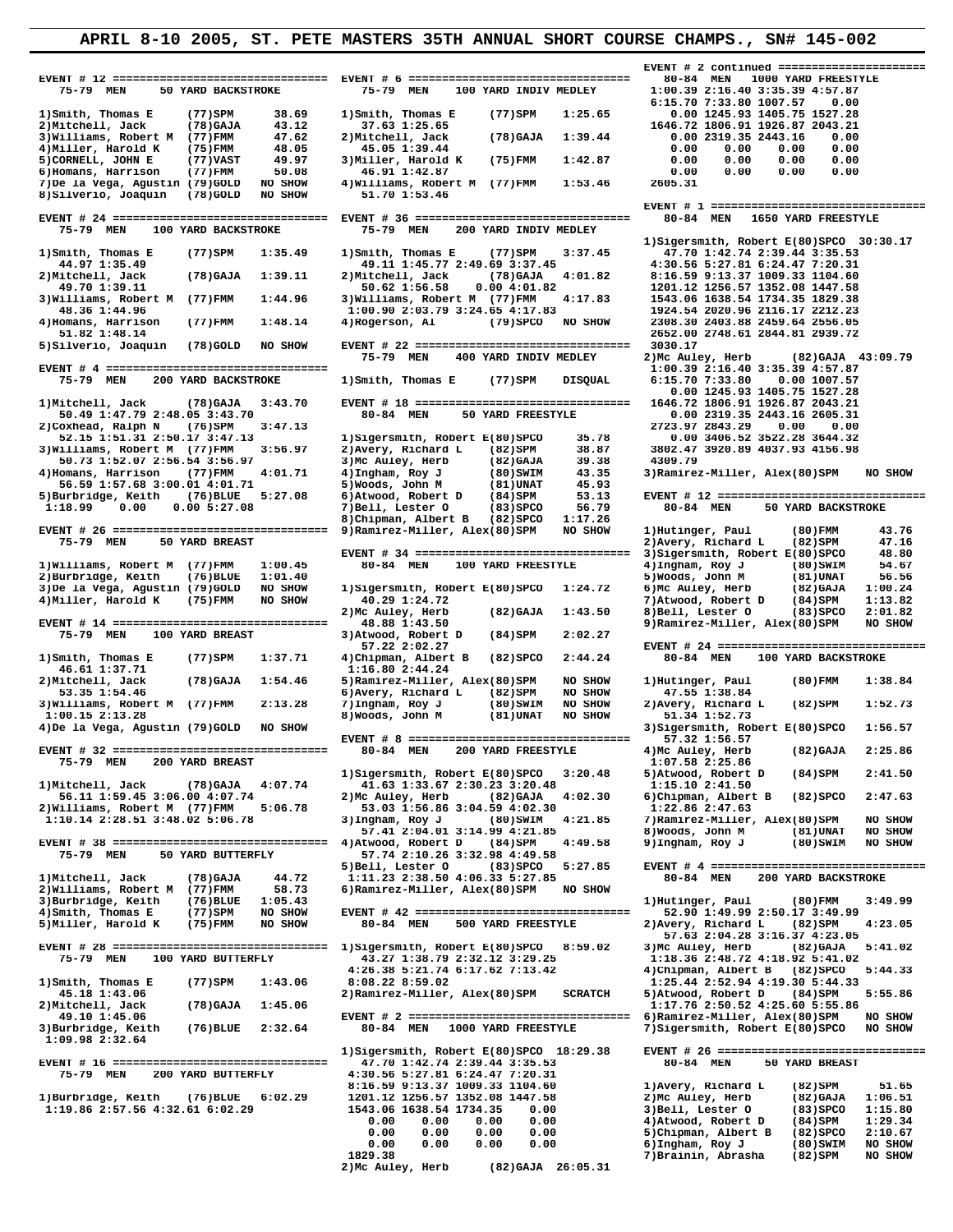# APRIL 8-10 2005, ST. PETE MASTERS 35TH ANNUAL SHORT COURSE CHAMPS., SN# 145-002

```
EVENT # 12 ================================
  75-79  MEN    50 YARD BACKSTROKE

1)Smith, Thomas E      (77)SPM     38.69
2)Mitchell, Jack       (78)GAJA    43.12
3)Williams, Robert M   (77)FMM     47.62
4)Miller, Harold K     (75)FMM     48.05
5)CORNELL, JOHN E      (77)VAST    49.97
6)Homans, Harrison     (77)FMM     50.08
7)De la Vega, Agustin  (79)GOLD  NO SHOW
8)Silverio, Joaquin    (78)GOLD  NO SHOW

EVENT # 24 ================================
  75-79  MEN   100 YARD BACKSTROKE

1)Smith, Thomas E      (77)SPM   1:35.49
  44.97 1:35.49
2)Mitchell, Jack       (78)GAJA  1:39.11
  49.70 1:39.11
3)Williams, Robert M   (77)FMM   1:44.96
  48.36 1:44.96
4)Homans, Harrison     (77)FMM   1:48.14
  51.82 1:48.14
5)Silverio, Joaquin    (78)GOLD  NO SHOW

EVENT # 4 =================================
  75-79  MEN   200 YARD BACKSTROKE

1)Mitchell, Jack       (78)GAJA  3:43.70
  50.49 1:47.79 2:48.05 3:43.70
2)Coxhead, Ralph N     (76)SPM   3:47.13
  52.15 1:51.31 2:50.17 3:47.13
3)Williams, Robert M   (77)FMM   3:56.97
  50.73 1:52.07 2:56.54 3:56.97
4)Homans, Harrison     (77)FMM   4:01.71
  56.59 1:57.68 3:00.01 4:01.71
5)Burbridge, Keith     (76)BLUE  5:27.08
 1:18.99   0.00    0.00 5:27.08

EVENT # 26 ================================
  75-79  MEN    50 YARD BREAST

1)Williams, Robert M   (77)FMM   1:00.45
2)Burbridge, Keith     (76)BLUE  1:01.40
3)De la Vega, Agustin  (79)GOLD  NO SHOW
4)Miller, Harold K     (75)FMM   NO SHOW

EVENT # 14 ================================
  75-79  MEN   100 YARD BREAST

1)Smith, Thomas E      (77)SPM   1:37.71
  46.61 1:37.71
2)Mitchell, Jack       (78)GAJA  1:54.46
  53.35 1:54.46
3)Williams, Robert M   (77)FMM   2:13.28
 1:00.15 2:13.28
4)De la Vega, Agustin  (79)GOLD  NO SHOW

EVENT # 32 ================================
  75-79  MEN   200 YARD BREAST

1)Mitchell, Jack       (78)GAJA  4:07.74
  56.11 1:59.45 3:06.00 4:07.74
2)Williams, Robert M   (77)FMM   5:06.78
 1:10.14 2:28.51 3:48.02 5:06.78

EVENT # 38 ================================
  75-79  MEN    50 YARD BUTTERFLY

1)Mitchell, Jack       (78)GAJA    44.72
2)Williams, Robert M   (77)FMM     58.73
3)Burbridge, Keith     (76)BLUE  1:05.43
4)Smith, Thomas E      (77)SPM   NO SHOW
5)Miller, Harold K     (75)FMM   NO SHOW

EVENT # 28 ================================
  75-79  MEN   100 YARD BUTTERFLY

1)Smith, Thomas E      (77)SPM   1:43.06
  45.18 1:43.06
2)Mitchell, Jack       (78)GAJA  1:45.06
  49.10 1:45.06
3)Burbridge, Keith     (76)BLUE  2:32.64
 1:09.98 2:32.64

EVENT # 16 ================================
  75-79  MEN   200 YARD BUTTERFLY

1)Burbridge, Keith     (76)BLUE  6:02.29
 1:19.86 2:57.56 4:32.61 6:02.29

EVENT # 6 =================================
  75-79  MEN   100 YARD INDIV MEDLEY

1)Smith, Thomas E      (77)SPM   1:25.65
  37.63 1:25.65
2)Mitchell, Jack       (78)GAJA  1:39.44
  45.05 1:39.44
3)Miller, Harold K     (75)FMM   1:42.87
  46.91 1:42.87
4)Williams, Robert M   (77)FMM   1:53.46
  51.70 1:53.46

EVENT # 36 ================================
  75-79  MEN   200 YARD INDIV MEDLEY

1)Smith, Thomas E      (77)SPM   3:37.45
  49.11 1:45.77 2:49.69 3:37.45
2)Mitchell, Jack       (78)GAJA  4:01.82
  50.62 1:56.58   0.00 4:01.82
3)Williams, Robert M   (77)FMM   4:17.83
 1:00.90 2:03.79 3:24.65 4:17.83
4)Rogerson, Al         (79)SPCO  NO SHOW

EVENT # 22 ================================
  75-79  MEN   400 YARD INDIV MEDLEY

1)Smith, Thomas E      (77)SPM   DISQUAL

EVENT # 18 ================================
  80-84  MEN    50 YARD FREESTYLE

1)Sigersmith, Robert E(80)SPCO     35.78
2)Avery, Richard L     (82)SPM     38.87
3)Mc Auley, Herb       (82)GAJA    39.38
4)Ingham, Roy J        (80)SWIM    43.35
5)Woods, John M        (81)UNAT    45.93
6)Atwood, Robert D     (84)SPM     53.13
7)Bell, Lester O       (83)SPCO    56.79
8)Chipman, Albert B    (82)SPCO  1:17.26
9)Ramirez-Miller, Alex(80)SPM    NO SHOW

EVENT # 34 ================================
  80-84  MEN   100 YARD FREESTYLE

1)Sigersmith, Robert E(80)SPCO   1:24.72
  40.29 1:24.72
2)Mc Auley, Herb       (82)GAJA  1:43.50
  48.88 1:43.50
3)Atwood, Robert D     (84)SPM   2:02.27
  57.22 2:02.27
4)Chipman, Albert B    (82)SPCO  2:44.24
 1:16.80 2:44.24
5)Ramirez-Miller, Alex(80)SPM    NO SHOW
6)Avery, Richard L     (82)SPM   NO SHOW
7)Ingham, Roy J        (80)SWIM  NO SHOW
8)Woods, John M        (81)UNAT  NO SHOW

EVENT # 8 =================================
  80-84  MEN   200 YARD FREESTYLE

1)Sigersmith, Robert E(80)SPCO   3:20.48
  41.63 1:33.67 2:30.23 3:20.48
2)Mc Auley, Herb       (82)GAJA  4:02.30
  53.03 1:56.86 3:04.59 4:02.30
3)Ingham, Roy J        (80)SWIM  4:21.85
  57.41 2:04.01 3:14.99 4:21.85
4)Atwood, Robert D     (84)SPM   4:49.58
  57.74 2:10.26 3:32.98 4:49.58
5)Bell, Lester O       (83)SPCO  5:27.85
 1:11.23 2:38.50 4:06.33 5:27.85
6)Ramirez-Miller, Alex(80)SPM    NO SHOW

EVENT # 42 ================================
  80-84  MEN   500 YARD FREESTYLE

1)Sigersmith, Robert E(80)SPCO   8:59.02
  43.27 1:38.79 2:32.12 3:29.25
 4:26.38 5:21.74 6:17.62 7:13.42
 8:08.22 8:59.02
2)Ramirez-Miller, Alex(80)SPM    SCRATCH

EVENT # 2 =================================
  80-84  MEN  1000 YARD FREESTYLE

1)Sigersmith, Robert E(80)SPCO  18:29.38
  47.70 1:42.74 2:39.44 3:35.53
 4:30.56 5:27.81 6:24.47 7:20.31
 8:16.59 9:13.37 1009.33 1104.60
 1201.12 1256.57 1352.08 1447.58
 1543.06 1638.54 1734.35   0.00
   0.00    0.00    0.00    0.00
   0.00    0.00    0.00    0.00
   0.00    0.00    0.00    0.00
 1829.38
2)Mc Auley, Herb       (82)GAJA 26:05.31

EVENT # 2 continued =======================
  80-84  MEN  1000 YARD FREESTYLE
 1:00.39 2:16.40 3:35.39 4:57.87
 6:15.70 7:33.80 1007.57   0.00
   0.00 1245.93 1405.75 1527.28
 1646.72 1806.91 1926.87 2043.21
   0.00 2319.35 2443.16    0.00
   0.00    0.00    0.00    0.00
   0.00    0.00    0.00    0.00
 2605.31

EVENT # 1 =================================
  80-84  MEN  1650 YARD FREESTYLE

1)Sigersmith, Robert E(80)SPCO  30:30.17
  47.70 1:42.74 2:39.44 3:35.53
 4:30.56 5:27.81 6:24.47 7:20.31
 8:16.59 9:13.37 1009.33 1104.60
 1201.12 1256.57 1352.08 1447.58
 1543.06 1638.54 1734.35 1829.38
 1924.54 2020.96 2116.17 2212.23
 2308.30 2403.88 2459.64 2556.05
 2652.00 2748.61 2844.81 2939.72
 3030.17
2)Mc Auley, Herb       (82)GAJA 43:09.79
 1:00.39 2:16.40 3:35.39 4:57.87
 6:15.70 7:33.80   0.00 1007.57
   0.00 1245.93 1405.75 1527.28
 1646.72 1806.91 1926.87 2043.21
   0.00 2319.35 2443.16 2605.31
 2723.97 2843.29   0.00    0.00
   0.00 3406.52 3522.28 3644.32
 3802.47 3920.89 4037.93 4156.98
 4309.79
3)Ramirez-Miller, Alex(80)SPM    NO SHOW

EVENT # 12 ================================
  80-84  MEN    50 YARD BACKSTROKE

1)Hutinger, Paul       (80)FMM     43.76
2)Avery, Richard L     (82)SPM     47.16
3)Sigersmith, Robert E(80)SPCO     48.80
4)Ingham, Roy J        (80)SWIM    54.67
5)Woods, John M        (81)UNAT    56.56
6)Mc Auley, Herb       (82)GAJA  1:00.24
7)Atwood, Robert D     (84)SPM   1:13.82
8)Bell, Lester O       (83)SPCO  2:01.82
9)Ramirez-Miller, Alex(80)SPM    NO SHOW

EVENT # 24 ================================
  80-84  MEN   100 YARD BACKSTROKE

1)Hutinger, Paul       (80)FMM   1:38.84
  47.55 1:38.84
2)Avery, Richard L     (82)SPM   1:52.73
  51.34 1:52.73
3)Sigersmith, Robert E(80)SPCO   1:56.57
  57.32 1:56.57
4)Mc Auley, Herb       (82)GAJA  2:25.86
 1:07.58 2:25.86
5)Atwood, Robert D     (84)SPM   2:41.50
 1:15.10 2:41.50
6)Chipman, Albert B    (82)SPCO  2:47.63
 1:22.86 2:47.63
7)Ramirez-Miller, Alex(80)SPM    NO SHOW
8)Woods, John M        (81)UNAT  NO SHOW
9)Ingham, Roy J        (80)SWIM  NO SHOW

EVENT # 4 =================================
  80-84  MEN   200 YARD BACKSTROKE

1)Hutinger, Paul       (80)FMM   3:49.99
  52.90 1:49.99 2:50.17 3:49.99
2)Avery, Richard L     (82)SPM   4:23.05
  57.63 2:04.28 3:16.37 4:23.05
3)Mc Auley, Herb       (82)GAJA  5:41.02
 1:18.36 2:48.72 4:18.92 5:41.02
4)Chipman, Albert B    (82)SPCO  5:44.33
 1:25.44 2:52.94 4:19.30 5:44.33
5)Atwood, Robert D     (84)SPM   5:55.86
 1:17.76 2:50.52 4:25.60 5:55.86
6)Ramirez-Miller, Alex(80)SPM    NO SHOW
7)Sigersmith, Robert E(80)SPCO   NO SHOW

EVENT # 26 ================================
  80-84  MEN    50 YARD BREAST

1)Avery, Richard L     (82)SPM     51.65
2)Mc Auley, Herb       (82)GAJA  1:06.51
3)Bell, Lester O       (83)SPCO  1:15.80
4)Atwood, Robert D     (84)SPM   1:29.34
5)Chipman, Albert B    (82)SPCO  2:10.67
6)Ingham, Roy J        (80)SWIM  NO SHOW
7)Brainin, Abrasha     (82)SPM   NO SHOW
```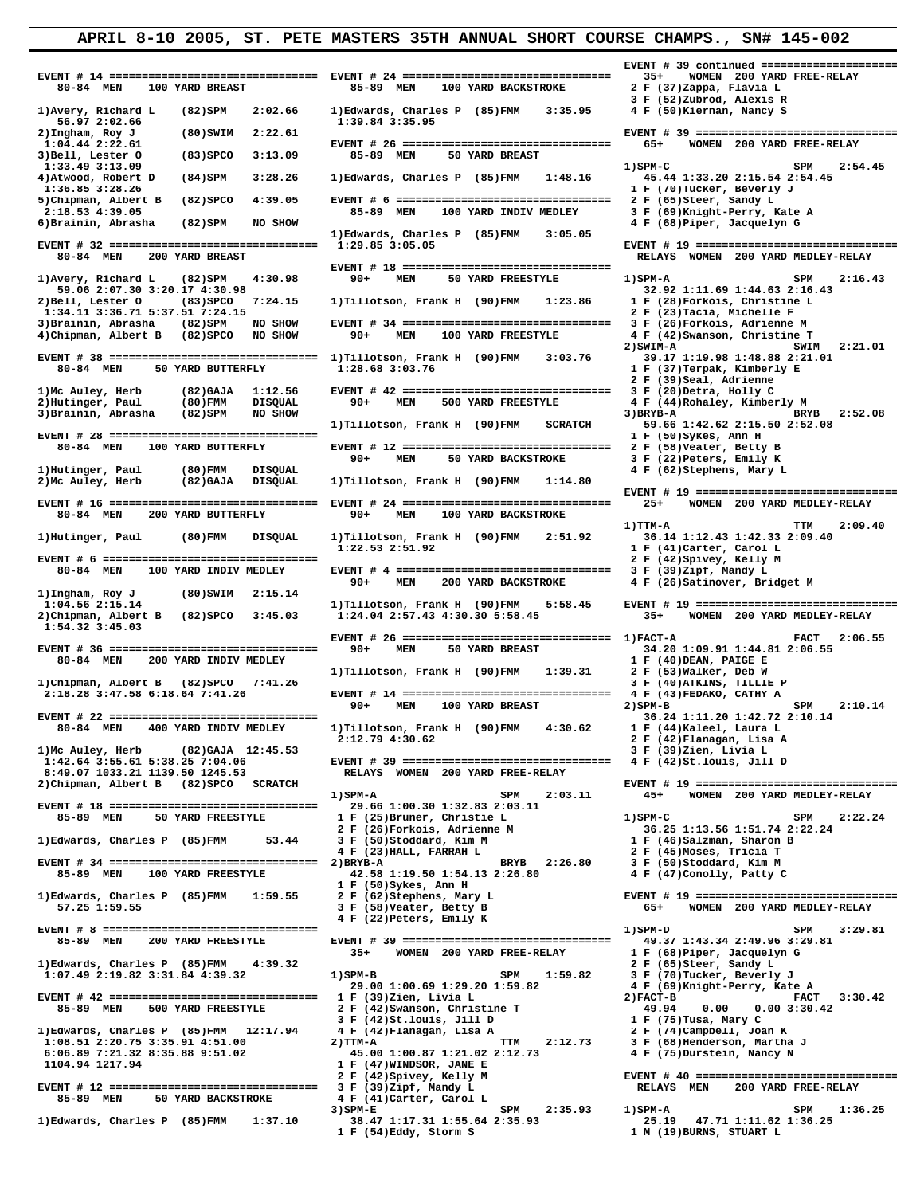# APRIL 8-10 2005, ST. PETE MASTERS 35TH ANNUAL SHORT COURSE CHAMPS., SN# 145-002

```
EVENT # 14 ================================
  80-84 MEN    100 YARD BREAST

1)Avery, Richard L    (82)SPM    2:02.66
 56.97 2:02.66
2)Ingham, Roy J       (80)SWIM   2:22.61
 1:04.44 2:22.61
3)Bell, Lester O      (83)SPCO   3:13.09
 1:33.49 3:13.09
4)Atwood, Robert D    (84)SPM    3:28.26
 1:36.85 3:28.26
5)Chipman, Albert B   (82)SPCO   4:39.05
 2:18.53 4:39.05
6)Brainin, Abrasha    (82)SPM    NO SHOW

EVENT # 32 ================================
  80-84 MEN    200 YARD BREAST

1)Avery, Richard L    (82)SPM    4:30.98
 59.06 2:07.30 3:20.17 4:30.98
2)Bell, Lester O      (83)SPCO   7:24.15
 1:34.11 3:36.71 5:37.51 7:24.15
3)Brainin, Abrasha    (82)SPM    NO SHOW
4)Chipman, Albert B   (82)SPCO   NO SHOW

EVENT # 38 ================================
  80-84 MEN     50 YARD BUTTERFLY

1)Mc Auley, Herb      (82)GAJA   1:12.56
2)Hutinger, Paul      (80)FMM    DISQUAL
3)Brainin, Abrasha    (82)SPM    NO SHOW

EVENT # 28 ================================
  80-84 MEN    100 YARD BUTTERFLY

1)Hutinger, Paul      (80)FMM    DISQUAL
2)Mc Auley, Herb      (82)GAJA   DISQUAL

EVENT # 16 ================================
  80-84 MEN    200 YARD BUTTERFLY

1)Hutinger, Paul      (80)FMM    DISQUAL

EVENT # 6 =================================
  80-84 MEN    100 YARD INDIV MEDLEY

1)Ingham, Roy J       (80)SWIM   2:15.14
 1:04.56 2:15.14
2)Chipman, Albert B   (82)SPCO   3:45.03
 1:54.32 3:45.03

EVENT # 36 ================================
  80-84 MEN    200 YARD INDIV MEDLEY

1)Chipman, Albert B   (82)SPCO   7:41.26
 2:18.28 3:47.58 6:18.64 7:41.26

EVENT # 22 ================================
  80-84 MEN    400 YARD INDIV MEDLEY

1)Mc Auley, Herb      (82)GAJA  12:45.53
 1:42.64 3:55.61 5:38.25 7:04.06
 8:49.07 1033.21 1139.50 1245.53
2)Chipman, Albert B   (82)SPCO   SCRATCH

EVENT # 18 ================================
  85-89 MEN     50 YARD FREESTYLE

1)Edwards, Charles P  (85)FMM      53.44

EVENT # 34 ================================
  85-89 MEN    100 YARD FREESTYLE

1)Edwards, Charles P  (85)FMM    1:59.55
 57.25 1:59.55

EVENT # 8 =================================
  85-89 MEN    200 YARD FREESTYLE

1)Edwards, Charles P  (85)FMM    4:39.32
 1:07.49 2:19.82 3:31.84 4:39.32

EVENT # 42 ================================
  85-89 MEN    500 YARD FREESTYLE

1)Edwards, Charles P  (85)FMM   12:17.94
 1:08.51 2:20.75 3:35.91 4:51.00
 6:06.89 7:21.32 8:35.88 9:51.02
 1104.94 1217.94

EVENT # 12 ================================
  85-89 MEN     50 YARD BACKSTROKE

1)Edwards, Charles P  (85)FMM    1:37.10

EVENT # 24 ================================
  85-89 MEN    100 YARD BACKSTROKE

1)Edwards, Charles P  (85)FMM    3:35.95
 1:39.84 3:35.95

EVENT # 26 ================================
  85-89 MEN     50 YARD BREAST

1)Edwards, Charles P  (85)FMM    1:48.16

EVENT # 6 =================================
  85-89 MEN    100 YARD INDIV MEDLEY

1)Edwards, Charles P  (85)FMM    3:05.05
 1:29.85 3:05.05

EVENT # 18 ================================
  90+   MEN     50 YARD FREESTYLE

1)Tillotson, Frank H  (90)FMM    1:23.86

EVENT # 34 ================================
  90+   MEN    100 YARD FREESTYLE

1)Tillotson, Frank H  (90)FMM    3:03.76
 1:28.68 3:03.76

EVENT # 42 ================================
  90+   MEN    500 YARD FREESTYLE

1)Tillotson, Frank H  (90)FMM    SCRATCH

EVENT # 12 ================================
  90+   MEN     50 YARD BACKSTROKE

1)Tillotson, Frank H  (90)FMM    1:14.80

EVENT # 24 ================================
  90+   MEN    100 YARD BACKSTROKE

1)Tillotson, Frank H  (90)FMM    2:51.92
 1:22.53 2:51.92

EVENT # 4 =================================
  90+   MEN    200 YARD BACKSTROKE

1)Tillotson, Frank H  (90)FMM    5:58.45
 1:24.04 2:57.43 4:30.30 5:58.45

EVENT # 26 ================================
  90+   MEN     50 YARD BREAST

1)Tillotson, Frank H  (90)FMM    1:39.31

EVENT # 14 ================================
  90+   MEN    100 YARD BREAST

1)Tillotson, Frank H  (90)FMM    4:30.62
 2:12.79 4:30.62

EVENT # 39 ================================
 RELAYS  WOMEN  200 YARD FREE-RELAY

1)SPM-A                   SPM    2:03.11
 29.66 1:00.30 1:32.83 2:03.11
 1 F (25)Bruner, Christie L
 2 F (26)Forkois, Adrienne M
 3 F (50)Stoddard, Kim M
 4 F (23)HALL, FARRAH L
2)BRYB-A                  BRYB   2:26.80
 42.58 1:19.50 1:54.13 2:26.80
 1 F (50)Sykes, Ann H
 2 F (62)Stephens, Mary L
 3 F (58)Veater, Betty B
 4 F (22)Peters, Emily K

EVENT # 39 ================================
  35+   WOMEN  200 YARD FREE-RELAY

1)SPM-B                   SPM    1:59.82
 29.00 1:00.69 1:29.20 1:59.82
 1 F (39)Zien, Livia L
 2 F (42)Swanson, Christine T
 3 F (42)St.louis, Jill D
 4 F (42)Flanagan, Lisa A
2)TTM-A                   TTM    2:12.73
 45.00 1:00.87 1:21.02 2:12.73
 1 F (47)WINDSOR, JANE E
 2 F (42)Spivey, Kelly M
 3 F (39)Zipf, Mandy L
 4 F (41)Carter, Carol L
3)SPM-E                   SPM    2:35.93
 38.47 1:17.31 1:55.64 2:35.93
 1 F (54)Eddy, Storm S

EVENT # 39 continued ======================
  35+   WOMEN  200 YARD FREE-RELAY
 2 F (37)Zappa, Flavia L
 3 F (52)Zubrod, Alexis R
 4 F (50)Kiernan, Nancy S

EVENT # 39 ================================
  65+   WOMEN  200 YARD FREE-RELAY

1)SPM-C                   SPM    2:54.45
 45.44 1:33.20 2:15.54 2:54.45
 1 F (70)Tucker, Beverly J
 2 F (65)Steer, Sandy L
 3 F (69)Knight-Perry, Kate A
 4 F (68)Piper, Jacquelyn G

EVENT # 19 ================================
 RELAYS  WOMEN  200 YARD MEDLEY-RELAY

1)SPM-A                   SPM    2:16.43
 32.92 1:11.69 1:44.63 2:16.43
 1 F (28)Forkois, Christine L
 2 F (23)Tacia, Michelle F
 3 F (26)Forkois, Adrienne M
 4 F (42)Swanson, Christine T
2)SWIM-A                  SWIM   2:21.01
 39.17 1:19.98 1:48.88 2:21.01
 1 F (37)Terpak, Kimberly E
 2 F (39)Seal, Adrienne
 3 F (20)Detra, Holly C
 4 F (44)Rohaley, Kimberly M
3)BRYB-A                  BRYB   2:52.08
 59.66 1:42.62 2:15.50 2:52.08
 1 F (50)Sykes, Ann H
 2 F (58)Veater, Betty B
 3 F (22)Peters, Emily K
 4 F (62)Stephens, Mary L

EVENT # 19 ================================
  25+   WOMEN  200 YARD MEDLEY-RELAY

1)TTM-A                   TTM    2:09.40
 36.14 1:12.43 1:42.33 2:09.40
 1 F (41)Carter, Carol L
 2 F (42)Spivey, Kelly M
 3 F (39)Zipf, Mandy L
 4 F (26)Satinover, Bridget M

EVENT # 19 ================================
  35+   WOMEN  200 YARD MEDLEY-RELAY

1)FACT-A                  FACT   2:06.55
 34.20 1:09.91 1:44.81 2:06.55
 1 F (40)DEAN, PAIGE E
 2 F (53)Walker, Deb W
 3 F (40)ATKINS, TILLIE P
 4 F (43)FEDAKO, CATHY A
2)SPM-B                   SPM    2:10.14
 36.24 1:11.20 1:42.72 2:10.14
 1 F (44)Kaleel, Laura L
 2 F (42)Flanagan, Lisa A
 3 F (39)Zien, Livia L
 4 F (42)St.louis, Jill D

EVENT # 19 ================================
  45+   WOMEN  200 YARD MEDLEY-RELAY

1)SPM-C                   SPM    2:22.24
 36.25 1:13.56 1:51.74 2:22.24
 1 F (46)Salzman, Sharon B
 2 F (45)Moses, Tricia T
 3 F (50)Stoddard, Kim M
 4 F (47)Conolly, Patty C

EVENT # 19 ================================
  65+   WOMEN  200 YARD MEDLEY-RELAY

1)SPM-D                   SPM    3:29.81
 49.37 1:43.34 2:49.96 3:29.81
 1 F (68)Piper, Jacquelyn G
 2 F (65)Steer, Sandy L
 3 F (70)Tucker, Beverly J
 4 F (69)Knight-Perry, Kate A
2)FACT-B                  FACT   3:30.42
 49.94   0.00   0.00 3:30.42
 1 F (75)Tusa, Mary C
 2 F (74)Campbell, Joan K
 3 F (68)Henderson, Martha J
 4 F (75)Durstein, Nancy N

EVENT # 40 ================================
 RELAYS  MEN    200 YARD FREE-RELAY

1)SPM-A                   SPM    1:36.25
 25.19   47.71 1:11.62 1:36.25
 1 M (19)BURNS, STUART L
```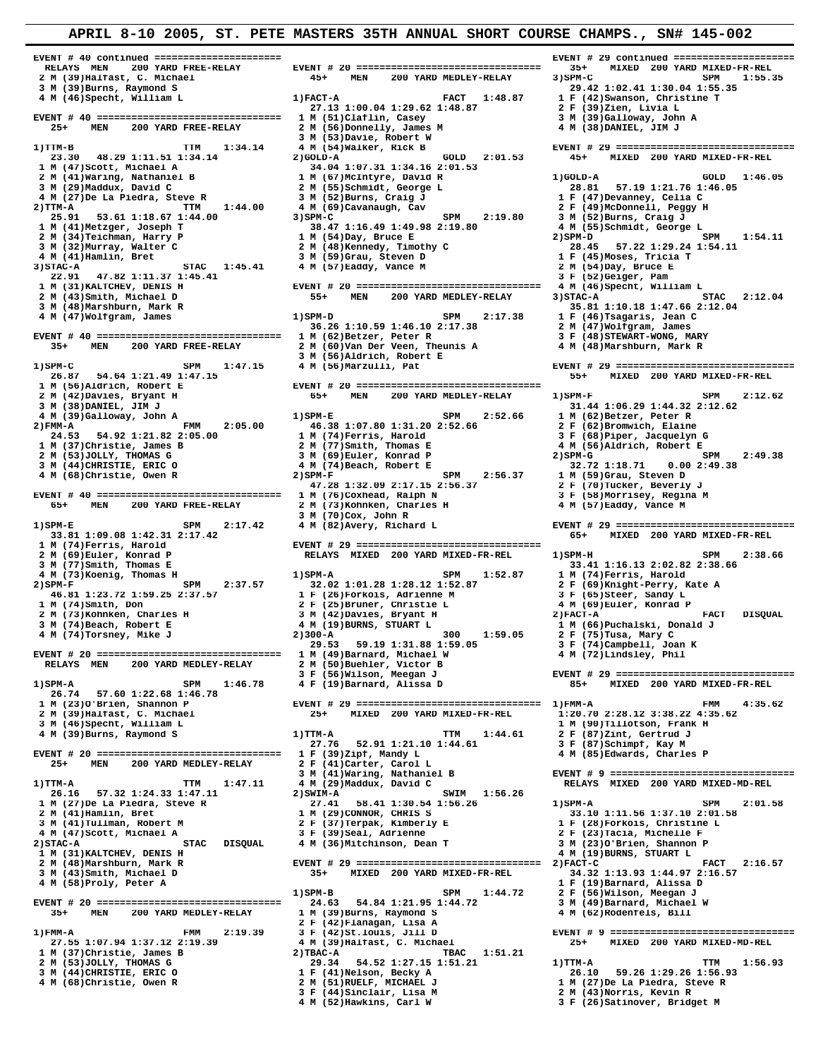## APRIL 8-10 2005, ST. PETE MASTERS 35TH ANNUAL SHORT COURSE CHAMPS., SN# 145-002

```
EVENT # 40 continued ======================
 RELAYS  MEN   200 YARD FREE-RELAY
 2 M (39)Halfast, C. Michael
 3 M (39)Burns, Raymond S
 4 M (46)Specht, William L

EVENT # 40 ================================
  25+   MEN   200 YARD FREE-RELAY

1)TTM-B              TTM    1:34.14
  23.30  48.29 1:11.51 1:34.14
 1 M (47)Scott, Michael A
 2 M (41)Waring, Nathaniel B
 3 M (29)Maddux, David C
 4 M (27)De La Piedra, Steve R
2)TTM-A              TTM    1:44.00
  25.91  53.61 1:18.67 1:44.00
 1 M (41)Metzger, Joseph T
 2 M (34)Teichman, Harry P
 3 M (32)Murray, Walter C
 4 M (41)Hamlin, Bret
3)STAC-A             STAC   1:45.41
  22.91  47.82 1:11.37 1:45.41
 1 M (31)KALTCHEV, DENIS H
 2 M (43)Smith, Michael D
 3 M (48)Marshburn, Mark R
 4 M (47)Wolfgram, James

EVENT # 40 ================================
  35+   MEN   200 YARD FREE-RELAY

1)SPM-C              SPM    1:47.15
  26.87  54.64 1:21.49 1:47.15
 1 M (56)Aldrich, Robert E
 2 M (42)Davies, Bryant H
 3 M (38)DANIEL, JIM J
 4 M (39)Galloway, John A
2)FMM-A              FMM    2:05.00
  24.53  54.92 1:21.82 2:05.00
 1 M (37)Christie, James B
 2 M (53)JOLLY, THOMAS G
 3 M (44)CHRISTIE, ERIC O
 4 M (68)Christie, Owen R

EVENT # 40 ================================
  65+   MEN   200 YARD FREE-RELAY

1)SPM-E              SPM    2:17.42
  33.81 1:09.08 1:42.31 2:17.42
 1 M (74)Ferris, Harold
 2 M (69)Euler, Konrad P
 3 M (77)Smith, Thomas E
 4 M (73)Koenig, Thomas H
2)SPM-F              SPM    2:37.57
  46.81 1:23.72 1:59.25 2:37.57
 1 M (74)Smith, Don
 2 M (73)Kohnken, Charles H
 3 M (74)Beach, Robert E
 4 M (74)Torsney, Mike J

EVENT # 20 ================================
 RELAYS  MEN   200 YARD MEDLEY-RELAY

1)SPM-A              SPM    1:46.78
  26.74  57.60 1:22.68 1:46.78
 1 M (23)O'Brien, Shannon P
 2 M (39)Halfast, C. Michael
 3 M (46)Specht, William L
 4 M (39)Burns, Raymond S

EVENT # 20 ================================
  25+   MEN   200 YARD MEDLEY-RELAY

1)TTM-A              TTM    1:47.11
  26.16  57.32 1:24.33 1:47.11
 1 M (27)De La Piedra, Steve R
 2 M (41)Hamlin, Bret
 3 M (41)Tullman, Robert M
 4 M (47)Scott, Michael A
2)STAC-A             STAC   DISQUAL
 1 M (31)KALTCHEV, DENIS H
 2 M (48)Marshburn, Mark R
 3 M (43)Smith, Michael D
 4 M (58)Proly, Peter A

EVENT # 20 ================================
  35+   MEN   200 YARD MEDLEY-RELAY

1)FMM-A              FMM    2:19.39
  27.55 1:07.94 1:37.12 2:19.39
 1 M (37)Christie, James B
 2 M (53)JOLLY, THOMAS G
 3 M (44)CHRISTIE, ERIC O
 4 M (68)Christie, Owen R

EVENT # 20 ================================
  45+   MEN   200 YARD MEDLEY-RELAY

1)FACT-A             FACT   1:48.87
  27.13 1:00.04 1:29.62 1:48.87
 1 M (51)Claflin, Casey
 2 M (56)Donnelly, James M
 3 M (53)Davie, Robert W
 4 M (54)Walker, Rick B
2)GOLD-A             GOLD   2:01.53
  34.04 1:07.31 1:34.16 2:01.53
 1 M (67)McIntyre, David R
 2 M (55)Schmidt, George L
 3 M (52)Burns, Craig J
 4 M (69)Cavanaugh, Cav
3)SPM-C              SPM    2:19.80
  38.47 1:16.49 1:49.98 2:19.80
 1 M (54)Day, Bruce E
 2 M (48)Kennedy, Timothy C
 3 M (59)Grau, Steven D
 4 M (57)Eaddy, Vance M

EVENT # 20 ================================
  55+   MEN   200 YARD MEDLEY-RELAY

1)SPM-D              SPM    2:17.38
  36.26 1:10.59 1:46.10 2:17.38
 1 M (62)Betzer, Peter R
 2 M (60)Van Der Veen, Theunis A
 3 M (56)Aldrich, Robert E
 4 M (56)Marzulli, Pat

EVENT # 20 ================================
  65+   MEN   200 YARD MEDLEY-RELAY

1)SPM-E              SPM    2:52.66
  46.38 1:07.80 1:31.20 2:52.66
 1 M (74)Ferris, Harold
 2 M (77)Smith, Thomas E
 3 M (69)Euler, Konrad P
 4 M (74)Beach, Robert E
2)SPM-F              SPM    2:56.37
  47.28 1:32.09 2:17.15 2:56.37
 1 M (76)Coxhead, Ralph N
 2 M (73)Kohnken, Charles H
 3 M (70)Cox, John R
 4 M (82)Avery, Richard L

EVENT # 29 ================================
 RELAYS  MIXED  200 YARD MIXED-FR-REL

1)SPM-A              SPM    1:52.87
  32.02 1:01.28 1:28.12 1:52.87
 1 F (26)Forkois, Adrienne M
 2 F (25)Bruner, Christie L
 3 M (42)Davies, Bryant H
 4 M (19)BURNS, STUART L
2)300-A              300    1:59.05
  29.53  59.19 1:31.88 1:59.05
 1 M (49)Barnard, Michael W
 2 M (50)Buehler, Victor B
 3 F (56)Wilson, Meegan J
 4 F (15)Barnard, Alissa D

EVENT # 29 ================================
  25+   MIXED  200 YARD MIXED-FR-REL

1)TTM-A              TTM    1:44.61
  27.76  52.91 1:21.10 1:44.61
 1 F (39)Zipf, Mandy L
 2 F (41)Carter, Carol L
 3 M (41)Waring, Nathaniel B
 4 M (29)Maddux, David C
2)SWIM-A             SWIM   1:56.26
  27.41  58.41 1:30.54 1:56.26
 1 M (29)CONNOR, CHRIS S
 2 F (37)Terpak, Kimberly E
 3 F (39)Seal, Adrienne
 4 M (36)Mitchinson, Dean T

EVENT # 29 ================================
  35+   MIXED  200 YARD MIXED-FR-REL

1)SPM-B              SPM    1:44.72
  24.63  54.84 1:21.95 1:44.72
 1 M (39)Burns, Raymond S
 2 F (42)Flanagan, Lisa A
 3 F (42)St.louis, Jill D
 4 M (39)Halfast, C. Michael
2)TBAC-A             TBAC   1:51.21
  29.34  54.52 1:27.15 1:51.21
 1 F (41)Nelson, Becky A
 2 M (51)RUELF, MICHAEL J
 3 F (44)Sinclair, Lisa M
 4 M (52)Hawkins, Carl W

EVENT # 29 continued ======================
  35+   MIXED  200 YARD MIXED-FR-REL
3)SPM-C              SPM    1:55.35
  29.42 1:02.41 1:30.04 1:55.35
 1 F (42)Swanson, Christine T
 2 F (39)Zien, Livia L
 3 M (39)Galloway, John A
 4 M (38)DANIEL, JIM J

EVENT # 29 ================================
  45+   MIXED  200 YARD MIXED-FR-REL

1)GOLD-A             GOLD   1:46.05
  28.81  57.19 1:21.76 1:46.05
 1 F (47)Devanney, Celia C
 2 F (49)McDonnell, Peggy H
 3 M (52)Burns, Craig J
 4 M (55)Schmidt, George L
2)SPM-D              SPM    1:54.11
  28.45  57.22 1:29.24 1:54.11
 1 F (45)Moses, Tricia T
 2 M (54)Day, Bruce E
 3 F (52)Geiger, Pam
 4 M (46)Specht, William L
3)STAC-A             STAC   2:12.04
  35.81 1:10.18 1:47.66 2:12.04
 1 F (46)Tsagaris, Jean C
 2 M (47)Wolfgram, James
 3 F (48)STEWART-WONG, MARY
 4 M (48)Marshburn, Mark R

EVENT # 29 ================================
  55+   MIXED  200 YARD MIXED-FR-REL

1)SPM-F              SPM    2:12.62
  31.44 1:06.29 1:44.32 2:12.62
 1 M (62)Betzer, Peter R
 2 F (62)Bromwich, Elaine
 3 F (68)Piper, Jacquelyn G
 4 M (56)Aldrich, Robert E
2)SPM-G              SPM    2:49.38
  32.72 1:18.71    0.00 2:49.38
 1 M (59)Grau, Steven D
 2 F (70)Tucker, Beverly J
 3 F (58)Morrisey, Regina M
 4 M (57)Eaddy, Vance M

EVENT # 29 ================================
  65+   MIXED  200 YARD MIXED-FR-REL

1)SPM-H              SPM    2:38.66
  33.41 1:16.13 2:02.82 2:38.66
 1 M (74)Ferris, Harold
 2 F (69)Knight-Perry, Kate A
 3 F (65)Steer, Sandy L
 4 M (69)Euler, Konrad P
2)FACT-A             FACT   DISQUAL
 1 M (66)Puchalski, Donald J
 2 F (75)Tusa, Mary C
 3 F (74)Campbell, Joan K
 4 M (72)Lindsley, Phil

EVENT # 29 ================================
  85+   MIXED  200 YARD MIXED-FR-REL

1)FMM-A              FMM    4:35.62
  1:20.70 2:28.12 3:38.22 4:35.62
 1 M (90)Tillotson, Frank H
 2 F (87)Zint, Gertrud J
 3 F (87)Schimpf, Kay M
 4 M (85)Edwards, Charles P

EVENT # 9 =================================
 RELAYS  MIXED  200 YARD MIXED-MD-REL

1)SPM-A              SPM    2:01.58
  33.10 1:11.56 1:37.10 2:01.58
 1 F (28)Forkois, Christine L
 2 F (23)Tacia, Michelle F
 3 M (23)O'Brien, Shannon P
 4 M (19)BURNS, STUART L
2)FACT-C             FACT   2:16.57
  34.32 1:13.93 1:44.97 2:16.57
 1 F (19)Barnard, Alissa D
 2 F (56)Wilson, Meegan J
 3 M (49)Barnard, Michael W
 4 M (62)Rodenfels, Bill

EVENT # 9 =================================
  25+   MIXED  200 YARD MIXED-MD-REL

1)TTM-A              TTM    1:56.93
  26.10  59.26 1:29.26 1:56.93
 1 M (27)De La Piedra, Steve R
 2 M (43)Norris, Kevin R
 3 F (26)Satinover, Bridget M
```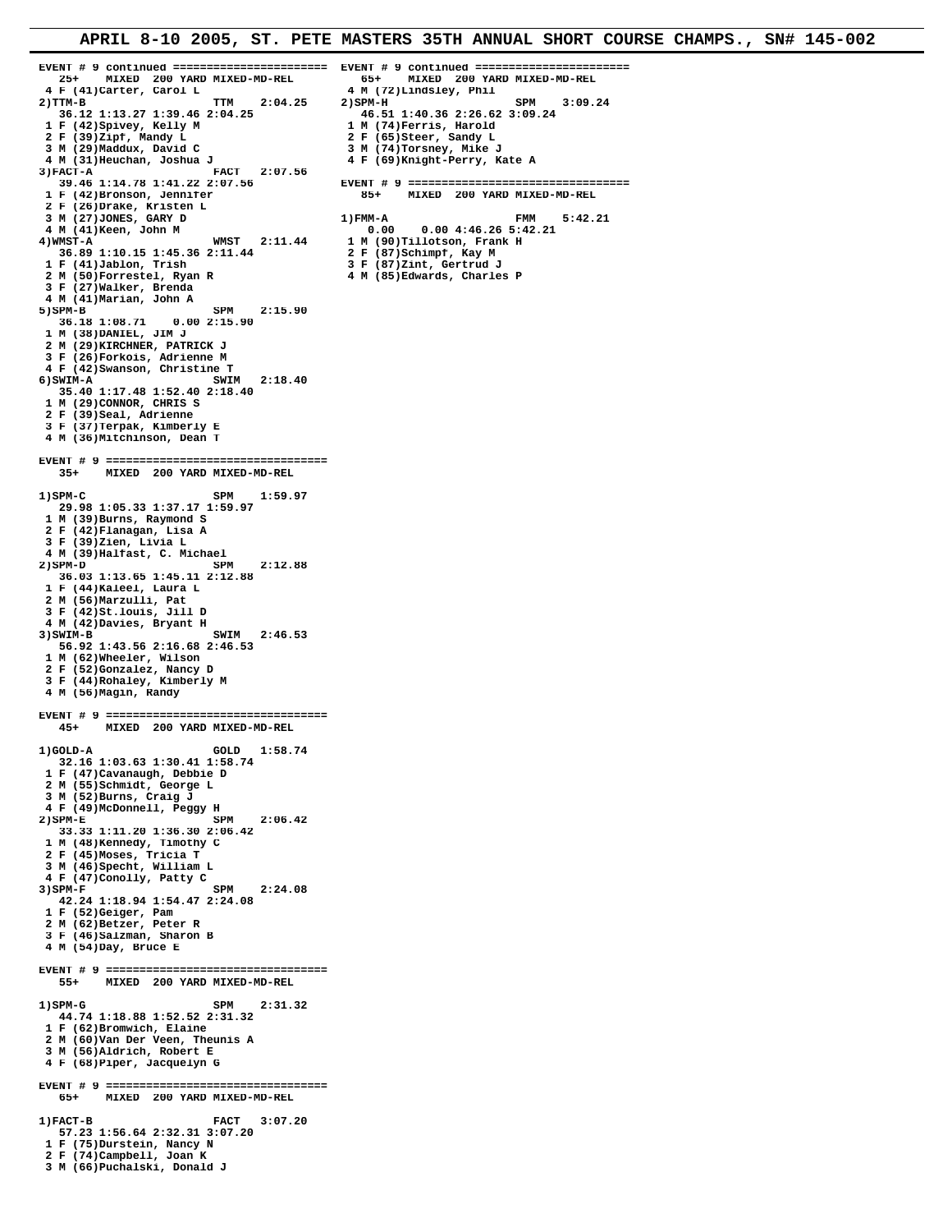# APRIL 8-10 2005, ST. PETE MASTERS 35TH ANNUAL SHORT COURSE CHAMPS., SN# 145-002

```
EVENT # 9 continued ======================
   25+    MIXED  200 YARD MIXED-MD-REL
 4 F (41)Carter, Carol L
2)TTM-B                   TTM    2:04.25
   36.12 1:13.27 1:39.46 2:04.25
 1 F (42)Spivey, Kelly M
 2 F (39)Zipf, Mandy L
 3 M (29)Maddux, David C
 4 M (31)Heuchan, Joshua J
3)FACT-A                  FACT   2:07.56
   39.46 1:14.78 1:41.22 2:07.56
 1 F (42)Bronson, Jennifer
 2 F (26)Drake, Kristen L
 3 M (27)JONES, GARY D
 4 M (41)Keen, John M
4)WMST-A                  WMST   2:11.44
   36.89 1:10.15 1:45.36 2:11.44
 1 F (41)Jablon, Trish
 2 M (50)Forrestel, Ryan R
 3 F (27)Walker, Brenda
 4 M (41)Marian, John A
5)SPM-B                   SPM    2:15.90
   36.18 1:08.71    0.00 2:15.90
 1 M (38)DANIEL, JIM J
 2 M (29)KIRCHNER, PATRICK J
 3 F (26)Forkois, Adrienne M
 4 F (42)Swanson, Christine T
6)SWIM-A                  SWIM   2:18.40
   35.40 1:17.48 1:52.40 2:18.40
 1 M (29)CONNOR, CHRIS S
 2 F (39)Seal, Adrienne
 3 F (37)Terpak, Kimberly E
 4 M (36)Mitchinson, Dean T

EVENT # 9 ================================
   35+    MIXED  200 YARD MIXED-MD-REL

1)SPM-C                   SPM    1:59.97
   29.98 1:05.33 1:37.17 1:59.97
 1 M (39)Burns, Raymond S
 2 F (42)Flanagan, Lisa A
 3 F (39)Zien, Livia L
 4 M (39)Halfast, C. Michael
2)SPM-D                   SPM    2:12.88
   36.03 1:13.65 1:45.11 2:12.88
 1 F (44)Kaleel, Laura L
 2 M (56)Marzulli, Pat
 3 F (42)St.louis, Jill D
 4 M (42)Davies, Bryant H
3)SWIM-B                  SWIM   2:46.53
   56.92 1:43.56 2:16.68 2:46.53
 1 M (62)Wheeler, Wilson
 2 F (52)Gonzalez, Nancy D
 3 F (44)Rohaley, Kimberly M
 4 M (56)Magin, Randy

EVENT # 9 ================================
   45+    MIXED  200 YARD MIXED-MD-REL

1)GOLD-A                  GOLD   1:58.74
   32.16 1:03.63 1:30.41 1:58.74
 1 F (47)Cavanaugh, Debbie D
 2 M (55)Schmidt, George L
 3 M (52)Burns, Craig J
 4 F (49)McDonnell, Peggy H
2)SPM-E                   SPM    2:06.42
   33.33 1:11.20 1:36.30 2:06.42
 1 M (48)Kennedy, Timothy C
 2 F (45)Moses, Tricia T
 3 M (46)Specht, William L
 4 F (47)Conolly, Patty C
3)SPM-F                   SPM    2:24.08
   42.24 1:18.94 1:54.47 2:24.08
 1 F (52)Geiger, Pam
 2 M (62)Betzer, Peter R
 3 F (46)Salzman, Sharon B
 4 M (54)Day, Bruce E

EVENT # 9 ================================
   55+    MIXED  200 YARD MIXED-MD-REL

1)SPM-G                   SPM    2:31.32
   44.74 1:18.88 1:52.52 2:31.32
 1 F (62)Bromwich, Elaine
 2 M (60)Van Der Veen, Theunis A
 3 M (56)Aldrich, Robert E
 4 F (68)Piper, Jacquelyn G

EVENT # 9 ================================
   65+    MIXED  200 YARD MIXED-MD-REL

1)FACT-B                  FACT   3:07.20
   57.23 1:56.64 2:32.31 3:07.20
 1 F (75)Durstein, Nancy N
 2 F (74)Campbell, Joan K
 3 M (66)Puchalski, Donald J

EVENT # 9 continued ======================
   65+    MIXED  200 YARD MIXED-MD-REL
 4 M (72)Lindsley, Phil
2)SPM-H                   SPM    3:09.24
   46.51 1:40.36 2:26.62 3:09.24
 1 M (74)Ferris, Harold
 2 F (65)Steer, Sandy L
 3 M (74)Torsney, Mike J
 4 F (69)Knight-Perry, Kate A

EVENT # 9 ================================
   85+    MIXED  200 YARD MIXED-MD-REL

1)FMM-A                   FMM    5:42.21
    0.00    0.00 4:46.26 5:42.21
 1 M (90)Tillotson, Frank H
 2 F (87)Schimpf, Kay M
 3 F (87)Zint, Gertrud J
 4 M (85)Edwards, Charles P
```